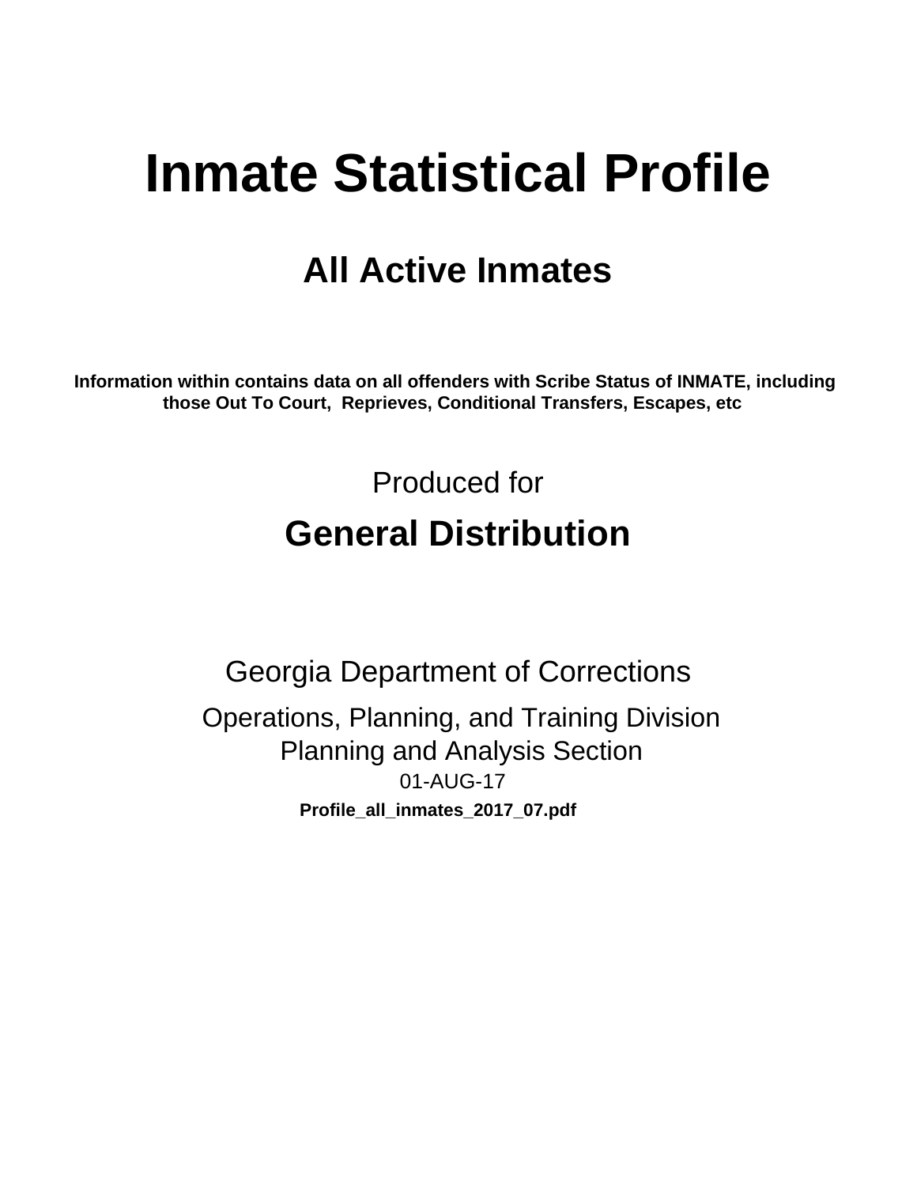# Inmate Statistical Profile

## All Active Inmates

**Information within contains data on all offenders with Scribe Status of INMATE, including those Out To Court, Reprieves, Conditional Transfers, Escapes, etc**

Produced for

## General Distribution

Georgia Department of Corrections

Operations, Planning, and Training Division
Planning and Analysis Section
01-AUG-17

**Profile_all_inmates_2017_07.pdf**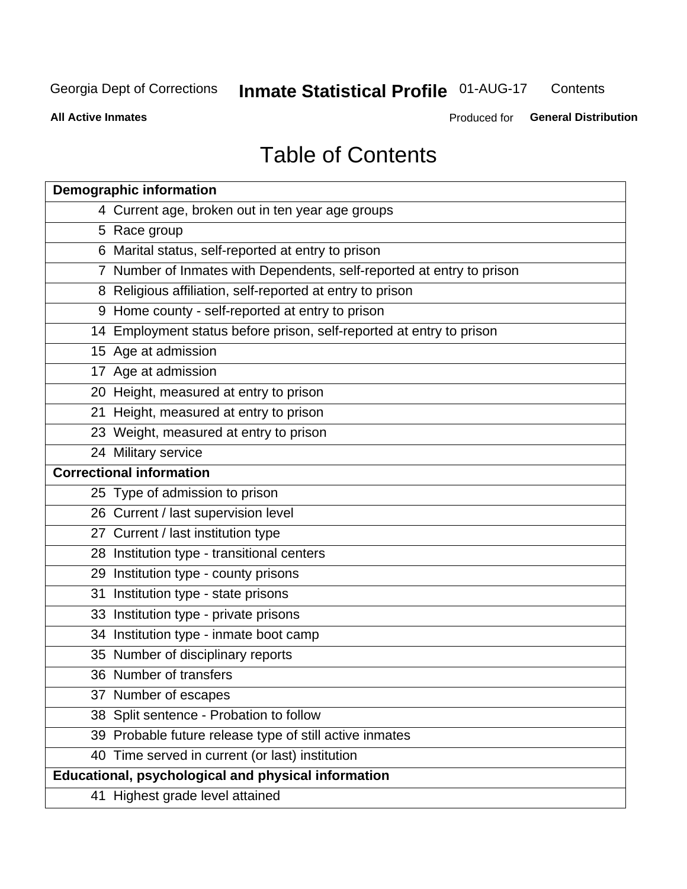# Table of Contents

| | |
|---|---|
| **Demographic information** | |
| 4 | Current age, broken out in ten year age groups |
| 5 | Race group |
| 6 | Marital status, self-reported at entry to prison |
| 7 | Number of Inmates with Dependents, self-reported at entry to prison |
| 8 | Religious affiliation, self-reported at entry to prison |
| 9 | Home county - self-reported at entry to prison |
| 14 | Employment status before prison, self-reported at entry to prison |
| 15 | Age at admission |
| 17 | Age at admission |
| 20 | Height, measured at entry to prison |
| 21 | Height, measured at entry to prison |
| 23 | Weight, measured at entry to prison |
| 24 | Military service |
| **Correctional information** | |
| 25 | Type of admission to prison |
| 26 | Current / last supervision level |
| 27 | Current / last institution type |
| 28 | Institution type - transitional centers |
| 29 | Institution type - county prisons |
| 31 | Institution type - state prisons |
| 33 | Institution type - private prisons |
| 34 | Institution type - inmate boot camp |
| 35 | Number of disciplinary reports |
| 36 | Number of transfers |
| 37 | Number of escapes |
| 38 | Split sentence - Probation to follow |
| 39 | Probable future release type of still active inmates |
| 40 | Time served in current (or last) institution |
| **Educational, psychological and physical information** | |
| 41 | Highest grade level attained |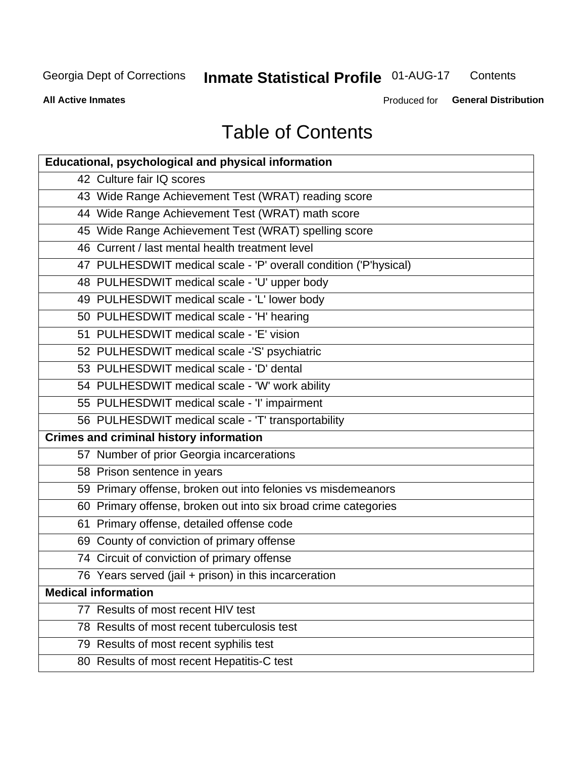# Table of Contents

| Educational, psychological and physical information |
|---|
| 42 Culture fair IQ scores |
| 43 Wide Range Achievement Test (WRAT) reading score |
| 44 Wide Range Achievement Test (WRAT) math score |
| 45 Wide Range Achievement Test (WRAT) spelling score |
| 46 Current / last mental health treatment level |
| 47 PULHESDWIT medical scale - 'P' overall condition ('P'hysical) |
| 48 PULHESDWIT medical scale - 'U' upper body |
| 49 PULHESDWIT medical scale - 'L' lower body |
| 50 PULHESDWIT medical scale - 'H' hearing |
| 51 PULHESDWIT medical scale - 'E' vision |
| 52 PULHESDWIT medical scale -'S' psychiatric |
| 53 PULHESDWIT medical scale - 'D' dental |
| 54 PULHESDWIT medical scale - 'W' work ability |
| 55 PULHESDWIT medical scale - 'I' impairment |
| 56 PULHESDWIT medical scale - 'T' transportability |
| **Crimes and criminal history information** |
| 57 Number of prior Georgia incarcerations |
| 58 Prison sentence in years |
| 59 Primary offense, broken out into felonies vs misdemeanors |
| 60 Primary offense, broken out into six broad crime categories |
| 61 Primary offense, detailed offense code |
| 69 County of conviction of primary offense |
| 74 Circuit of conviction of primary offense |
| 76 Years served (jail + prison) in this incarceration |
| **Medical information** |
| 77 Results of most recent HIV test |
| 78 Results of most recent tuberculosis test |
| 79 Results of most recent syphilis test |
| 80 Results of most recent Hepatitis-C test |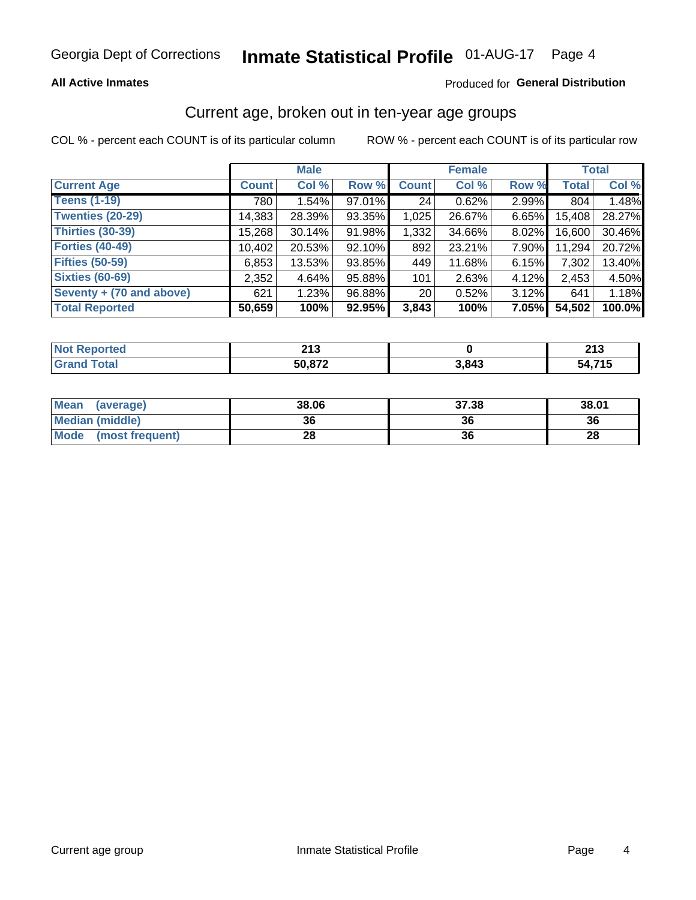Georgia Dept of Corrections **Inmate Statistical Profile** 01-AUG-17

**All Active Inmates**

Produced for **General Distribution**

## Current age, broken out in ten-year age groups

COL % - percent each COUNT is of its particular column

ROW % - percent each COUNT is of its particular row

| | Male | | | Female | | | Total | |
|---|---|---|---|---|---|---|---|---|
| **Current Age** | **Count** | **Col %** | **Row %** | **Count** | **Col %** | **Row %** | **Total** | **Col %** |
| **Teens (1-19)** | 780 | 1.54% | 97.01% | 24 | 0.62% | 2.99% | 804 | 1.48% |
| **Twenties (20-29)** | 14,383 | 28.39% | 93.35% | 1,025 | 26.67% | 6.65% | 15,408 | 28.27% |
| **Thirties (30-39)** | 15,268 | 30.14% | 91.98% | 1,332 | 34.66% | 8.02% | 16,600 | 30.46% |
| **Forties (40-49)** | 10,402 | 20.53% | 92.10% | 892 | 23.21% | 7.90% | 11,294 | 20.72% |
| **Fifties (50-59)** | 6,853 | 13.53% | 93.85% | 449 | 11.68% | 6.15% | 7,302 | 13.40% |
| **Sixties (60-69)** | 2,352 | 4.64% | 95.88% | 101 | 2.63% | 4.12% | 2,453 | 4.50% |
| **Seventy + (70 and above)** | 621 | 1.23% | 96.88% | 20 | 0.52% | 3.12% | 641 | 1.18% |
| **Total Reported** | **50,659** | **100%** | **92.95%** | **3,843** | **100%** | **7.05%** | **54,502** | **100.0%** |

| | Male | Female | Total |
|---|---|---|---|
| **Not Reported** | **213** | **0** | **213** |
| **Grand Total** | **50,872** | **3,843** | **54,715** |

| | Male | Female | Total |
|---|---|---|---|
| **Mean (average)** | **38.06** | **37.38** | **38.01** |
| **Median (middle)** | **36** | **36** | **36** |
| **Mode (most frequent)** | **28** | **36** | **28** |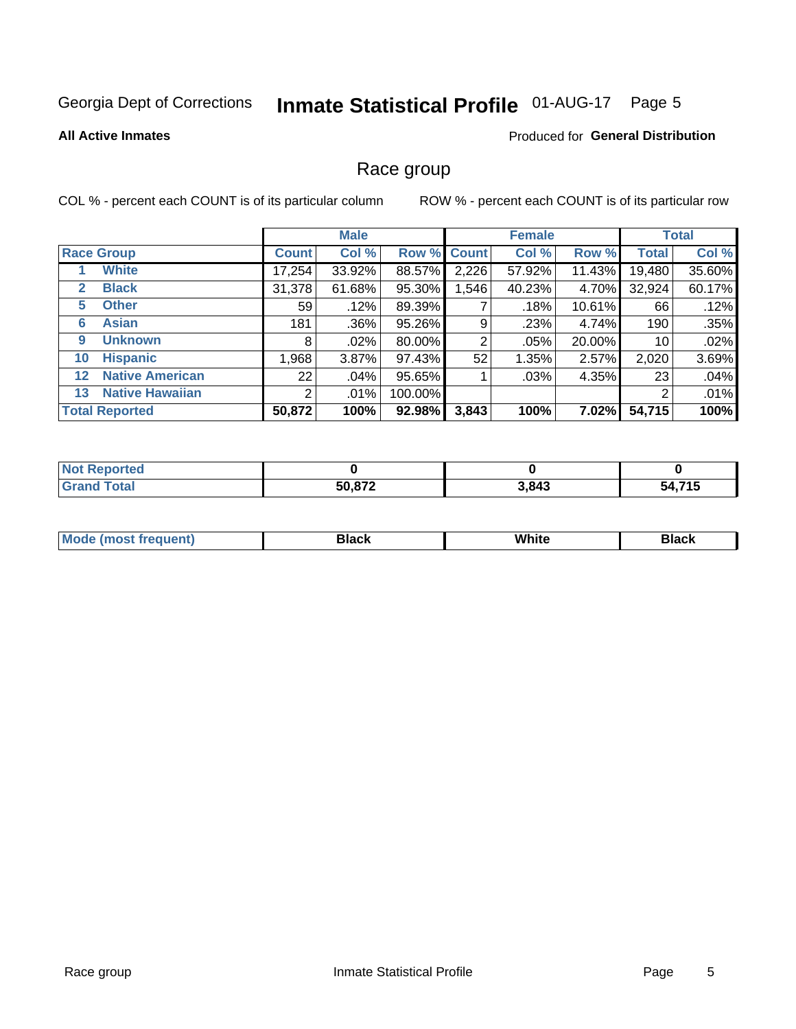Georgia Dept of Corrections **Inmate Statistical Profile** 01-AUG-17

**All Active Inmates**

Produced for **General Distribution**

## Race group

COL % - percent each COUNT is of its particular column

ROW % - percent each COUNT is of its particular row

| | | Male | | | Female | | | Total | |
|---|---|---|---|---|---|---|---|---|---|
| **Race Group** | | **Count** | **Col %** | **Row %** | **Count** | **Col %** | **Row %** | **Total** | **Col %** |
| 1 | White | 17,254 | 33.92% | 88.57% | 2,226 | 57.92% | 11.43% | 19,480 | 35.60% |
| 2 | Black | 31,378 | 61.68% | 95.30% | 1,546 | 40.23% | 4.70% | 32,924 | 60.17% |
| 5 | Other | 59 | .12% | 89.39% | 7 | .18% | 10.61% | 66 | .12% |
| 6 | Asian | 181 | .36% | 95.26% | 9 | .23% | 4.74% | 190 | .35% |
| 9 | Unknown | 8 | .02% | 80.00% | 2 | .05% | 20.00% | 10 | .02% |
| 10 | Hispanic | 1,968 | 3.87% | 97.43% | 52 | 1.35% | 2.57% | 2,020 | 3.69% |
| 12 | Native American | 22 | .04% | 95.65% | 1 | .03% | 4.35% | 23 | .04% |
| 13 | Native Hawaiian | 2 | .01% | 100.00% | | | | 2 | .01% |
| **Total Reported** | | **50,872** | **100%** | **92.98%** | **3,843** | **100%** | **7.02%** | **54,715** | **100%** |

| | Male | Female | Total |
|---|---|---|---|
| **Not Reported** | **0** | **0** | **0** |
| **Grand Total** | **50,872** | **3,843** | **54,715** |

| | Male | Female | Total |
|---|---|---|---|
| **Mode (most frequent)** | **Black** | **White** | **Black** |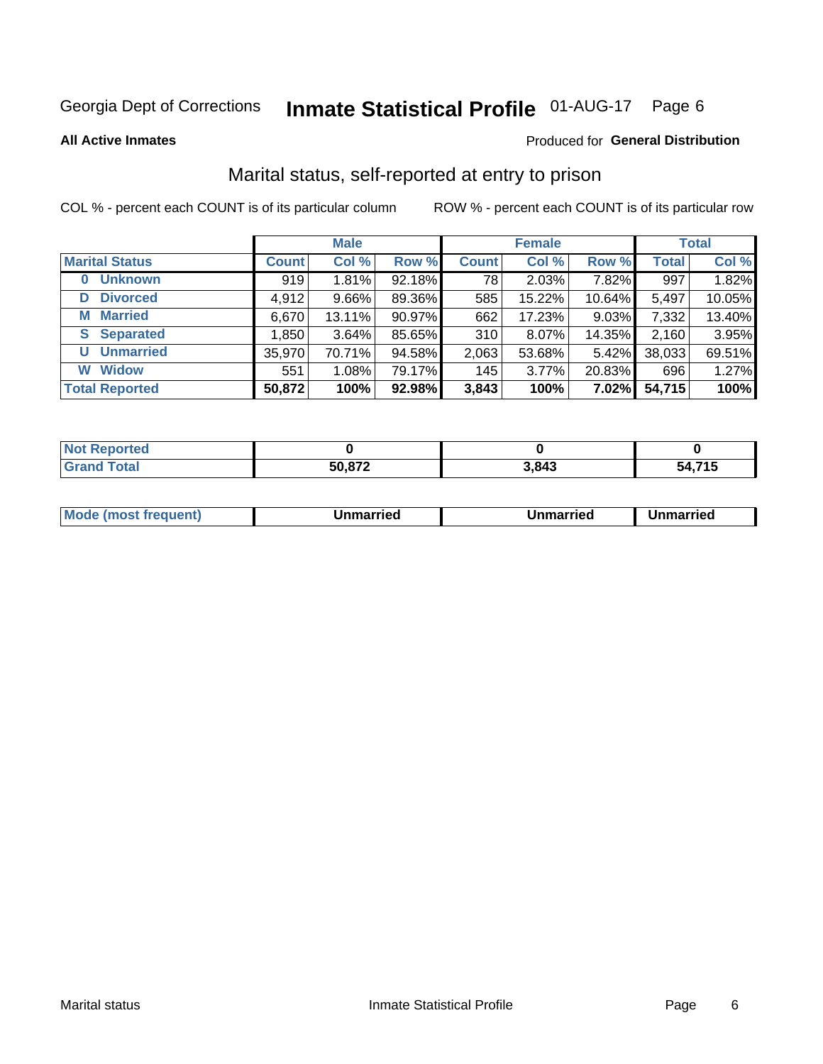Georgia Dept of Corrections **Inmate Statistical Profile** 01-AUG-17 Page 6

**All Active Inmates**

Produced for **General Distribution**

## Marital status, self-reported at entry to prison

COL % - percent each COUNT is of its particular column     ROW % - percent each COUNT is of its particular row

| | Male | | | Female | | | Total | |
|---|---|---|---|---|---|---|---|---|
| **Marital Status** | **Count** | **Col %** | **Row %** | **Count** | **Col %** | **Row %** | **Total** | **Col %** |
| **0 Unknown** | 919 | 1.81% | 92.18% | 78 | 2.03% | 7.82% | 997 | 1.82% |
| **D Divorced** | 4,912 | 9.66% | 89.36% | 585 | 15.22% | 10.64% | 5,497 | 10.05% |
| **M Married** | 6,670 | 13.11% | 90.97% | 662 | 17.23% | 9.03% | 7,332 | 13.40% |
| **S Separated** | 1,850 | 3.64% | 85.65% | 310 | 8.07% | 14.35% | 2,160 | 3.95% |
| **U Unmarried** | 35,970 | 70.71% | 94.58% | 2,063 | 53.68% | 5.42% | 38,033 | 69.51% |
| **W Widow** | 551 | 1.08% | 79.17% | 145 | 3.77% | 20.83% | 696 | 1.27% |
| **Total Reported** | **50,872** | **100%** | **92.98%** | **3,843** | **100%** | **7.02%** | **54,715** | **100%** |

| | Male | Female | Total |
|---|---|---|---|
| **Not Reported** | **0** | **0** | **0** |
| **Grand Total** | **50,872** | **3,843** | **54,715** |

| | Male | Female | Total |
|---|---|---|---|
| **Mode (most frequent)** | **Unmarried** | **Unmarried** | **Unmarried** |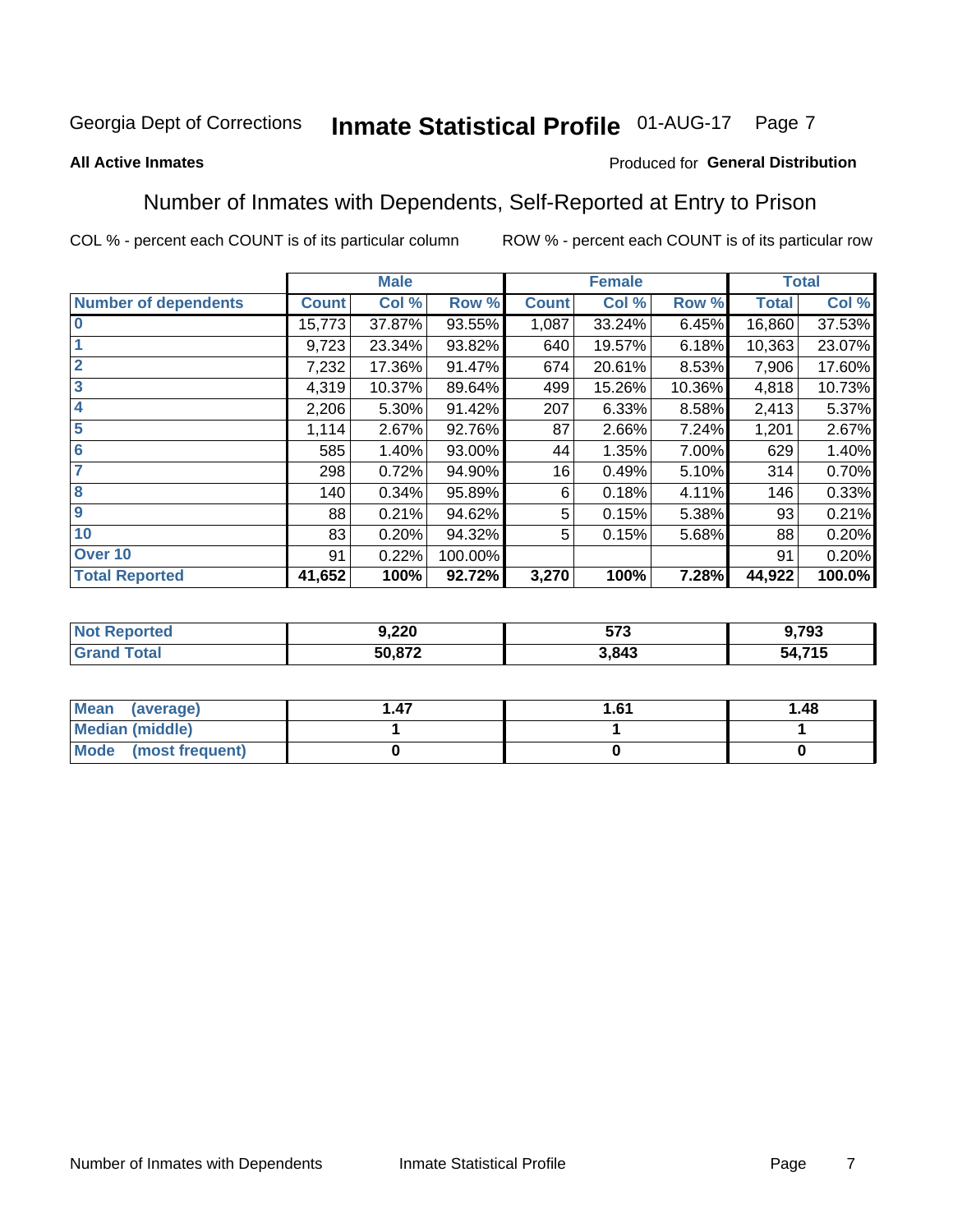Georgia Dept of Corrections **Inmate Statistical Profile** 01-AUG-17

**All Active Inmates**

Produced for **General Distribution**

## Number of Inmates with Dependents, Self-Reported at Entry to Prison

COL % - percent each COUNT is of its particular column

ROW % - percent each COUNT is of its particular row

| | Male | | | Female | | | Total | |
|---|---|---|---|---|---|---|---|---|
| **Number of dependents** | **Count** | **Col %** | **Row %** | **Count** | **Col %** | **Row %** | **Total** | **Col %** |
| **0** | 15,773 | 37.87% | 93.55% | 1,087 | 33.24% | 6.45% | 16,860 | 37.53% |
| **1** | 9,723 | 23.34% | 93.82% | 640 | 19.57% | 6.18% | 10,363 | 23.07% |
| **2** | 7,232 | 17.36% | 91.47% | 674 | 20.61% | 8.53% | 7,906 | 17.60% |
| **3** | 4,319 | 10.37% | 89.64% | 499 | 15.26% | 10.36% | 4,818 | 10.73% |
| **4** | 2,206 | 5.30% | 91.42% | 207 | 6.33% | 8.58% | 2,413 | 5.37% |
| **5** | 1,114 | 2.67% | 92.76% | 87 | 2.66% | 7.24% | 1,201 | 2.67% |
| **6** | 585 | 1.40% | 93.00% | 44 | 1.35% | 7.00% | 629 | 1.40% |
| **7** | 298 | 0.72% | 94.90% | 16 | 0.49% | 5.10% | 314 | 0.70% |
| **8** | 140 | 0.34% | 95.89% | 6 | 0.18% | 4.11% | 146 | 0.33% |
| **9** | 88 | 0.21% | 94.62% | 5 | 0.15% | 5.38% | 93 | 0.21% |
| **10** | 83 | 0.20% | 94.32% | 5 | 0.15% | 5.68% | 88 | 0.20% |
| **Over 10** | 91 | 0.22% | 100.00% | | | | 91 | 0.20% |
| **Total Reported** | **41,652** | **100%** | **92.72%** | **3,270** | **100%** | **7.28%** | **44,922** | **100.0%** |

| | Male | Female | Total |
|---|---|---|---|
| **Not Reported** | **9,220** | **573** | **9,793** |
| **Grand Total** | **50,872** | **3,843** | **54,715** |

| | Male | Female | Total |
|---|---|---|---|
| **Mean (average)** | **1.47** | **1.61** | **1.48** |
| **Median (middle)** | **1** | **1** | **1** |
| **Mode (most frequent)** | **0** | **0** | **0** |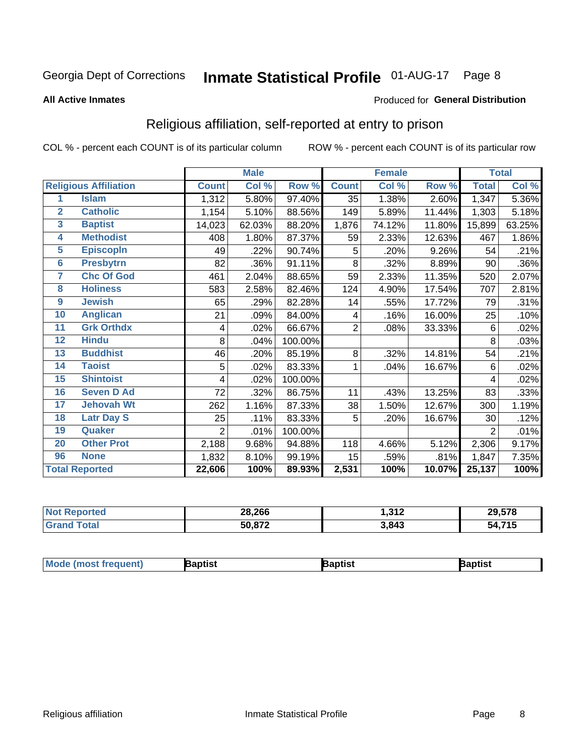Georgia Dept of Corrections **Inmate Statistical Profile** 01-AUG-17

**All Active Inmates**

Produced for **General Distribution**

## Religious affiliation, self-reported at entry to prison

COL % - percent each COUNT is of its particular column ROW % - percent each COUNT is of its particular row

| | | Male | | | Female | | | Total | |
|---|---|---|---|---|---|---|---|---|---|
| **Religious Affiliation** | | **Count** | **Col %** | **Row %** | **Count** | **Col %** | **Row %** | **Total** | **Col %** |
| 1 | Islam | 1,312 | 5.80% | 97.40% | 35 | 1.38% | 2.60% | 1,347 | 5.36% |
| 2 | Catholic | 1,154 | 5.10% | 88.56% | 149 | 5.89% | 11.44% | 1,303 | 5.18% |
| 3 | Baptist | 14,023 | 62.03% | 88.20% | 1,876 | 74.12% | 11.80% | 15,899 | 63.25% |
| 4 | Methodist | 408 | 1.80% | 87.37% | 59 | 2.33% | 12.63% | 467 | 1.86% |
| 5 | Episcopln | 49 | .22% | 90.74% | 5 | .20% | 9.26% | 54 | .21% |
| 6 | Presbytrn | 82 | .36% | 91.11% | 8 | .32% | 8.89% | 90 | .36% |
| 7 | Chc Of God | 461 | 2.04% | 88.65% | 59 | 2.33% | 11.35% | 520 | 2.07% |
| 8 | Holiness | 583 | 2.58% | 82.46% | 124 | 4.90% | 17.54% | 707 | 2.81% |
| 9 | Jewish | 65 | .29% | 82.28% | 14 | .55% | 17.72% | 79 | .31% |
| 10 | Anglican | 21 | .09% | 84.00% | 4 | .16% | 16.00% | 25 | .10% |
| 11 | Grk Orthdx | 4 | .02% | 66.67% | 2 | .08% | 33.33% | 6 | .02% |
| 12 | Hindu | 8 | .04% | 100.00% | | | | 8 | .03% |
| 13 | Buddhist | 46 | .20% | 85.19% | 8 | .32% | 14.81% | 54 | .21% |
| 14 | Taoist | 5 | .02% | 83.33% | 1 | .04% | 16.67% | 6 | .02% |
| 15 | Shintoist | 4 | .02% | 100.00% | | | | 4 | .02% |
| 16 | Seven D Ad | 72 | .32% | 86.75% | 11 | .43% | 13.25% | 83 | .33% |
| 17 | Jehovah Wt | 262 | 1.16% | 87.33% | 38 | 1.50% | 12.67% | 300 | 1.19% |
| 18 | Latr Day S | 25 | .11% | 83.33% | 5 | .20% | 16.67% | 30 | .12% |
| 19 | Quaker | 2 | .01% | 100.00% | | | | 2 | .01% |
| 20 | Other Prot | 2,188 | 9.68% | 94.88% | 118 | 4.66% | 5.12% | 2,306 | 9.17% |
| 96 | None | 1,832 | 8.10% | 99.19% | 15 | .59% | .81% | 1,847 | 7.35% |
| **Total Reported** | | **22,606** | **100%** | **89.93%** | **2,531** | **100%** | **10.07%** | **25,137** | **100%** |

| | Male | Female | Total |
|---|---|---|---|
| **Not Reported** | **28,266** | **1,312** | **29,578** |
| **Grand Total** | **50,872** | **3,843** | **54,715** |

| | Male | Female | Total |
|---|---|---|---|
| **Mode (most frequent)** | **Baptist** | **Baptist** | **Baptist** |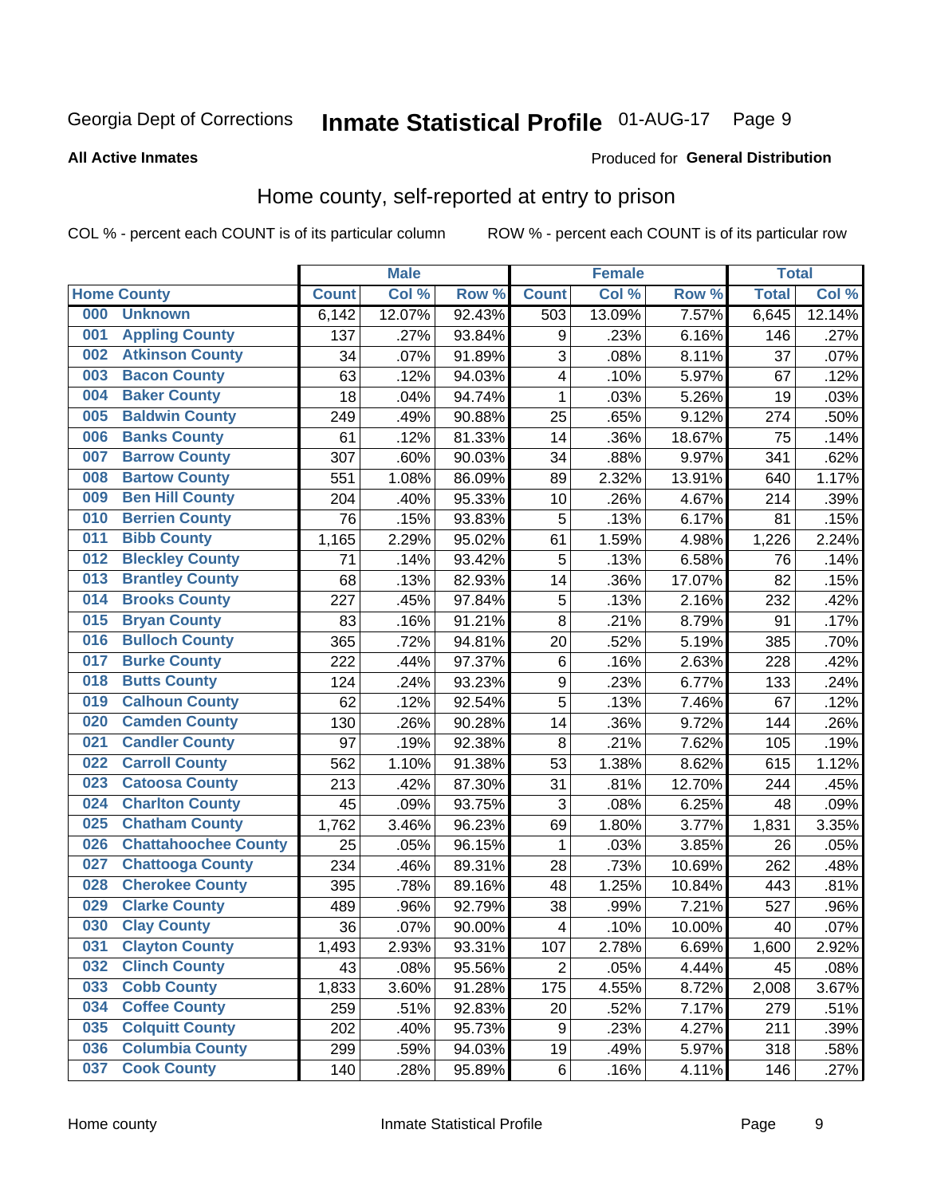Georgia Dept of Corrections **Inmate Statistical Profile** 01-AUG-17

**All Active Inmates**

Produced for **General Distribution**

## Home county, self-reported at entry to prison

COL % - percent each COUNT is of its particular column ROW % - percent each COUNT is of its particular row

| Home County | | Male | | | Female | | | Total | |
|---|---|---|---|---|---|---|---|---|---|
| | | Count | Col % | Row % | Count | Col % | Row % | Total | Col % |
| 000 | Unknown | 6,142 | 12.07% | 92.43% | 503 | 13.09% | 7.57% | 6,645 | 12.14% |
| 001 | Appling County | 137 | .27% | 93.84% | 9 | .23% | 6.16% | 146 | .27% |
| 002 | Atkinson County | 34 | .07% | 91.89% | 3 | .08% | 8.11% | 37 | .07% |
| 003 | Bacon County | 63 | .12% | 94.03% | 4 | .10% | 5.97% | 67 | .12% |
| 004 | Baker County | 18 | .04% | 94.74% | 1 | .03% | 5.26% | 19 | .03% |
| 005 | Baldwin County | 249 | .49% | 90.88% | 25 | .65% | 9.12% | 274 | .50% |
| 006 | Banks County | 61 | .12% | 81.33% | 14 | .36% | 18.67% | 75 | .14% |
| 007 | Barrow County | 307 | .60% | 90.03% | 34 | .88% | 9.97% | 341 | .62% |
| 008 | Bartow County | 551 | 1.08% | 86.09% | 89 | 2.32% | 13.91% | 640 | 1.17% |
| 009 | Ben Hill County | 204 | .40% | 95.33% | 10 | .26% | 4.67% | 214 | .39% |
| 010 | Berrien County | 76 | .15% | 93.83% | 5 | .13% | 6.17% | 81 | .15% |
| 011 | Bibb County | 1,165 | 2.29% | 95.02% | 61 | 1.59% | 4.98% | 1,226 | 2.24% |
| 012 | Bleckley County | 71 | .14% | 93.42% | 5 | .13% | 6.58% | 76 | .14% |
| 013 | Brantley County | 68 | .13% | 82.93% | 14 | .36% | 17.07% | 82 | .15% |
| 014 | Brooks County | 227 | .45% | 97.84% | 5 | .13% | 2.16% | 232 | .42% |
| 015 | Bryan County | 83 | .16% | 91.21% | 8 | .21% | 8.79% | 91 | .17% |
| 016 | Bulloch County | 365 | .72% | 94.81% | 20 | .52% | 5.19% | 385 | .70% |
| 017 | Burke County | 222 | .44% | 97.37% | 6 | .16% | 2.63% | 228 | .42% |
| 018 | Butts County | 124 | .24% | 93.23% | 9 | .23% | 6.77% | 133 | .24% |
| 019 | Calhoun County | 62 | .12% | 92.54% | 5 | .13% | 7.46% | 67 | .12% |
| 020 | Camden County | 130 | .26% | 90.28% | 14 | .36% | 9.72% | 144 | .26% |
| 021 | Candler County | 97 | .19% | 92.38% | 8 | .21% | 7.62% | 105 | .19% |
| 022 | Carroll County | 562 | 1.10% | 91.38% | 53 | 1.38% | 8.62% | 615 | 1.12% |
| 023 | Catoosa County | 213 | .42% | 87.30% | 31 | .81% | 12.70% | 244 | .45% |
| 024 | Charlton County | 45 | .09% | 93.75% | 3 | .08% | 6.25% | 48 | .09% |
| 025 | Chatham County | 1,762 | 3.46% | 96.23% | 69 | 1.80% | 3.77% | 1,831 | 3.35% |
| 026 | Chattahoochee County | 25 | .05% | 96.15% | 1 | .03% | 3.85% | 26 | .05% |
| 027 | Chattooga County | 234 | .46% | 89.31% | 28 | .73% | 10.69% | 262 | .48% |
| 028 | Cherokee County | 395 | .78% | 89.16% | 48 | 1.25% | 10.84% | 443 | .81% |
| 029 | Clarke County | 489 | .96% | 92.79% | 38 | .99% | 7.21% | 527 | .96% |
| 030 | Clay County | 36 | .07% | 90.00% | 4 | .10% | 10.00% | 40 | .07% |
| 031 | Clayton County | 1,493 | 2.93% | 93.31% | 107 | 2.78% | 6.69% | 1,600 | 2.92% |
| 032 | Clinch County | 43 | .08% | 95.56% | 2 | .05% | 4.44% | 45 | .08% |
| 033 | Cobb County | 1,833 | 3.60% | 91.28% | 175 | 4.55% | 8.72% | 2,008 | 3.67% |
| 034 | Coffee County | 259 | .51% | 92.83% | 20 | .52% | 7.17% | 279 | .51% |
| 035 | Colquitt County | 202 | .40% | 95.73% | 9 | .23% | 4.27% | 211 | .39% |
| 036 | Columbia County | 299 | .59% | 94.03% | 19 | .49% | 5.97% | 318 | .58% |
| 037 | Cook County | 140 | .28% | 95.89% | 6 | .16% | 4.11% | 146 | .27% |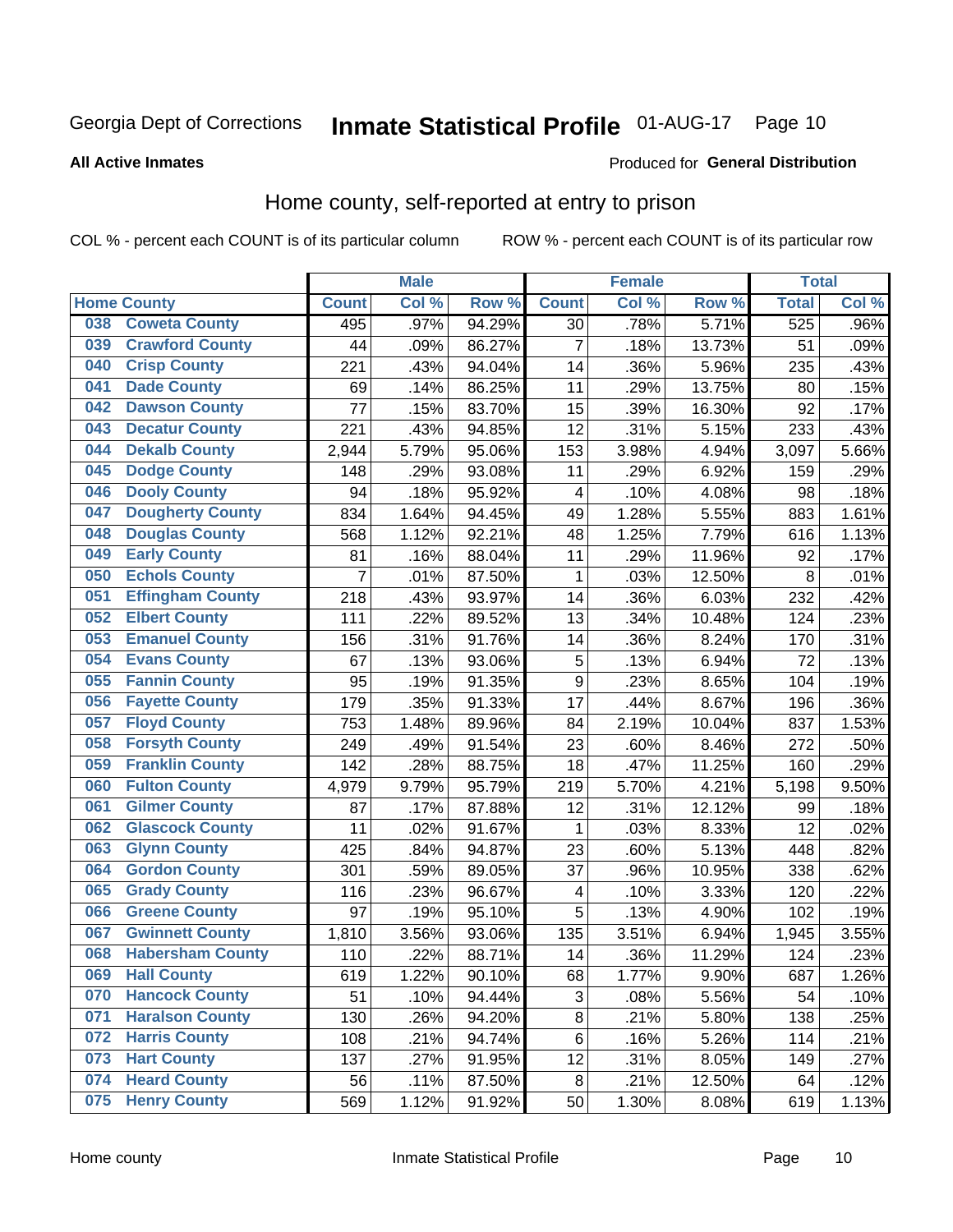Georgia Dept of Corrections **Inmate Statistical Profile** 01-AUG-17

**All Active Inmates**

Produced for **General Distribution**

## Home county, self-reported at entry to prison

COL % - percent each COUNT is of its particular column ROW % - percent each COUNT is of its particular row

| Home County | | Male | | | Female | | | Total | |
|---|---|---|---|---|---|---|---|---|---|
| | | Count | Col % | Row % | Count | Col % | Row % | Total | Col % |
| 038 | Coweta County | 495 | .97% | 94.29% | 30 | .78% | 5.71% | 525 | .96% |
| 039 | Crawford County | 44 | .09% | 86.27% | 7 | .18% | 13.73% | 51 | .09% |
| 040 | Crisp County | 221 | .43% | 94.04% | 14 | .36% | 5.96% | 235 | .43% |
| 041 | Dade County | 69 | .14% | 86.25% | 11 | .29% | 13.75% | 80 | .15% |
| 042 | Dawson County | 77 | .15% | 83.70% | 15 | .39% | 16.30% | 92 | .17% |
| 043 | Decatur County | 221 | .43% | 94.85% | 12 | .31% | 5.15% | 233 | .43% |
| 044 | Dekalb County | 2,944 | 5.79% | 95.06% | 153 | 3.98% | 4.94% | 3,097 | 5.66% |
| 045 | Dodge County | 148 | .29% | 93.08% | 11 | .29% | 6.92% | 159 | .29% |
| 046 | Dooly County | 94 | .18% | 95.92% | 4 | .10% | 4.08% | 98 | .18% |
| 047 | Dougherty County | 834 | 1.64% | 94.45% | 49 | 1.28% | 5.55% | 883 | 1.61% |
| 048 | Douglas County | 568 | 1.12% | 92.21% | 48 | 1.25% | 7.79% | 616 | 1.13% |
| 049 | Early County | 81 | .16% | 88.04% | 11 | .29% | 11.96% | 92 | .17% |
| 050 | Echols County | 7 | .01% | 87.50% | 1 | .03% | 12.50% | 8 | .01% |
| 051 | Effingham County | 218 | .43% | 93.97% | 14 | .36% | 6.03% | 232 | .42% |
| 052 | Elbert County | 111 | .22% | 89.52% | 13 | .34% | 10.48% | 124 | .23% |
| 053 | Emanuel County | 156 | .31% | 91.76% | 14 | .36% | 8.24% | 170 | .31% |
| 054 | Evans County | 67 | .13% | 93.06% | 5 | .13% | 6.94% | 72 | .13% |
| 055 | Fannin County | 95 | .19% | 91.35% | 9 | .23% | 8.65% | 104 | .19% |
| 056 | Fayette County | 179 | .35% | 91.33% | 17 | .44% | 8.67% | 196 | .36% |
| 057 | Floyd County | 753 | 1.48% | 89.96% | 84 | 2.19% | 10.04% | 837 | 1.53% |
| 058 | Forsyth County | 249 | .49% | 91.54% | 23 | .60% | 8.46% | 272 | .50% |
| 059 | Franklin County | 142 | .28% | 88.75% | 18 | .47% | 11.25% | 160 | .29% |
| 060 | Fulton County | 4,979 | 9.79% | 95.79% | 219 | 5.70% | 4.21% | 5,198 | 9.50% |
| 061 | Gilmer County | 87 | .17% | 87.88% | 12 | .31% | 12.12% | 99 | .18% |
| 062 | Glascock County | 11 | .02% | 91.67% | 1 | .03% | 8.33% | 12 | .02% |
| 063 | Glynn County | 425 | .84% | 94.87% | 23 | .60% | 5.13% | 448 | .82% |
| 064 | Gordon County | 301 | .59% | 89.05% | 37 | .96% | 10.95% | 338 | .62% |
| 065 | Grady County | 116 | .23% | 96.67% | 4 | .10% | 3.33% | 120 | .22% |
| 066 | Greene County | 97 | .19% | 95.10% | 5 | .13% | 4.90% | 102 | .19% |
| 067 | Gwinnett County | 1,810 | 3.56% | 93.06% | 135 | 3.51% | 6.94% | 1,945 | 3.55% |
| 068 | Habersham County | 110 | .22% | 88.71% | 14 | .36% | 11.29% | 124 | .23% |
| 069 | Hall County | 619 | 1.22% | 90.10% | 68 | 1.77% | 9.90% | 687 | 1.26% |
| 070 | Hancock County | 51 | .10% | 94.44% | 3 | .08% | 5.56% | 54 | .10% |
| 071 | Haralson County | 130 | .26% | 94.20% | 8 | .21% | 5.80% | 138 | .25% |
| 072 | Harris County | 108 | .21% | 94.74% | 6 | .16% | 5.26% | 114 | .21% |
| 073 | Hart County | 137 | .27% | 91.95% | 12 | .31% | 8.05% | 149 | .27% |
| 074 | Heard County | 56 | .11% | 87.50% | 8 | .21% | 12.50% | 64 | .12% |
| 075 | Henry County | 569 | 1.12% | 91.92% | 50 | 1.30% | 8.08% | 619 | 1.13% |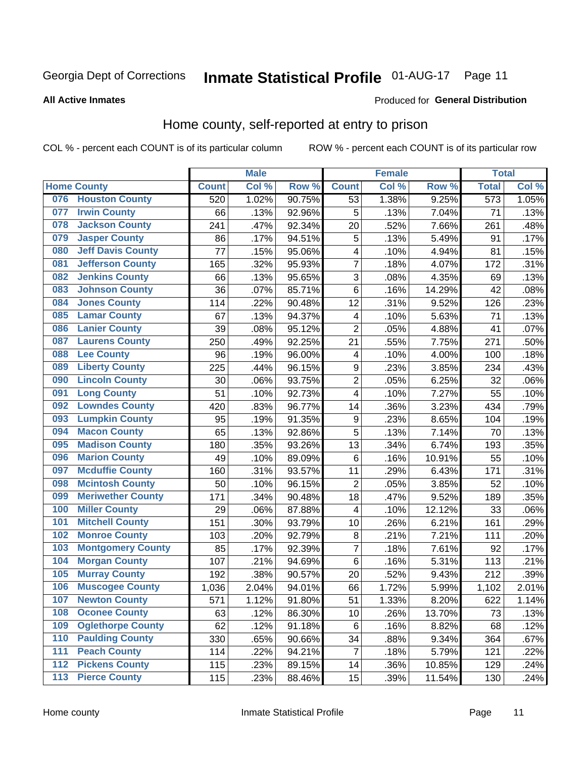Georgia Dept of Corrections **Inmate Statistical Profile** 01-AUG-17

**All Active Inmates**

Produced for **General Distribution**

## Home county, self-reported at entry to prison

COL % - percent each COUNT is of its particular column ROW % - percent each COUNT is of its particular row

| Home County | | Male | | | Female | | | Total | |
|---|---|---|---|---|---|---|---|---|---|
| | | Count | Col % | Row % | Count | Col % | Row % | Total | Col % |
| 076 | Houston County | 520 | 1.02% | 90.75% | 53 | 1.38% | 9.25% | 573 | 1.05% |
| 077 | Irwin County | 66 | .13% | 92.96% | 5 | .13% | 7.04% | 71 | .13% |
| 078 | Jackson County | 241 | .47% | 92.34% | 20 | .52% | 7.66% | 261 | .48% |
| 079 | Jasper County | 86 | .17% | 94.51% | 5 | .13% | 5.49% | 91 | .17% |
| 080 | Jeff Davis County | 77 | .15% | 95.06% | 4 | .10% | 4.94% | 81 | .15% |
| 081 | Jefferson County | 165 | .32% | 95.93% | 7 | .18% | 4.07% | 172 | .31% |
| 082 | Jenkins County | 66 | .13% | 95.65% | 3 | .08% | 4.35% | 69 | .13% |
| 083 | Johnson County | 36 | .07% | 85.71% | 6 | .16% | 14.29% | 42 | .08% |
| 084 | Jones County | 114 | .22% | 90.48% | 12 | .31% | 9.52% | 126 | .23% |
| 085 | Lamar County | 67 | .13% | 94.37% | 4 | .10% | 5.63% | 71 | .13% |
| 086 | Lanier County | 39 | .08% | 95.12% | 2 | .05% | 4.88% | 41 | .07% |
| 087 | Laurens County | 250 | .49% | 92.25% | 21 | .55% | 7.75% | 271 | .50% |
| 088 | Lee County | 96 | .19% | 96.00% | 4 | .10% | 4.00% | 100 | .18% |
| 089 | Liberty County | 225 | .44% | 96.15% | 9 | .23% | 3.85% | 234 | .43% |
| 090 | Lincoln County | 30 | .06% | 93.75% | 2 | .05% | 6.25% | 32 | .06% |
| 091 | Long County | 51 | .10% | 92.73% | 4 | .10% | 7.27% | 55 | .10% |
| 092 | Lowndes County | 420 | .83% | 96.77% | 14 | .36% | 3.23% | 434 | .79% |
| 093 | Lumpkin County | 95 | .19% | 91.35% | 9 | .23% | 8.65% | 104 | .19% |
| 094 | Macon County | 65 | .13% | 92.86% | 5 | .13% | 7.14% | 70 | .13% |
| 095 | Madison County | 180 | .35% | 93.26% | 13 | .34% | 6.74% | 193 | .35% |
| 096 | Marion County | 49 | .10% | 89.09% | 6 | .16% | 10.91% | 55 | .10% |
| 097 | Mcduffie County | 160 | .31% | 93.57% | 11 | .29% | 6.43% | 171 | .31% |
| 098 | Mcintosh County | 50 | .10% | 96.15% | 2 | .05% | 3.85% | 52 | .10% |
| 099 | Meriwether County | 171 | .34% | 90.48% | 18 | .47% | 9.52% | 189 | .35% |
| 100 | Miller County | 29 | .06% | 87.88% | 4 | .10% | 12.12% | 33 | .06% |
| 101 | Mitchell County | 151 | .30% | 93.79% | 10 | .26% | 6.21% | 161 | .29% |
| 102 | Monroe County | 103 | .20% | 92.79% | 8 | .21% | 7.21% | 111 | .20% |
| 103 | Montgomery County | 85 | .17% | 92.39% | 7 | .18% | 7.61% | 92 | .17% |
| 104 | Morgan County | 107 | .21% | 94.69% | 6 | .16% | 5.31% | 113 | .21% |
| 105 | Murray County | 192 | .38% | 90.57% | 20 | .52% | 9.43% | 212 | .39% |
| 106 | Muscogee County | 1,036 | 2.04% | 94.01% | 66 | 1.72% | 5.99% | 1,102 | 2.01% |
| 107 | Newton County | 571 | 1.12% | 91.80% | 51 | 1.33% | 8.20% | 622 | 1.14% |
| 108 | Oconee County | 63 | .12% | 86.30% | 10 | .26% | 13.70% | 73 | .13% |
| 109 | Oglethorpe County | 62 | .12% | 91.18% | 6 | .16% | 8.82% | 68 | .12% |
| 110 | Paulding County | 330 | .65% | 90.66% | 34 | .88% | 9.34% | 364 | .67% |
| 111 | Peach County | 114 | .22% | 94.21% | 7 | .18% | 5.79% | 121 | .22% |
| 112 | Pickens County | 115 | .23% | 89.15% | 14 | .36% | 10.85% | 129 | .24% |
| 113 | Pierce County | 115 | .23% | 88.46% | 15 | .39% | 11.54% | 130 | .24% |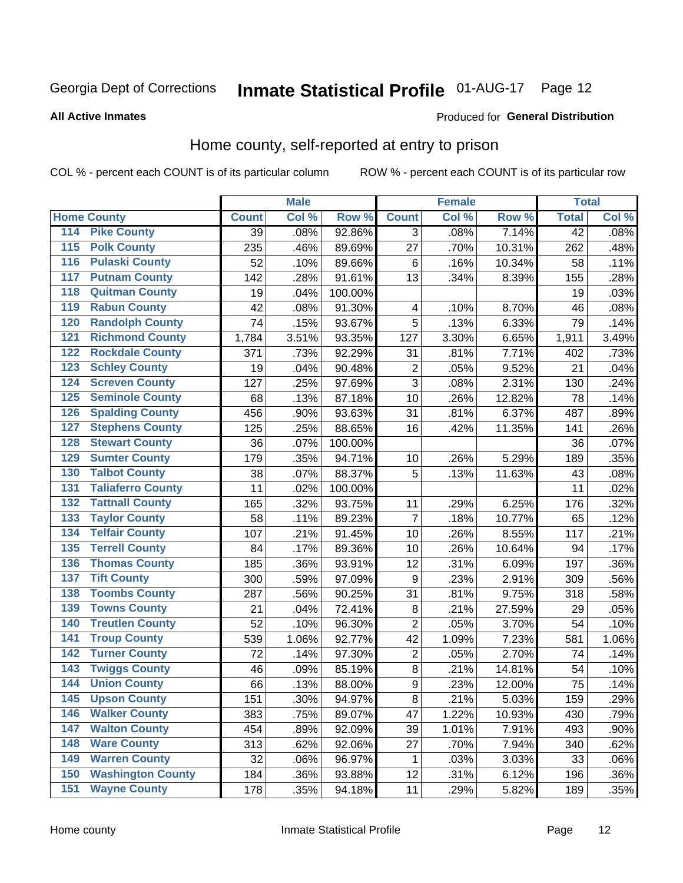Georgia Dept of Corrections **Inmate Statistical Profile** 01-AUG-17 Page 12

**All Active Inmates**

Produced for **General Distribution**

## Home county, self-reported at entry to prison

COL % - percent each COUNT is of its particular column ROW % - percent each COUNT is of its particular row

| Home County | | Male | | | Female | | | Total | |
|---|---|---|---|---|---|---|---|---|---|
| | | Count | Col % | Row % | Count | Col % | Row % | Total | Col % |
| 114 | Pike County | 39 | .08% | 92.86% | 3 | .08% | 7.14% | 42 | .08% |
| 115 | Polk County | 235 | .46% | 89.69% | 27 | .70% | 10.31% | 262 | .48% |
| 116 | Pulaski County | 52 | .10% | 89.66% | 6 | .16% | 10.34% | 58 | .11% |
| 117 | Putnam County | 142 | .28% | 91.61% | 13 | .34% | 8.39% | 155 | .28% |
| 118 | Quitman County | 19 | .04% | 100.00% | | | | 19 | .03% |
| 119 | Rabun County | 42 | .08% | 91.30% | 4 | .10% | 8.70% | 46 | .08% |
| 120 | Randolph County | 74 | .15% | 93.67% | 5 | .13% | 6.33% | 79 | .14% |
| 121 | Richmond County | 1,784 | 3.51% | 93.35% | 127 | 3.30% | 6.65% | 1,911 | 3.49% |
| 122 | Rockdale County | 371 | .73% | 92.29% | 31 | .81% | 7.71% | 402 | .73% |
| 123 | Schley County | 19 | .04% | 90.48% | 2 | .05% | 9.52% | 21 | .04% |
| 124 | Screven County | 127 | .25% | 97.69% | 3 | .08% | 2.31% | 130 | .24% |
| 125 | Seminole County | 68 | .13% | 87.18% | 10 | .26% | 12.82% | 78 | .14% |
| 126 | Spalding County | 456 | .90% | 93.63% | 31 | .81% | 6.37% | 487 | .89% |
| 127 | Stephens County | 125 | .25% | 88.65% | 16 | .42% | 11.35% | 141 | .26% |
| 128 | Stewart County | 36 | .07% | 100.00% | | | | 36 | .07% |
| 129 | Sumter County | 179 | .35% | 94.71% | 10 | .26% | 5.29% | 189 | .35% |
| 130 | Talbot County | 38 | .07% | 88.37% | 5 | .13% | 11.63% | 43 | .08% |
| 131 | Taliaferro County | 11 | .02% | 100.00% | | | | 11 | .02% |
| 132 | Tattnall County | 165 | .32% | 93.75% | 11 | .29% | 6.25% | 176 | .32% |
| 133 | Taylor County | 58 | .11% | 89.23% | 7 | .18% | 10.77% | 65 | .12% |
| 134 | Telfair County | 107 | .21% | 91.45% | 10 | .26% | 8.55% | 117 | .21% |
| 135 | Terrell County | 84 | .17% | 89.36% | 10 | .26% | 10.64% | 94 | .17% |
| 136 | Thomas County | 185 | .36% | 93.91% | 12 | .31% | 6.09% | 197 | .36% |
| 137 | Tift County | 300 | .59% | 97.09% | 9 | .23% | 2.91% | 309 | .56% |
| 138 | Toombs County | 287 | .56% | 90.25% | 31 | .81% | 9.75% | 318 | .58% |
| 139 | Towns County | 21 | .04% | 72.41% | 8 | .21% | 27.59% | 29 | .05% |
| 140 | Treutlen County | 52 | .10% | 96.30% | 2 | .05% | 3.70% | 54 | .10% |
| 141 | Troup County | 539 | 1.06% | 92.77% | 42 | 1.09% | 7.23% | 581 | 1.06% |
| 142 | Turner County | 72 | .14% | 97.30% | 2 | .05% | 2.70% | 74 | .14% |
| 143 | Twiggs County | 46 | .09% | 85.19% | 8 | .21% | 14.81% | 54 | .10% |
| 144 | Union County | 66 | .13% | 88.00% | 9 | .23% | 12.00% | 75 | .14% |
| 145 | Upson County | 151 | .30% | 94.97% | 8 | .21% | 5.03% | 159 | .29% |
| 146 | Walker County | 383 | .75% | 89.07% | 47 | 1.22% | 10.93% | 430 | .79% |
| 147 | Walton County | 454 | .89% | 92.09% | 39 | 1.01% | 7.91% | 493 | .90% |
| 148 | Ware County | 313 | .62% | 92.06% | 27 | .70% | 7.94% | 340 | .62% |
| 149 | Warren County | 32 | .06% | 96.97% | 1 | .03% | 3.03% | 33 | .06% |
| 150 | Washington County | 184 | .36% | 93.88% | 12 | .31% | 6.12% | 196 | .36% |
| 151 | Wayne County | 178 | .35% | 94.18% | 11 | .29% | 5.82% | 189 | .35% |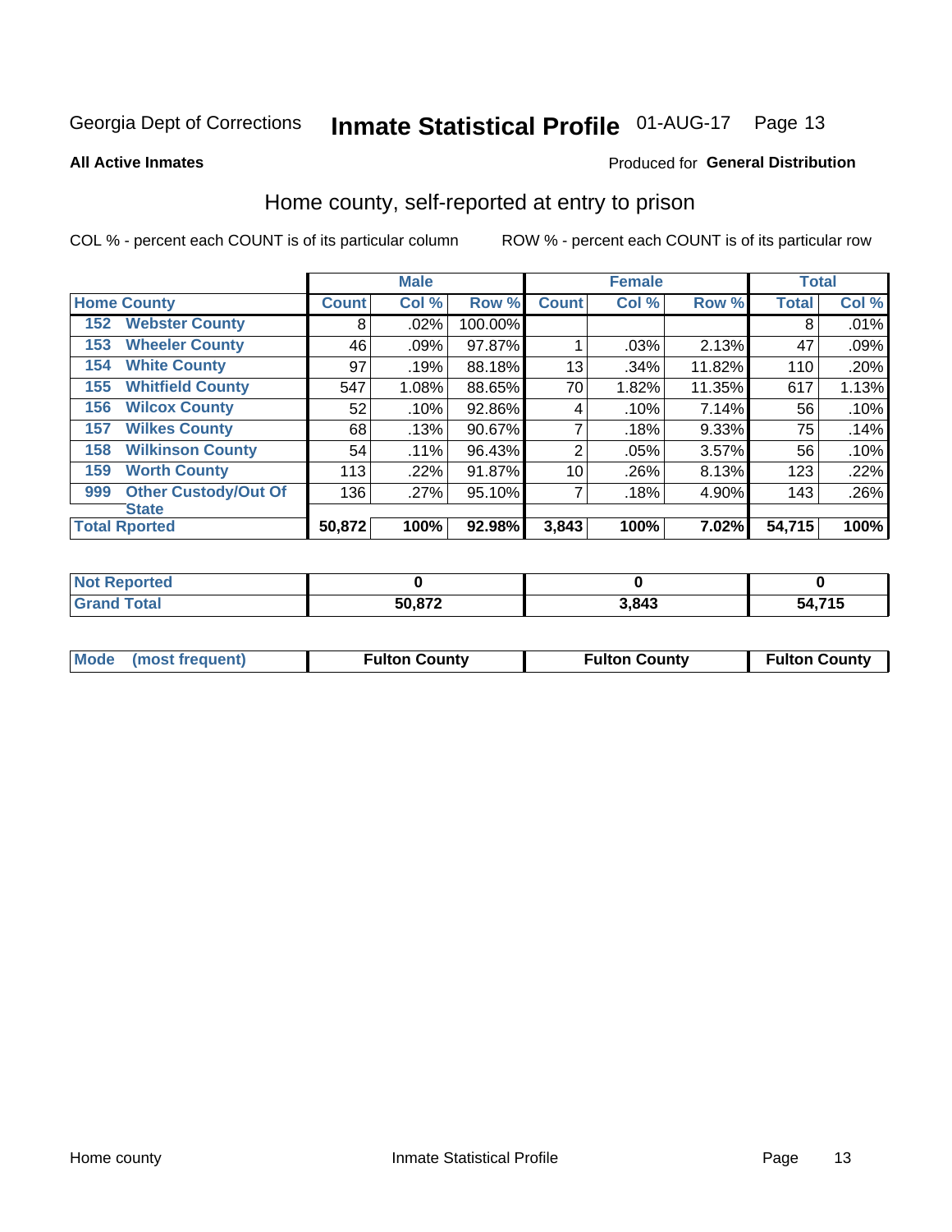Georgia Dept of Corrections **Inmate Statistical Profile** 01-AUG-17 Page 13

**All Active Inmates**

Produced for **General Distribution**

## Home county, self-reported at entry to prison

COL % - percent each COUNT is of its particular column ROW % - percent each COUNT is of its particular row

| Home County | | Male | | | Female | | | Total | |
|---|---|---|---|---|---|---|---|---|---|
| | | Count | Col % | Row % | Count | Col % | Row % | Total | Col % |
| 152 | Webster County | 8 | .02% | 100.00% | | | | 8 | .01% |
| 153 | Wheeler County | 46 | .09% | 97.87% | 1 | .03% | 2.13% | 47 | .09% |
| 154 | White County | 97 | .19% | 88.18% | 13 | .34% | 11.82% | 110 | .20% |
| 155 | Whitfield County | 547 | 1.08% | 88.65% | 70 | 1.82% | 11.35% | 617 | 1.13% |
| 156 | Wilcox County | 52 | .10% | 92.86% | 4 | .10% | 7.14% | 56 | .10% |
| 157 | Wilkes County | 68 | .13% | 90.67% | 7 | .18% | 9.33% | 75 | .14% |
| 158 | Wilkinson County | 54 | .11% | 96.43% | 2 | .05% | 3.57% | 56 | .10% |
| 159 | Worth County | 113 | .22% | 91.87% | 10 | .26% | 8.13% | 123 | .22% |
| 999 | Other Custody/Out Of State | 136 | .27% | 95.10% | 7 | .18% | 4.90% | 143 | .26% |
| Total Rported | | 50,872 | 100% | 92.98% | 3,843 | 100% | 7.02% | 54,715 | 100% |

| | Male | Female | Total |
|---|---|---|---|
| Not Reported | 0 | 0 | 0 |
| Grand Total | 50,872 | 3,843 | 54,715 |

| | Male | Female | Total |
|---|---|---|---|
| Mode (most frequent) | Fulton County | Fulton County | Fulton County |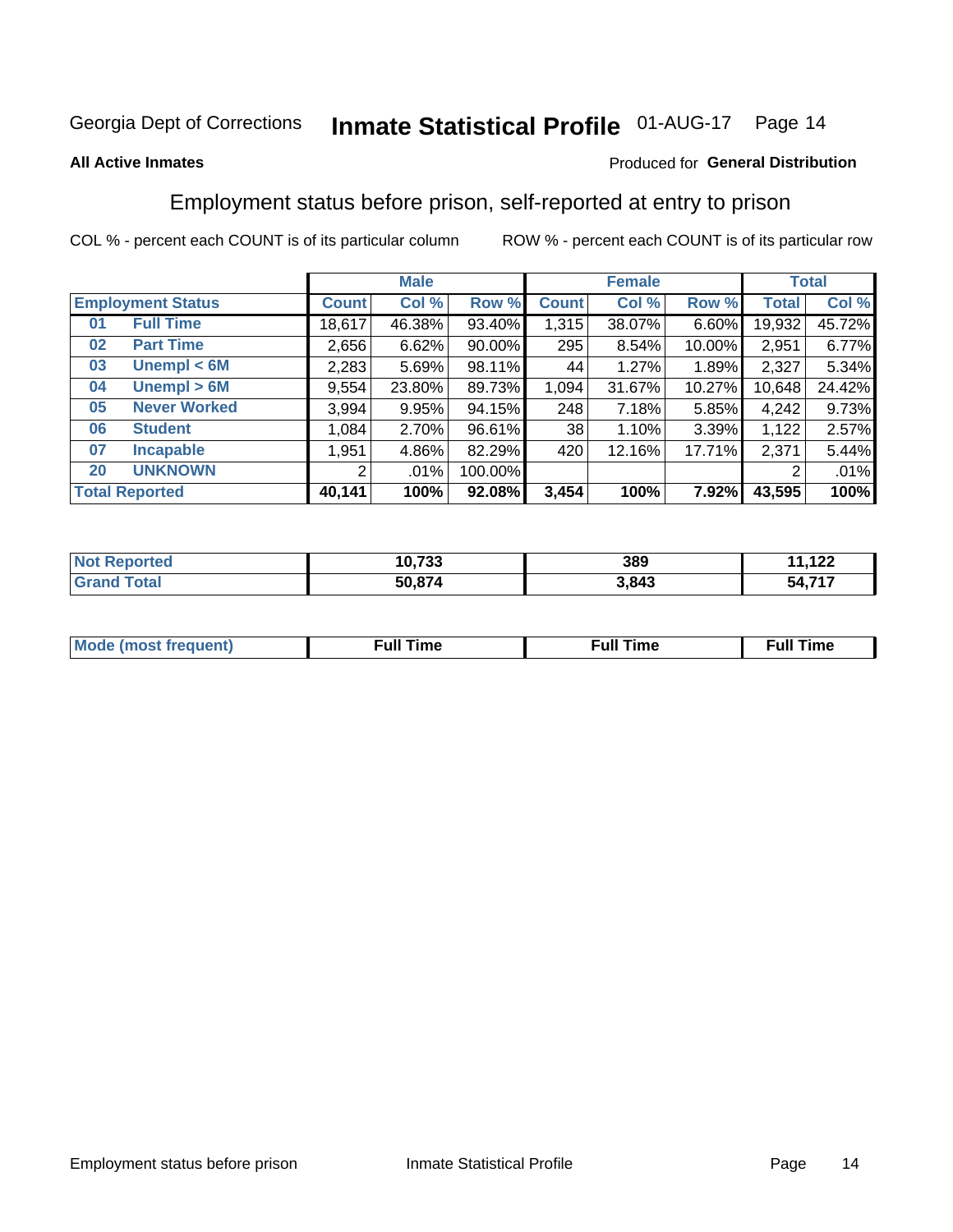Georgia Dept of Corrections **Inmate Statistical Profile** 01-AUG-17 Page 14

**All Active Inmates**

Produced for **General Distribution**

## Employment status before prison, self-reported at entry to prison

COL % - percent each COUNT is of its particular column ROW % - percent each COUNT is of its particular row

| | | Male | | | Female | | | Total | |
|---|---|---|---|---|---|---|---|---|---|
| **Employment Status** | | **Count** | **Col %** | **Row %** | **Count** | **Col %** | **Row %** | **Total** | **Col %** |
| 01 | Full Time | 18,617 | 46.38% | 93.40% | 1,315 | 38.07% | 6.60% | 19,932 | 45.72% |
| 02 | Part Time | 2,656 | 6.62% | 90.00% | 295 | 8.54% | 10.00% | 2,951 | 6.77% |
| 03 | Unempl < 6M | 2,283 | 5.69% | 98.11% | 44 | 1.27% | 1.89% | 2,327 | 5.34% |
| 04 | Unempl > 6M | 9,554 | 23.80% | 89.73% | 1,094 | 31.67% | 10.27% | 10,648 | 24.42% |
| 05 | Never Worked | 3,994 | 9.95% | 94.15% | 248 | 7.18% | 5.85% | 4,242 | 9.73% |
| 06 | Student | 1,084 | 2.70% | 96.61% | 38 | 1.10% | 3.39% | 1,122 | 2.57% |
| 07 | Incapable | 1,951 | 4.86% | 82.29% | 420 | 12.16% | 17.71% | 2,371 | 5.44% |
| 20 | UNKNOWN | 2 | .01% | 100.00% | | | | 2 | .01% |
| **Total Reported** | | **40,141** | **100%** | **92.08%** | **3,454** | **100%** | **7.92%** | **43,595** | **100%** |

| | Male | Female | Total |
|---|---|---|---|
| Not Reported | 10,733 | 389 | 11,122 |
| Grand Total | 50,874 | 3,843 | 54,717 |

| | Male | Female | Total |
|---|---|---|---|
| Mode (most frequent) | Full Time | Full Time | Full Time |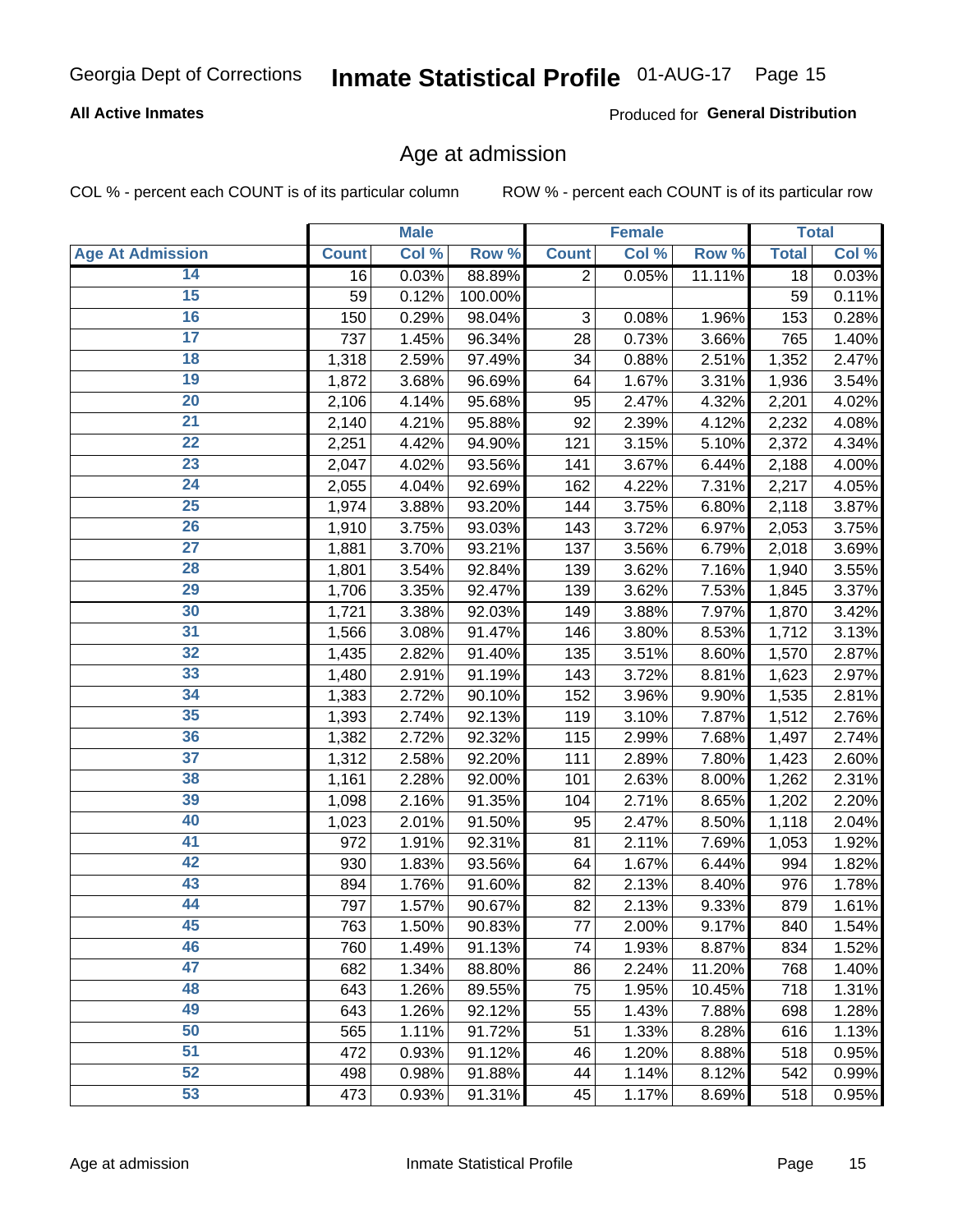Georgia Dept of Corrections **Inmate Statistical Profile** 01-AUG-17 Page 15

**All Active Inmates**

Produced for **General Distribution**

## Age at admission

COL % - percent each COUNT is of its particular column ROW % - percent each COUNT is of its particular row

| | Male | | | Female | | | Total | |
|---|---|---|---|---|---|---|---|---|
| **Age At Admission** | **Count** | **Col %** | **Row %** | **Count** | **Col %** | **Row %** | **Total** | **Col %** |
| 14 | 16 | 0.03% | 88.89% | 2 | 0.05% | 11.11% | 18 | 0.03% |
| 15 | 59 | 0.12% | 100.00% | | | | 59 | 0.11% |
| 16 | 150 | 0.29% | 98.04% | 3 | 0.08% | 1.96% | 153 | 0.28% |
| 17 | 737 | 1.45% | 96.34% | 28 | 0.73% | 3.66% | 765 | 1.40% |
| 18 | 1,318 | 2.59% | 97.49% | 34 | 0.88% | 2.51% | 1,352 | 2.47% |
| 19 | 1,872 | 3.68% | 96.69% | 64 | 1.67% | 3.31% | 1,936 | 3.54% |
| 20 | 2,106 | 4.14% | 95.68% | 95 | 2.47% | 4.32% | 2,201 | 4.02% |
| 21 | 2,140 | 4.21% | 95.88% | 92 | 2.39% | 4.12% | 2,232 | 4.08% |
| 22 | 2,251 | 4.42% | 94.90% | 121 | 3.15% | 5.10% | 2,372 | 4.34% |
| 23 | 2,047 | 4.02% | 93.56% | 141 | 3.67% | 6.44% | 2,188 | 4.00% |
| 24 | 2,055 | 4.04% | 92.69% | 162 | 4.22% | 7.31% | 2,217 | 4.05% |
| 25 | 1,974 | 3.88% | 93.20% | 144 | 3.75% | 6.80% | 2,118 | 3.87% |
| 26 | 1,910 | 3.75% | 93.03% | 143 | 3.72% | 6.97% | 2,053 | 3.75% |
| 27 | 1,881 | 3.70% | 93.21% | 137 | 3.56% | 6.79% | 2,018 | 3.69% |
| 28 | 1,801 | 3.54% | 92.84% | 139 | 3.62% | 7.16% | 1,940 | 3.55% |
| 29 | 1,706 | 3.35% | 92.47% | 139 | 3.62% | 7.53% | 1,845 | 3.37% |
| 30 | 1,721 | 3.38% | 92.03% | 149 | 3.88% | 7.97% | 1,870 | 3.42% |
| 31 | 1,566 | 3.08% | 91.47% | 146 | 3.80% | 8.53% | 1,712 | 3.13% |
| 32 | 1,435 | 2.82% | 91.40% | 135 | 3.51% | 8.60% | 1,570 | 2.87% |
| 33 | 1,480 | 2.91% | 91.19% | 143 | 3.72% | 8.81% | 1,623 | 2.97% |
| 34 | 1,383 | 2.72% | 90.10% | 152 | 3.96% | 9.90% | 1,535 | 2.81% |
| 35 | 1,393 | 2.74% | 92.13% | 119 | 3.10% | 7.87% | 1,512 | 2.76% |
| 36 | 1,382 | 2.72% | 92.32% | 115 | 2.99% | 7.68% | 1,497 | 2.74% |
| 37 | 1,312 | 2.58% | 92.20% | 111 | 2.89% | 7.80% | 1,423 | 2.60% |
| 38 | 1,161 | 2.28% | 92.00% | 101 | 2.63% | 8.00% | 1,262 | 2.31% |
| 39 | 1,098 | 2.16% | 91.35% | 104 | 2.71% | 8.65% | 1,202 | 2.20% |
| 40 | 1,023 | 2.01% | 91.50% | 95 | 2.47% | 8.50% | 1,118 | 2.04% |
| 41 | 972 | 1.91% | 92.31% | 81 | 2.11% | 7.69% | 1,053 | 1.92% |
| 42 | 930 | 1.83% | 93.56% | 64 | 1.67% | 6.44% | 994 | 1.82% |
| 43 | 894 | 1.76% | 91.60% | 82 | 2.13% | 8.40% | 976 | 1.78% |
| 44 | 797 | 1.57% | 90.67% | 82 | 2.13% | 9.33% | 879 | 1.61% |
| 45 | 763 | 1.50% | 90.83% | 77 | 2.00% | 9.17% | 840 | 1.54% |
| 46 | 760 | 1.49% | 91.13% | 74 | 1.93% | 8.87% | 834 | 1.52% |
| 47 | 682 | 1.34% | 88.80% | 86 | 2.24% | 11.20% | 768 | 1.40% |
| 48 | 643 | 1.26% | 89.55% | 75 | 1.95% | 10.45% | 718 | 1.31% |
| 49 | 643 | 1.26% | 92.12% | 55 | 1.43% | 7.88% | 698 | 1.28% |
| 50 | 565 | 1.11% | 91.72% | 51 | 1.33% | 8.28% | 616 | 1.13% |
| 51 | 472 | 0.93% | 91.12% | 46 | 1.20% | 8.88% | 518 | 0.95% |
| 52 | 498 | 0.98% | 91.88% | 44 | 1.14% | 8.12% | 542 | 0.99% |
| 53 | 473 | 0.93% | 91.31% | 45 | 1.17% | 8.69% | 518 | 0.95% |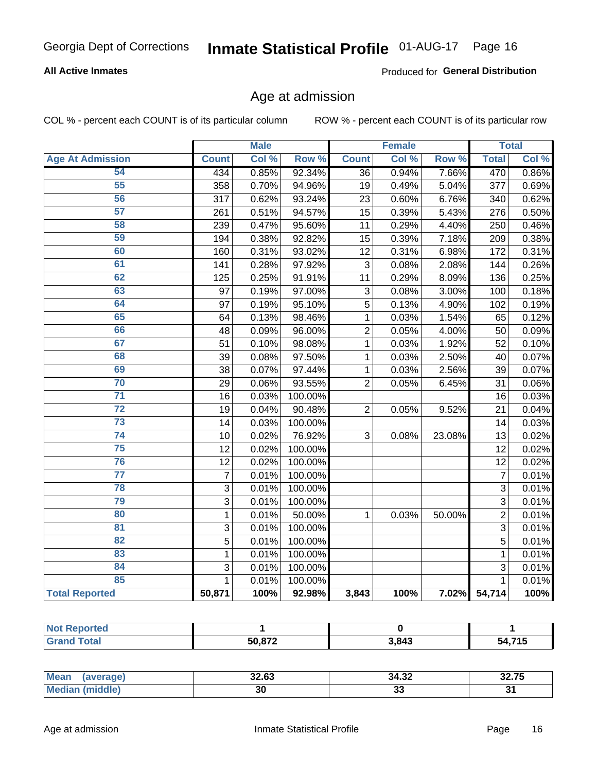Georgia Dept of Corrections **Inmate Statistical Profile** 01-AUG-17

**All Active Inmates**

Produced for **General Distribution**

## Age at admission

COL % - percent each COUNT is of its particular column

ROW % - percent each COUNT is of its particular row

| | Male | | | Female | | | Total | |
|---|---|---|---|---|---|---|---|---|
| **Age At Admission** | **Count** | **Col %** | **Row %** | **Count** | **Col %** | **Row %** | **Total** | **Col %** |
| 54 | 434 | 0.85% | 92.34% | 36 | 0.94% | 7.66% | 470 | 0.86% |
| 55 | 358 | 0.70% | 94.96% | 19 | 0.49% | 5.04% | 377 | 0.69% |
| 56 | 317 | 0.62% | 93.24% | 23 | 0.60% | 6.76% | 340 | 0.62% |
| 57 | 261 | 0.51% | 94.57% | 15 | 0.39% | 5.43% | 276 | 0.50% |
| 58 | 239 | 0.47% | 95.60% | 11 | 0.29% | 4.40% | 250 | 0.46% |
| 59 | 194 | 0.38% | 92.82% | 15 | 0.39% | 7.18% | 209 | 0.38% |
| 60 | 160 | 0.31% | 93.02% | 12 | 0.31% | 6.98% | 172 | 0.31% |
| 61 | 141 | 0.28% | 97.92% | 3 | 0.08% | 2.08% | 144 | 0.26% |
| 62 | 125 | 0.25% | 91.91% | 11 | 0.29% | 8.09% | 136 | 0.25% |
| 63 | 97 | 0.19% | 97.00% | 3 | 0.08% | 3.00% | 100 | 0.18% |
| 64 | 97 | 0.19% | 95.10% | 5 | 0.13% | 4.90% | 102 | 0.19% |
| 65 | 64 | 0.13% | 98.46% | 1 | 0.03% | 1.54% | 65 | 0.12% |
| 66 | 48 | 0.09% | 96.00% | 2 | 0.05% | 4.00% | 50 | 0.09% |
| 67 | 51 | 0.10% | 98.08% | 1 | 0.03% | 1.92% | 52 | 0.10% |
| 68 | 39 | 0.08% | 97.50% | 1 | 0.03% | 2.50% | 40 | 0.07% |
| 69 | 38 | 0.07% | 97.44% | 1 | 0.03% | 2.56% | 39 | 0.07% |
| 70 | 29 | 0.06% | 93.55% | 2 | 0.05% | 6.45% | 31 | 0.06% |
| 71 | 16 | 0.03% | 100.00% | | | | 16 | 0.03% |
| 72 | 19 | 0.04% | 90.48% | 2 | 0.05% | 9.52% | 21 | 0.04% |
| 73 | 14 | 0.03% | 100.00% | | | | 14 | 0.03% |
| 74 | 10 | 0.02% | 76.92% | 3 | 0.08% | 23.08% | 13 | 0.02% |
| 75 | 12 | 0.02% | 100.00% | | | | 12 | 0.02% |
| 76 | 12 | 0.02% | 100.00% | | | | 12 | 0.02% |
| 77 | 7 | 0.01% | 100.00% | | | | 7 | 0.01% |
| 78 | 3 | 0.01% | 100.00% | | | | 3 | 0.01% |
| 79 | 3 | 0.01% | 100.00% | | | | 3 | 0.01% |
| 80 | 1 | 0.01% | 50.00% | 1 | 0.03% | 50.00% | 2 | 0.01% |
| 81 | 3 | 0.01% | 100.00% | | | | 3 | 0.01% |
| 82 | 5 | 0.01% | 100.00% | | | | 5 | 0.01% |
| 83 | 1 | 0.01% | 100.00% | | | | 1 | 0.01% |
| 84 | 3 | 0.01% | 100.00% | | | | 3 | 0.01% |
| 85 | 1 | 0.01% | 100.00% | | | | 1 | 0.01% |
| **Total Reported** | **50,871** | **100%** | **92.98%** | **3,843** | **100%** | **7.02%** | **54,714** | **100%** |

| | Male | Female | Total |
|---|---|---|---|
| **Not Reported** | **1** | **0** | **1** |
| **Grand Total** | **50,872** | **3,843** | **54,715** |

| | Male | Female | Total |
|---|---|---|---|
| **Mean (average)** | **32.63** | **34.32** | **32.75** |
| **Median (middle)** | **30** | **33** | **31** |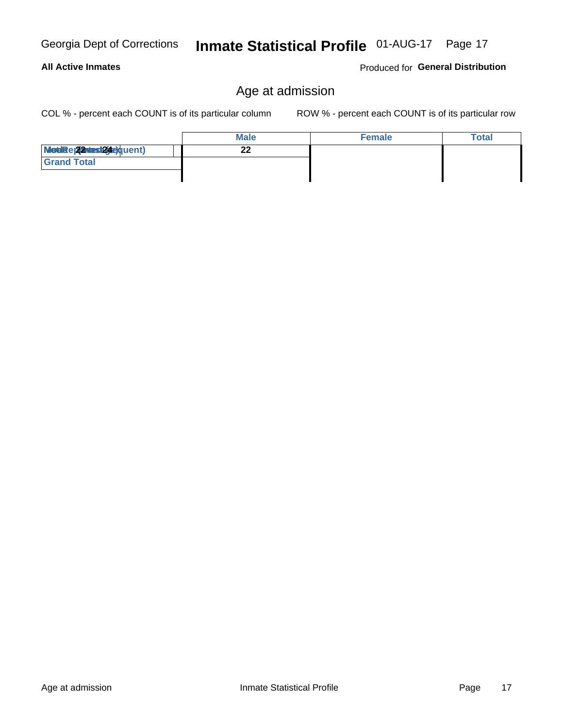## All Active Inmates

Produced for **General Distribution**

# Age at admission

COL % - percent each COUNT is of its particular column    ROW % - percent each COUNT is of its particular row

| | Male | Female | Total |
|---|---|---|---|
| Mode (Most frequent) / Median 22 / Not Reported (24) | 22 | | |
| Grand Total | | | |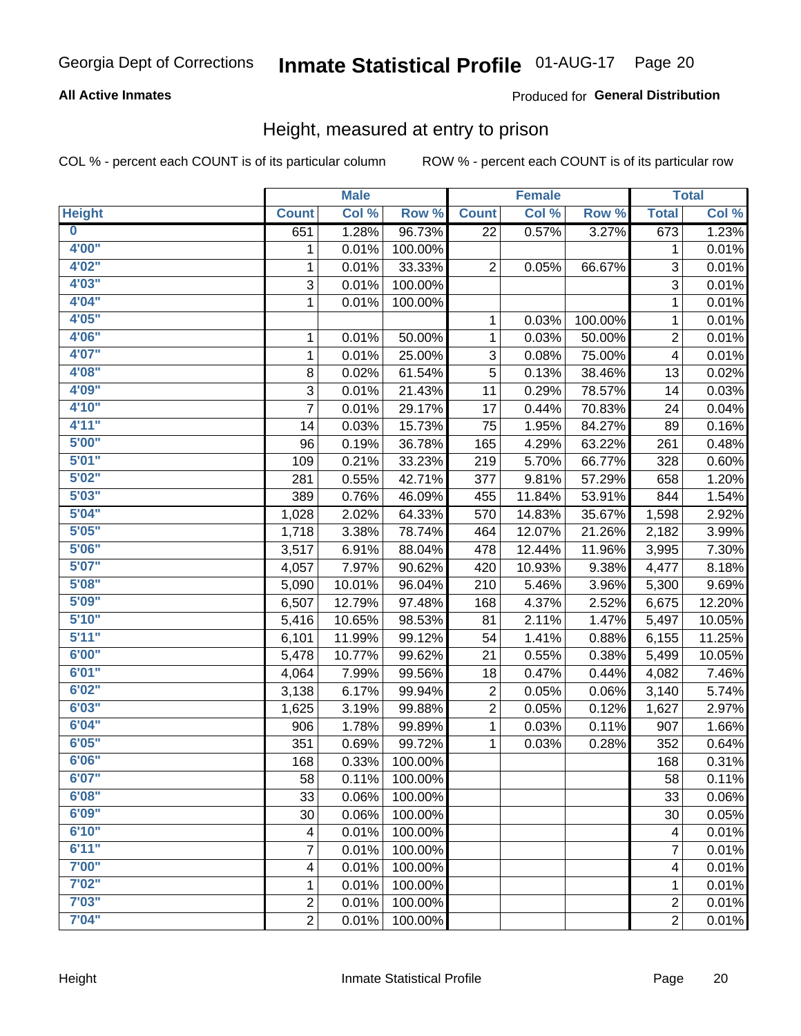## All Active Inmates

Produced for **General Distribution**

### Height, measured at entry to prison

COL % - percent each COUNT is of its particular column ROW % - percent each COUNT is of its particular row

| | Male | | | Female | | | Total | |
|---|---|---|---|---|---|---|---|---|
| **Height** | **Count** | **Col %** | **Row %** | **Count** | **Col %** | **Row %** | **Total** | **Col %** |
| 0 | 651 | 1.28% | 96.73% | 22 | 0.57% | 3.27% | 673 | 1.23% |
| 4'00" | 1 | 0.01% | 100.00% | | | | 1 | 0.01% |
| 4'02" | 1 | 0.01% | 33.33% | 2 | 0.05% | 66.67% | 3 | 0.01% |
| 4'03" | 3 | 0.01% | 100.00% | | | | 3 | 0.01% |
| 4'04" | 1 | 0.01% | 100.00% | | | | 1 | 0.01% |
| 4'05" | | | | 1 | 0.03% | 100.00% | 1 | 0.01% |
| 4'06" | 1 | 0.01% | 50.00% | 1 | 0.03% | 50.00% | 2 | 0.01% |
| 4'07" | 1 | 0.01% | 25.00% | 3 | 0.08% | 75.00% | 4 | 0.01% |
| 4'08" | 8 | 0.02% | 61.54% | 5 | 0.13% | 38.46% | 13 | 0.02% |
| 4'09" | 3 | 0.01% | 21.43% | 11 | 0.29% | 78.57% | 14 | 0.03% |
| 4'10" | 7 | 0.01% | 29.17% | 17 | 0.44% | 70.83% | 24 | 0.04% |
| 4'11" | 14 | 0.03% | 15.73% | 75 | 1.95% | 84.27% | 89 | 0.16% |
| 5'00" | 96 | 0.19% | 36.78% | 165 | 4.29% | 63.22% | 261 | 0.48% |
| 5'01" | 109 | 0.21% | 33.23% | 219 | 5.70% | 66.77% | 328 | 0.60% |
| 5'02" | 281 | 0.55% | 42.71% | 377 | 9.81% | 57.29% | 658 | 1.20% |
| 5'03" | 389 | 0.76% | 46.09% | 455 | 11.84% | 53.91% | 844 | 1.54% |
| 5'04" | 1,028 | 2.02% | 64.33% | 570 | 14.83% | 35.67% | 1,598 | 2.92% |
| 5'05" | 1,718 | 3.38% | 78.74% | 464 | 12.07% | 21.26% | 2,182 | 3.99% |
| 5'06" | 3,517 | 6.91% | 88.04% | 478 | 12.44% | 11.96% | 3,995 | 7.30% |
| 5'07" | 4,057 | 7.97% | 90.62% | 420 | 10.93% | 9.38% | 4,477 | 8.18% |
| 5'08" | 5,090 | 10.01% | 96.04% | 210 | 5.46% | 3.96% | 5,300 | 9.69% |
| 5'09" | 6,507 | 12.79% | 97.48% | 168 | 4.37% | 2.52% | 6,675 | 12.20% |
| 5'10" | 5,416 | 10.65% | 98.53% | 81 | 2.11% | 1.47% | 5,497 | 10.05% |
| 5'11" | 6,101 | 11.99% | 99.12% | 54 | 1.41% | 0.88% | 6,155 | 11.25% |
| 6'00" | 5,478 | 10.77% | 99.62% | 21 | 0.55% | 0.38% | 5,499 | 10.05% |
| 6'01" | 4,064 | 7.99% | 99.56% | 18 | 0.47% | 0.44% | 4,082 | 7.46% |
| 6'02" | 3,138 | 6.17% | 99.94% | 2 | 0.05% | 0.06% | 3,140 | 5.74% |
| 6'03" | 1,625 | 3.19% | 99.88% | 2 | 0.05% | 0.12% | 1,627 | 2.97% |
| 6'04" | 906 | 1.78% | 99.89% | 1 | 0.03% | 0.11% | 907 | 1.66% |
| 6'05" | 351 | 0.69% | 99.72% | 1 | 0.03% | 0.28% | 352 | 0.64% |
| 6'06" | 168 | 0.33% | 100.00% | | | | 168 | 0.31% |
| 6'07" | 58 | 0.11% | 100.00% | | | | 58 | 0.11% |
| 6'08" | 33 | 0.06% | 100.00% | | | | 33 | 0.06% |
| 6'09" | 30 | 0.06% | 100.00% | | | | 30 | 0.05% |
| 6'10" | 4 | 0.01% | 100.00% | | | | 4 | 0.01% |
| 6'11" | 7 | 0.01% | 100.00% | | | | 7 | 0.01% |
| 7'00" | 4 | 0.01% | 100.00% | | | | 4 | 0.01% |
| 7'02" | 1 | 0.01% | 100.00% | | | | 1 | 0.01% |
| 7'03" | 2 | 0.01% | 100.00% | | | | 2 | 0.01% |
| 7'04" | 2 | 0.01% | 100.00% | | | | 2 | 0.01% |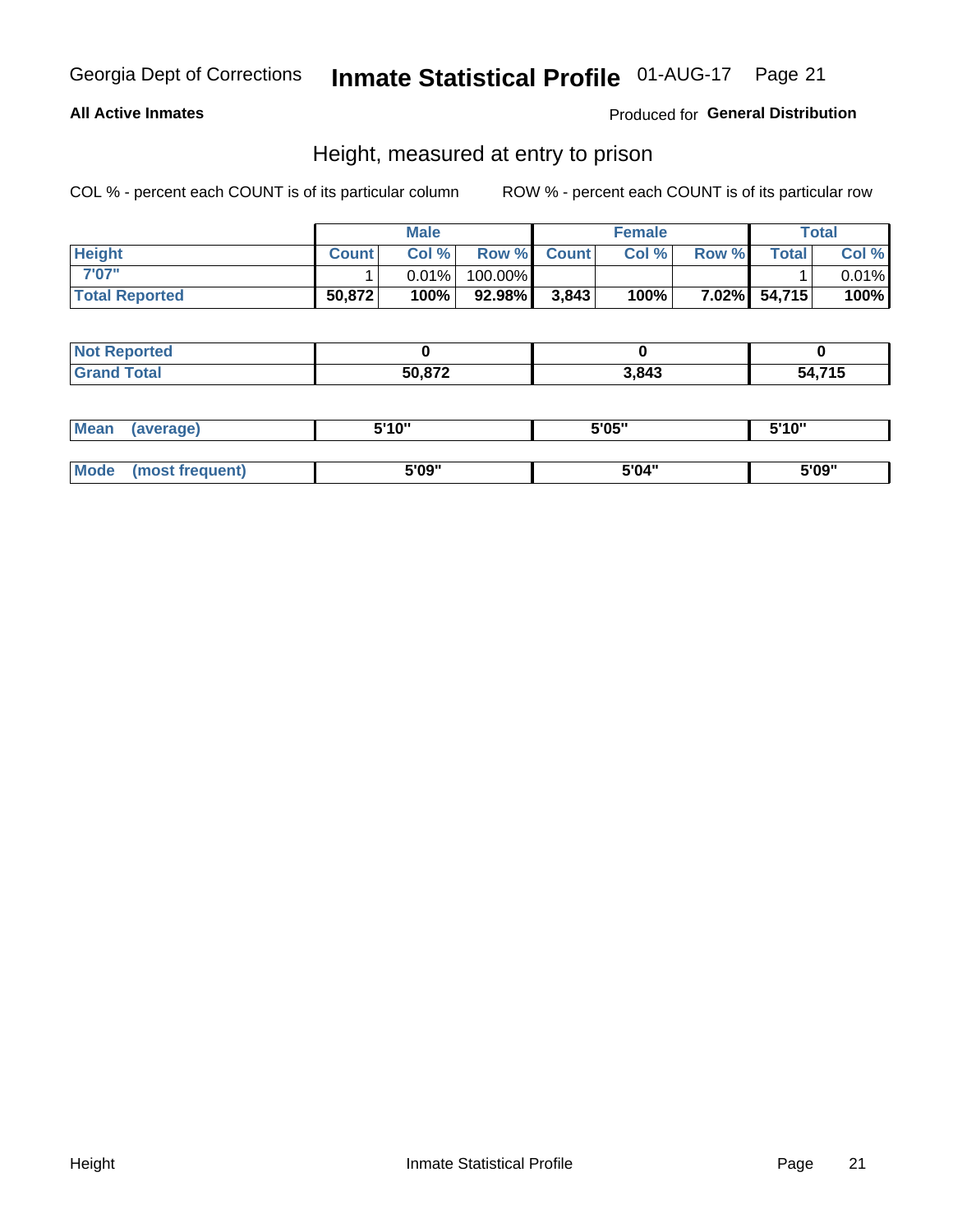Georgia Dept of Corrections **Inhmate Statistical Profile** 01-AUG-17

**All Active Inmates**

Produced for **General Distribution**

## Height, measured at entry to prison

COL % - percent each COUNT is of its particular column     ROW % - percent each COUNT is of its particular row

| | Male | | | Female | | | Total | |
|---|---|---|---|---|---|---|---|---|
| **Height** | **Count** | **Col %** | **Row %** | **Count** | **Col %** | **Row %** | **Total** | **Col %** |
| **7'07"** | 1 | 0.01% | 100.00% | | | | 1 | 0.01% |
| **Total Reported** | **50,872** | **100%** | **92.98%** | **3,843** | **100%** | **7.02%** | **54,715** | **100%** |

| | Male | Female | Total |
|---|---|---|---|
| **Not Reported** | **0** | **0** | **0** |
| **Grand Total** | **50,872** | **3,843** | **54,715** |

| | Male | Female | Total |
|---|---|---|---|
| **Mean (average)** | **5'10"** | **5'05"** | **5'10"** |
| **Mode (most frequent)** | **5'09"** | **5'04"** | **5'09"** |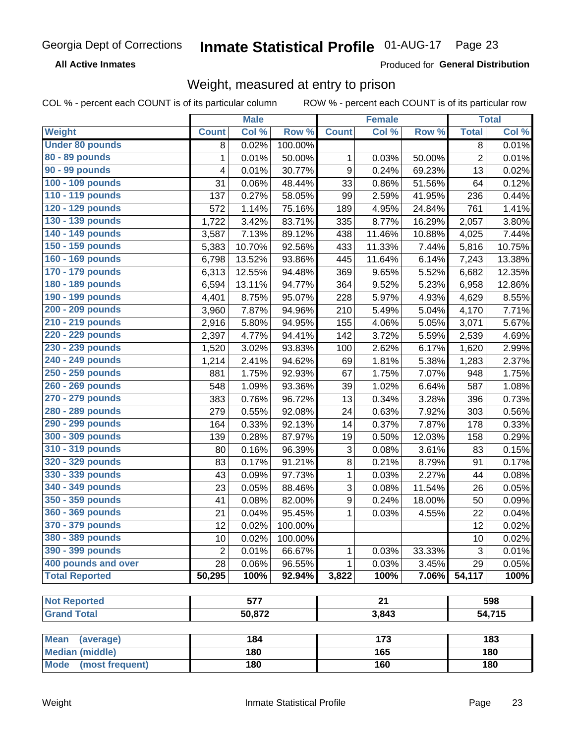Georgia Dept of Corrections **Inmate Statistical Profile** 01-AUG-17

**All Active Inmates**

Produced for **General Distribution**

## Weight, measured at entry to prison

COL % - percent each COUNT is of its particular column  ROW % - percent each COUNT is of its particular row

| | Male | | | Female | | | Total | |
|---|---|---|---|---|---|---|---|---|
| **Weight** | **Count** | **Col %** | **Row %** | **Count** | **Col %** | **Row %** | **Total** | **Col %** |
| **Under 80 pounds** | 8 | 0.02% | 100.00% | | | | 8 | 0.01% |
| **80 - 89 pounds** | 1 | 0.01% | 50.00% | 1 | 0.03% | 50.00% | 2 | 0.01% |
| **90 - 99 pounds** | 4 | 0.01% | 30.77% | 9 | 0.24% | 69.23% | 13 | 0.02% |
| **100 - 109 pounds** | 31 | 0.06% | 48.44% | 33 | 0.86% | 51.56% | 64 | 0.12% |
| **110 - 119 pounds** | 137 | 0.27% | 58.05% | 99 | 2.59% | 41.95% | 236 | 0.44% |
| **120 - 129 pounds** | 572 | 1.14% | 75.16% | 189 | 4.95% | 24.84% | 761 | 1.41% |
| **130 - 139 pounds** | 1,722 | 3.42% | 83.71% | 335 | 8.77% | 16.29% | 2,057 | 3.80% |
| **140 - 149 pounds** | 3,587 | 7.13% | 89.12% | 438 | 11.46% | 10.88% | 4,025 | 7.44% |
| **150 - 159 pounds** | 5,383 | 10.70% | 92.56% | 433 | 11.33% | 7.44% | 5,816 | 10.75% |
| **160 - 169 pounds** | 6,798 | 13.52% | 93.86% | 445 | 11.64% | 6.14% | 7,243 | 13.38% |
| **170 - 179 pounds** | 6,313 | 12.55% | 94.48% | 369 | 9.65% | 5.52% | 6,682 | 12.35% |
| **180 - 189 pounds** | 6,594 | 13.11% | 94.77% | 364 | 9.52% | 5.23% | 6,958 | 12.86% |
| **190 - 199 pounds** | 4,401 | 8.75% | 95.07% | 228 | 5.97% | 4.93% | 4,629 | 8.55% |
| **200 - 209 pounds** | 3,960 | 7.87% | 94.96% | 210 | 5.49% | 5.04% | 4,170 | 7.71% |
| **210 - 219 pounds** | 2,916 | 5.80% | 94.95% | 155 | 4.06% | 5.05% | 3,071 | 5.67% |
| **220 - 229 pounds** | 2,397 | 4.77% | 94.41% | 142 | 3.72% | 5.59% | 2,539 | 4.69% |
| **230 - 239 pounds** | 1,520 | 3.02% | 93.83% | 100 | 2.62% | 6.17% | 1,620 | 2.99% |
| **240 - 249 pounds** | 1,214 | 2.41% | 94.62% | 69 | 1.81% | 5.38% | 1,283 | 2.37% |
| **250 - 259 pounds** | 881 | 1.75% | 92.93% | 67 | 1.75% | 7.07% | 948 | 1.75% |
| **260 - 269 pounds** | 548 | 1.09% | 93.36% | 39 | 1.02% | 6.64% | 587 | 1.08% |
| **270 - 279 pounds** | 383 | 0.76% | 96.72% | 13 | 0.34% | 3.28% | 396 | 0.73% |
| **280 - 289 pounds** | 279 | 0.55% | 92.08% | 24 | 0.63% | 7.92% | 303 | 0.56% |
| **290 - 299 pounds** | 164 | 0.33% | 92.13% | 14 | 0.37% | 7.87% | 178 | 0.33% |
| **300 - 309 pounds** | 139 | 0.28% | 87.97% | 19 | 0.50% | 12.03% | 158 | 0.29% |
| **310 - 319 pounds** | 80 | 0.16% | 96.39% | 3 | 0.08% | 3.61% | 83 | 0.15% |
| **320 - 329 pounds** | 83 | 0.17% | 91.21% | 8 | 0.21% | 8.79% | 91 | 0.17% |
| **330 - 339 pounds** | 43 | 0.09% | 97.73% | 1 | 0.03% | 2.27% | 44 | 0.08% |
| **340 - 349 pounds** | 23 | 0.05% | 88.46% | 3 | 0.08% | 11.54% | 26 | 0.05% |
| **350 - 359 pounds** | 41 | 0.08% | 82.00% | 9 | 0.24% | 18.00% | 50 | 0.09% |
| **360 - 369 pounds** | 21 | 0.04% | 95.45% | 1 | 0.03% | 4.55% | 22 | 0.04% |
| **370 - 379 pounds** | 12 | 0.02% | 100.00% | | | | 12 | 0.02% |
| **380 - 389 pounds** | 10 | 0.02% | 100.00% | | | | 10 | 0.02% |
| **390 - 399 pounds** | 2 | 0.01% | 66.67% | 1 | 0.03% | 33.33% | 3 | 0.01% |
| **400 pounds and over** | 28 | 0.06% | 96.55% | 1 | 0.03% | 3.45% | 29 | 0.05% |
| **Total Reported** | **50,295** | **100%** | **92.94%** | **3,822** | **100%** | **7.06%** | **54,117** | **100%** |

| | Male | Female | Total |
|---|---|---|---|
| **Not Reported** | **577** | **21** | **598** |
| **Grand Total** | **50,872** | **3,843** | **54,715** |

| | Male | Female | Total |
|---|---|---|---|
| **Mean (average)** | **184** | **173** | **183** |
| **Median (middle)** | **180** | **165** | **180** |
| **Mode (most frequent)** | **180** | **160** | **180** |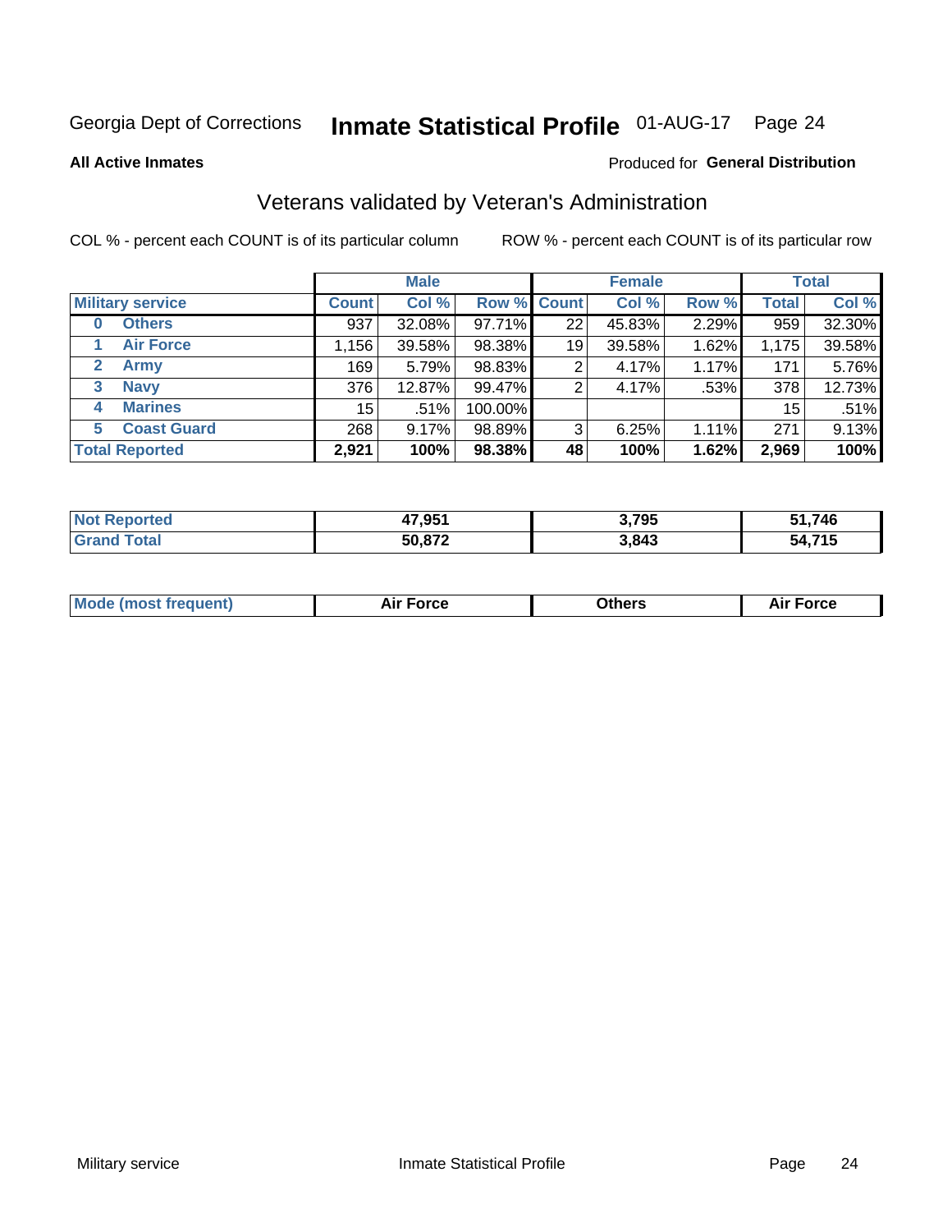Georgia Dept of Corrections **Inmate Statistical Profile** 01-AUG-17

**All Active Inmates**

Produced for **General Distribution**

## Veterans validated by Veteran's Administration

COL % - percent each COUNT is of its particular column

ROW % - percent each COUNT is of its particular row

| | Male | | | Female | | | Total | |
|---|---|---|---|---|---|---|---|---|
| **Military service** | **Count** | **Col %** | **Row %** | **Count** | **Col %** | **Row %** | **Total** | **Col %** |
| 0 Others | 937 | 32.08% | 97.71% | 22 | 45.83% | 2.29% | 959 | 32.30% |
| 1 Air Force | 1,156 | 39.58% | 98.38% | 19 | 39.58% | 1.62% | 1,175 | 39.58% |
| 2 Army | 169 | 5.79% | 98.83% | 2 | 4.17% | 1.17% | 171 | 5.76% |
| 3 Navy | 376 | 12.87% | 99.47% | 2 | 4.17% | .53% | 378 | 12.73% |
| 4 Marines | 15 | .51% | 100.00% | | | | 15 | .51% |
| 5 Coast Guard | 268 | 9.17% | 98.89% | 3 | 6.25% | 1.11% | 271 | 9.13% |
| **Total Reported** | **2,921** | **100%** | **98.38%** | **48** | **100%** | **1.62%** | **2,969** | **100%** |

| | Male | Female | Total |
|---|---|---|---|
| **Not Reported** | **47,951** | **3,795** | **51,746** |
| **Grand Total** | **50,872** | **3,843** | **54,715** |

| | Male | Female | Total |
|---|---|---|---|
| **Mode (most frequent)** | **Air Force** | **Others** | **Air Force** |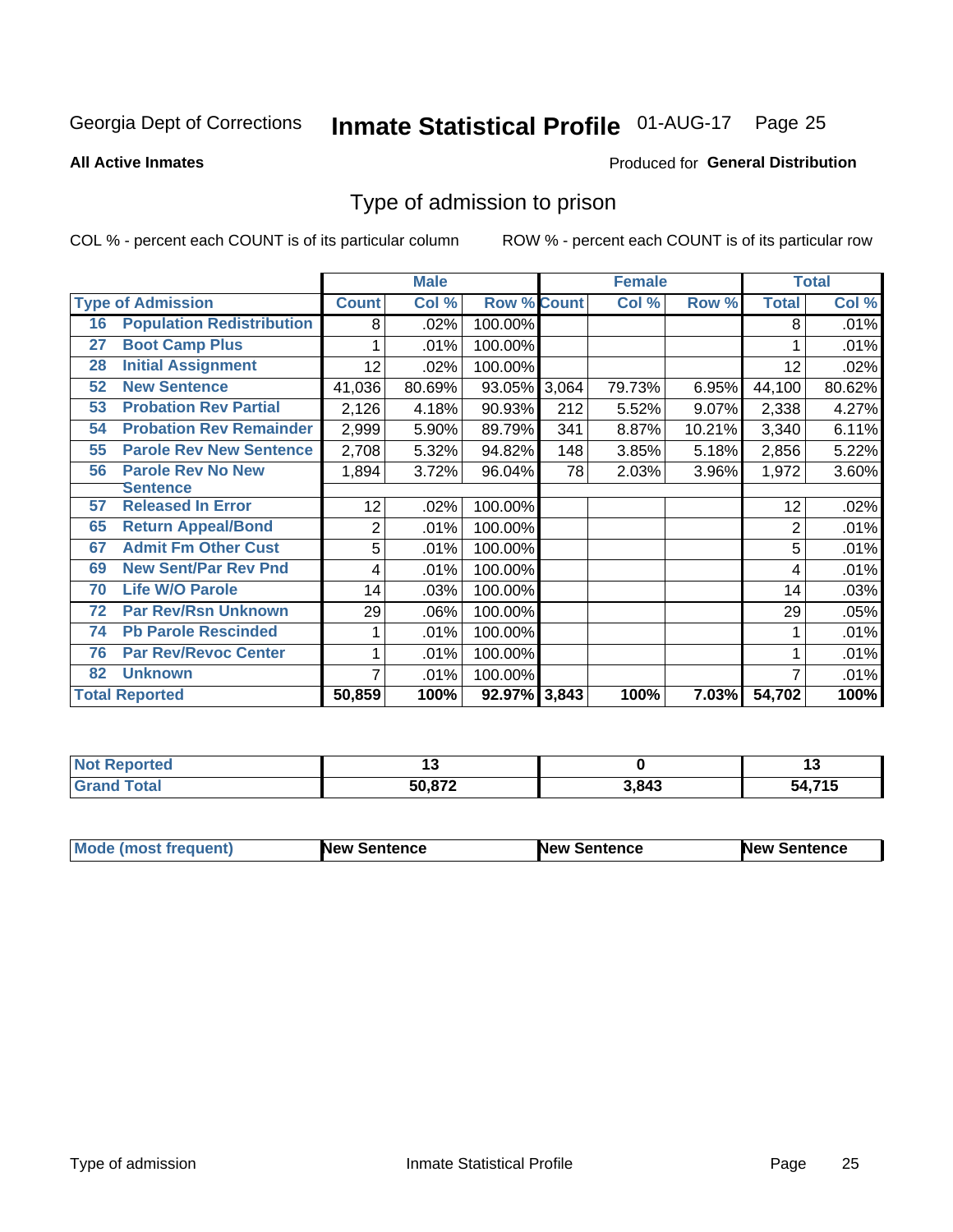Georgia Dept of Corrections **Inmate Statistical Profile** 01-AUG-17

**All Active Inmates**

Produced for **General Distribution**

## Type of admission to prison

COL % - percent each COUNT is of its particular column ROW % - percent each COUNT is of its particular row

| | | Male | | | Female | | | Total | |
|---|---|---|---|---|---|---|---|---|---|
| **Type of Admission** | | **Count** | **Col %** | **Row %** | **Count** | **Col %** | **Row %** | **Total** | **Col %** |
| 16 | Population Redistribution | 8 | .02% | 100.00% | | | | 8 | .01% |
| 27 | Boot Camp Plus | 1 | .01% | 100.00% | | | | 1 | .01% |
| 28 | Initial Assignment | 12 | .02% | 100.00% | | | | 12 | .02% |
| 52 | New Sentence | 41,036 | 80.69% | 93.05% | 3,064 | 79.73% | 6.95% | 44,100 | 80.62% |
| 53 | Probation Rev Partial | 2,126 | 4.18% | 90.93% | 212 | 5.52% | 9.07% | 2,338 | 4.27% |
| 54 | Probation Rev Remainder | 2,999 | 5.90% | 89.79% | 341 | 8.87% | 10.21% | 3,340 | 6.11% |
| 55 | Parole Rev New Sentence | 2,708 | 5.32% | 94.82% | 148 | 3.85% | 5.18% | 2,856 | 5.22% |
| 56 | Parole Rev No New Sentence | 1,894 | 3.72% | 96.04% | 78 | 2.03% | 3.96% | 1,972 | 3.60% |
| 57 | Released In Error | 12 | .02% | 100.00% | | | | 12 | .02% |
| 65 | Return Appeal/Bond | 2 | .01% | 100.00% | | | | 2 | .01% |
| 67 | Admit Fm Other Cust | 5 | .01% | 100.00% | | | | 5 | .01% |
| 69 | New Sent/Par Rev Pnd | 4 | .01% | 100.00% | | | | 4 | .01% |
| 70 | Life W/O Parole | 14 | .03% | 100.00% | | | | 14 | .03% |
| 72 | Par Rev/Rsn Unknown | 29 | .06% | 100.00% | | | | 29 | .05% |
| 74 | Pb Parole Rescinded | 1 | .01% | 100.00% | | | | 1 | .01% |
| 76 | Par Rev/Revoc Center | 1 | .01% | 100.00% | | | | 1 | .01% |
| 82 | Unknown | 7 | .01% | 100.00% | | | | 7 | .01% |
| **Total Reported** | | **50,859** | **100%** | **92.97%** | **3,843** | **100%** | **7.03%** | **54,702** | **100%** |

| | Male | Female | Total |
|---|---|---|---|
| **Not Reported** | **13** | **0** | **13** |
| **Grand Total** | **50,872** | **3,843** | **54,715** |

| | Male | Female | Total |
|---|---|---|---|
| **Mode (most frequent)** | **New Sentence** | **New Sentence** | **New Sentence** |

Type of admission Inmate Statistical Profile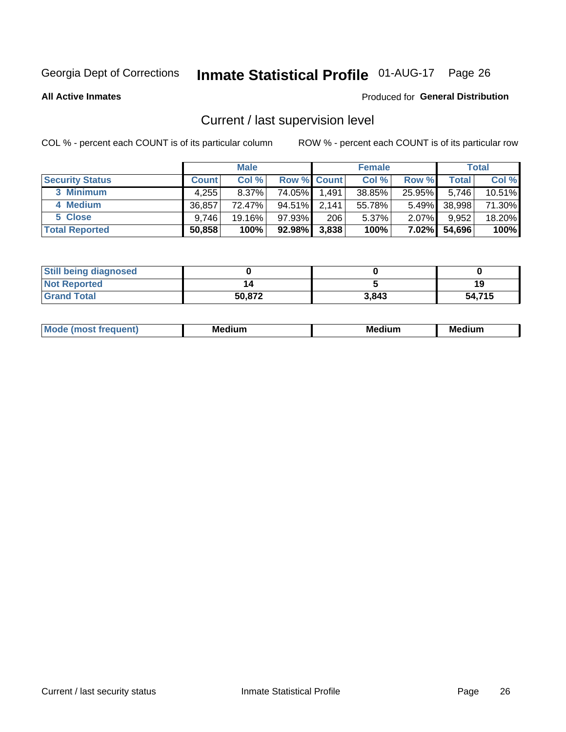# Current / last supervision level

All Active Inmates — Produced for **General Distribution**

COL % - percent each COUNT is of its particular column

ROW % - percent each COUNT is of its particular row

| | Male | | | Female | | | Total | |
|---|---|---|---|---|---|---|---|---|
| **Security Status** | **Count** | **Col %** | **Row %** | **Count** | **Col %** | **Row %** | **Total** | **Col %** |
| 3 Minimum | 4,255 | 8.37% | 74.05% | 1,491 | 38.85% | 25.95% | 5,746 | 10.51% |
| 4 Medium | 36,857 | 72.47% | 94.51% | 2,141 | 55.78% | 5.49% | 38,998 | 71.30% |
| 5 Close | 9,746 | 19.16% | 97.93% | 206 | 5.37% | 2.07% | 9,952 | 18.20% |
| **Total Reported** | **50,858** | **100%** | **92.98%** | **3,838** | **100%** | **7.02%** | **54,696** | **100%** |

| | Male | Female | Total |
|---|---|---|---|
| Still being diagnosed | 0 | 0 | 0 |
| Not Reported | 14 | 5 | 19 |
| Grand Total | 50,872 | 3,843 | 54,715 |

| | Male | Female | Total |
|---|---|---|---|
| Mode (most frequent) | Medium | Medium | Medium |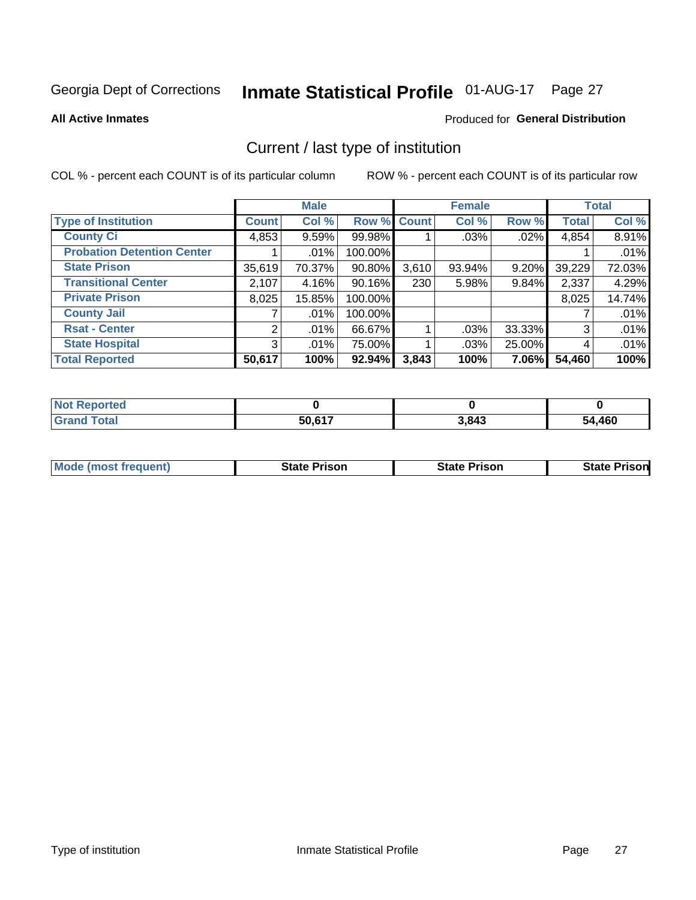Georgia Dept of Corrections **Inmate Statistical Profile** 01-AUG-17

**All Active Inmates**

Produced for **General Distribution**

## Current / last type of institution

COL % - percent each COUNT is of its particular column ROW % - percent each COUNT is of its particular row

| | Male | | | Female | | | Total | |
|---|---|---|---|---|---|---|---|---|
| **Type of Institution** | **Count** | **Col %** | **Row %** | **Count** | **Col %** | **Row %** | **Total** | **Col %** |
| **County Ci** | 4,853 | 9.59% | 99.98% | 1 | .03% | .02% | 4,854 | 8.91% |
| **Probation Detention Center** | 1 | .01% | 100.00% | | | | 1 | .01% |
| **State Prison** | 35,619 | 70.37% | 90.80% | 3,610 | 93.94% | 9.20% | 39,229 | 72.03% |
| **Transitional Center** | 2,107 | 4.16% | 90.16% | 230 | 5.98% | 9.84% | 2,337 | 4.29% |
| **Private Prison** | 8,025 | 15.85% | 100.00% | | | | 8,025 | 14.74% |
| **County Jail** | 7 | .01% | 100.00% | | | | 7 | .01% |
| **Rsat - Center** | 2 | .01% | 66.67% | 1 | .03% | 33.33% | 3 | .01% |
| **State Hospital** | 3 | .01% | 75.00% | 1 | .03% | 25.00% | 4 | .01% |
| **Total Reported** | **50,617** | **100%** | **92.94%** | **3,843** | **100%** | **7.06%** | **54,460** | **100%** |

| | Male | Female | Total |
|---|---|---|---|
| **Not Reported** | **0** | **0** | **0** |
| **Grand Total** | **50,617** | **3,843** | **54,460** |

| | Male | Female | Total |
|---|---|---|---|
| **Mode (most frequent)** | **State Prison** | **State Prison** | **State Prison** |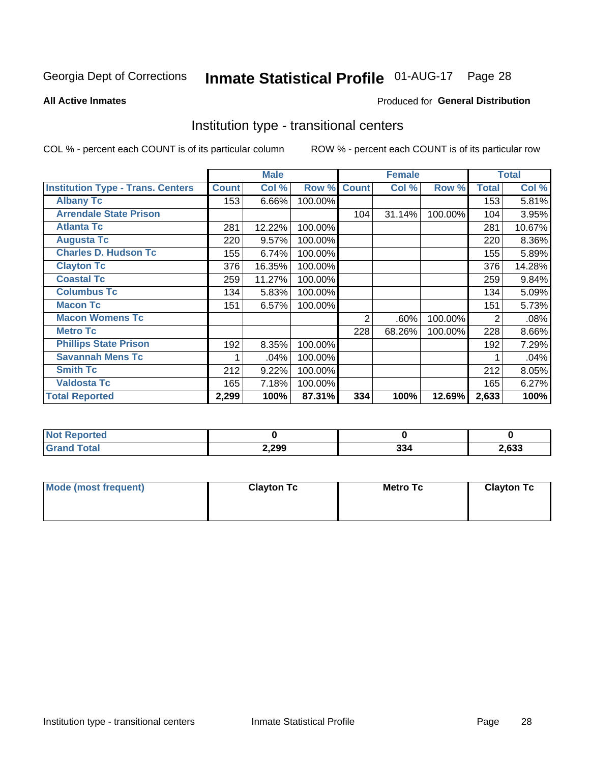Georgia Dept of Corrections **Inmate Statistical Profile** 01-AUG-17 Page 28

**All Active Inmates**

Produced for **General Distribution**

## Institution type - transitional centers

COL % - percent each COUNT is of its particular column ROW % - percent each COUNT is of its particular row

| | Male | | | Female | | | Total | |
|---|---|---|---|---|---|---|---|---|
| **Institution Type - Trans. Centers** | **Count** | **Col %** | **Row %** | **Count** | **Col %** | **Row %** | **Total** | **Col %** |
| **Albany Tc** | 153 | 6.66% | 100.00% | | | | 153 | 5.81% |
| **Arrendale State Prison** | | | | 104 | 31.14% | 100.00% | 104 | 3.95% |
| **Atlanta Tc** | 281 | 12.22% | 100.00% | | | | 281 | 10.67% |
| **Augusta Tc** | 220 | 9.57% | 100.00% | | | | 220 | 8.36% |
| **Charles D. Hudson Tc** | 155 | 6.74% | 100.00% | | | | 155 | 5.89% |
| **Clayton Tc** | 376 | 16.35% | 100.00% | | | | 376 | 14.28% |
| **Coastal Tc** | 259 | 11.27% | 100.00% | | | | 259 | 9.84% |
| **Columbus Tc** | 134 | 5.83% | 100.00% | | | | 134 | 5.09% |
| **Macon Tc** | 151 | 6.57% | 100.00% | | | | 151 | 5.73% |
| **Macon Womens Tc** | | | | 2 | .60% | 100.00% | 2 | .08% |
| **Metro Tc** | | | | 228 | 68.26% | 100.00% | 228 | 8.66% |
| **Phillips State Prison** | 192 | 8.35% | 100.00% | | | | 192 | 7.29% |
| **Savannah Mens Tc** | 1 | .04% | 100.00% | | | | 1 | .04% |
| **Smith Tc** | 212 | 9.22% | 100.00% | | | | 212 | 8.05% |
| **Valdosta Tc** | 165 | 7.18% | 100.00% | | | | 165 | 6.27% |
| **Total Reported** | **2,299** | **100%** | **87.31%** | **334** | **100%** | **12.69%** | **2,633** | **100%** |

| | Male | Female | Total |
|---|---|---|---|
| **Not Reported** | **0** | **0** | **0** |
| **Grand Total** | **2,299** | **334** | **2,633** |

| | Male | Female | Total |
|---|---|---|---|
| **Mode (most frequent)** | **Clayton Tc** | **Metro Tc** | **Clayton Tc** |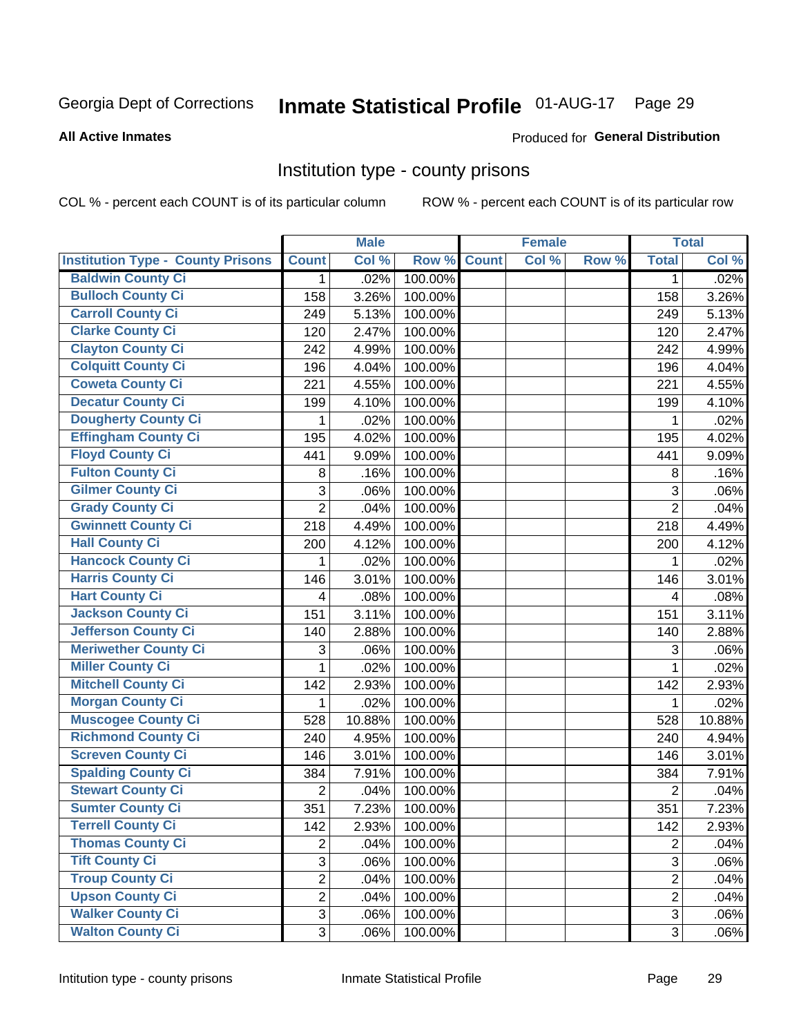Georgia Dept of Corrections **Inmate Statistical Profile** 01-AUG-17

**All Active Inmates**

Produced for **General Distribution**

## Institution type - county prisons

COL % - percent each COUNT is of its particular column

ROW % - percent each COUNT is of its particular row

| | Male | | | Female | | | Total | |
|---|---|---|---|---|---|---|---|---|
| **Institution Type - County Prisons** | **Count** | **Col %** | **Row %** | **Count** | **Col %** | **Row %** | **Total** | **Col %** |
| Baldwin County Ci | 1 | .02% | 100.00% | | | | 1 | .02% |
| Bulloch County Ci | 158 | 3.26% | 100.00% | | | | 158 | 3.26% |
| Carroll County Ci | 249 | 5.13% | 100.00% | | | | 249 | 5.13% |
| Clarke County Ci | 120 | 2.47% | 100.00% | | | | 120 | 2.47% |
| Clayton County Ci | 242 | 4.99% | 100.00% | | | | 242 | 4.99% |
| Colquitt County Ci | 196 | 4.04% | 100.00% | | | | 196 | 4.04% |
| Coweta County Ci | 221 | 4.55% | 100.00% | | | | 221 | 4.55% |
| Decatur County Ci | 199 | 4.10% | 100.00% | | | | 199 | 4.10% |
| Dougherty County Ci | 1 | .02% | 100.00% | | | | 1 | .02% |
| Effingham County Ci | 195 | 4.02% | 100.00% | | | | 195 | 4.02% |
| Floyd County Ci | 441 | 9.09% | 100.00% | | | | 441 | 9.09% |
| Fulton County Ci | 8 | .16% | 100.00% | | | | 8 | .16% |
| Gilmer County Ci | 3 | .06% | 100.00% | | | | 3 | .06% |
| Grady County Ci | 2 | .04% | 100.00% | | | | 2 | .04% |
| Gwinnett County Ci | 218 | 4.49% | 100.00% | | | | 218 | 4.49% |
| Hall County Ci | 200 | 4.12% | 100.00% | | | | 200 | 4.12% |
| Hancock County Ci | 1 | .02% | 100.00% | | | | 1 | .02% |
| Harris County Ci | 146 | 3.01% | 100.00% | | | | 146 | 3.01% |
| Hart County Ci | 4 | .08% | 100.00% | | | | 4 | .08% |
| Jackson County Ci | 151 | 3.11% | 100.00% | | | | 151 | 3.11% |
| Jefferson County Ci | 140 | 2.88% | 100.00% | | | | 140 | 2.88% |
| Meriwether County Ci | 3 | .06% | 100.00% | | | | 3 | .06% |
| Miller County Ci | 1 | .02% | 100.00% | | | | 1 | .02% |
| Mitchell County Ci | 142 | 2.93% | 100.00% | | | | 142 | 2.93% |
| Morgan County Ci | 1 | .02% | 100.00% | | | | 1 | .02% |
| Muscogee County Ci | 528 | 10.88% | 100.00% | | | | 528 | 10.88% |
| Richmond County Ci | 240 | 4.95% | 100.00% | | | | 240 | 4.94% |
| Screven County Ci | 146 | 3.01% | 100.00% | | | | 146 | 3.01% |
| Spalding County Ci | 384 | 7.91% | 100.00% | | | | 384 | 7.91% |
| Stewart County Ci | 2 | .04% | 100.00% | | | | 2 | .04% |
| Sumter County Ci | 351 | 7.23% | 100.00% | | | | 351 | 7.23% |
| Terrell County Ci | 142 | 2.93% | 100.00% | | | | 142 | 2.93% |
| Thomas County Ci | 2 | .04% | 100.00% | | | | 2 | .04% |
| Tift County Ci | 3 | .06% | 100.00% | | | | 3 | .06% |
| Troup County Ci | 2 | .04% | 100.00% | | | | 2 | .04% |
| Upson County Ci | 2 | .04% | 100.00% | | | | 2 | .04% |
| Walker County Ci | 3 | .06% | 100.00% | | | | 3 | .06% |
| Walton County Ci | 3 | .06% | 100.00% | | | | 3 | .06% |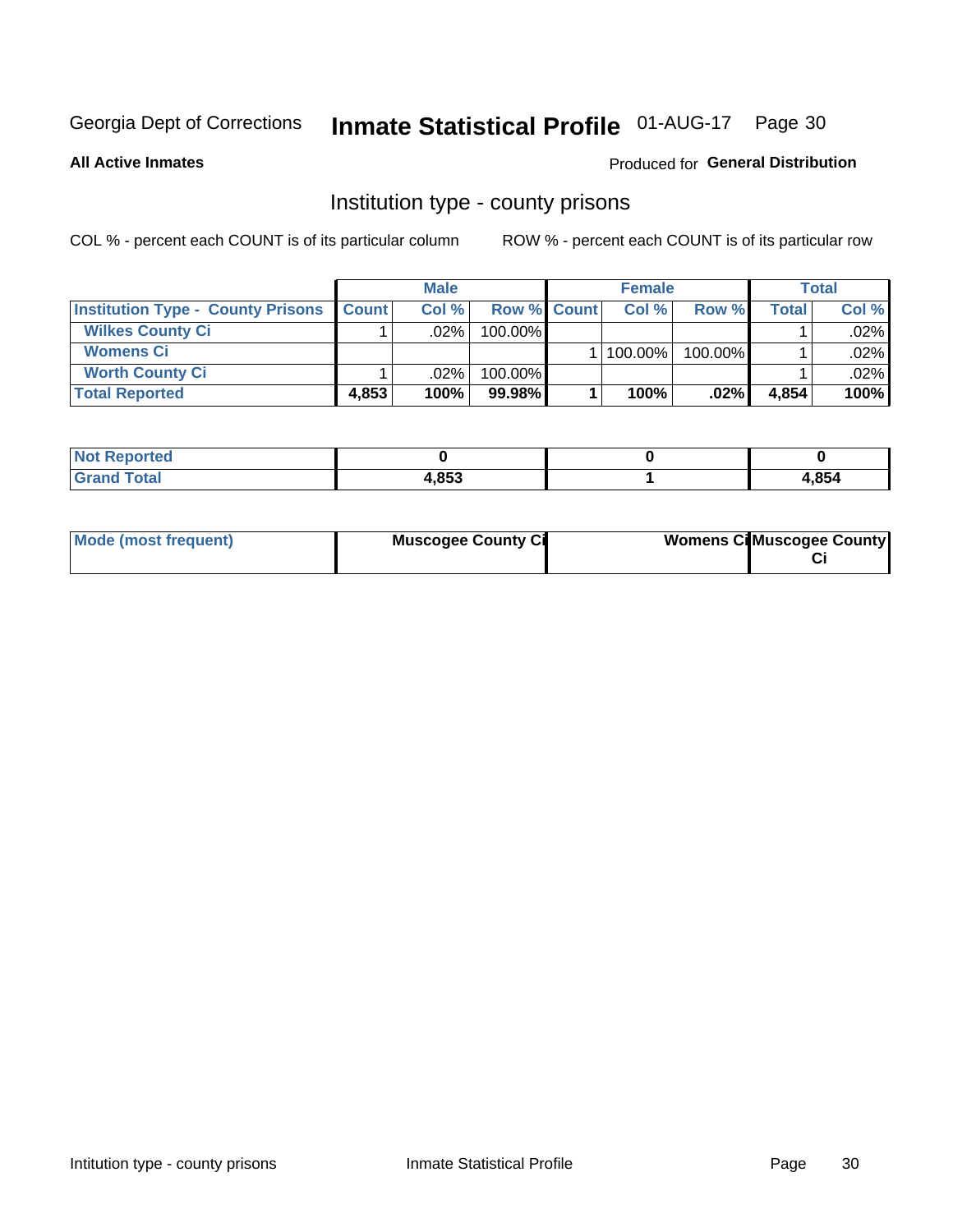Georgia Dept of Corrections **Inmate Statistical Profile** 01-AUG-17

**All Active Inmates**

Produced for **General Distribution**

## Institution type - county prisons

COL % - percent each COUNT is of its particular column    ROW % - percent each COUNT is of its particular row

| | Male | | | Female | | | Total | |
|---|---|---|---|---|---|---|---|---|
| **Institution Type - County Prisons** | **Count** | **Col %** | **Row %** | **Count** | **Col %** | **Row %** | **Total** | **Col %** |
| **Wilkes County Ci** | 1 | .02% | 100.00% | | | | 1 | .02% |
| **Womens Ci** | | | | 1 | 100.00% | 100.00% | 1 | .02% |
| **Worth County Ci** | 1 | .02% | 100.00% | | | | 1 | .02% |
| **Total Reported** | **4,853** | **100%** | **99.98%** | **1** | **100%** | **.02%** | **4,854** | **100%** |

| | Male | Female | Total |
|---|---|---|---|
| **Not Reported** | **0** | **0** | **0** |
| **Grand Total** | **4,853** | **1** | **4,854** |

| | Male | Female | Total |
|---|---|---|---|
| **Mode (most frequent)** | **Muscogee County Ci** | **Womens Ci** | **Muscogee County Ci** |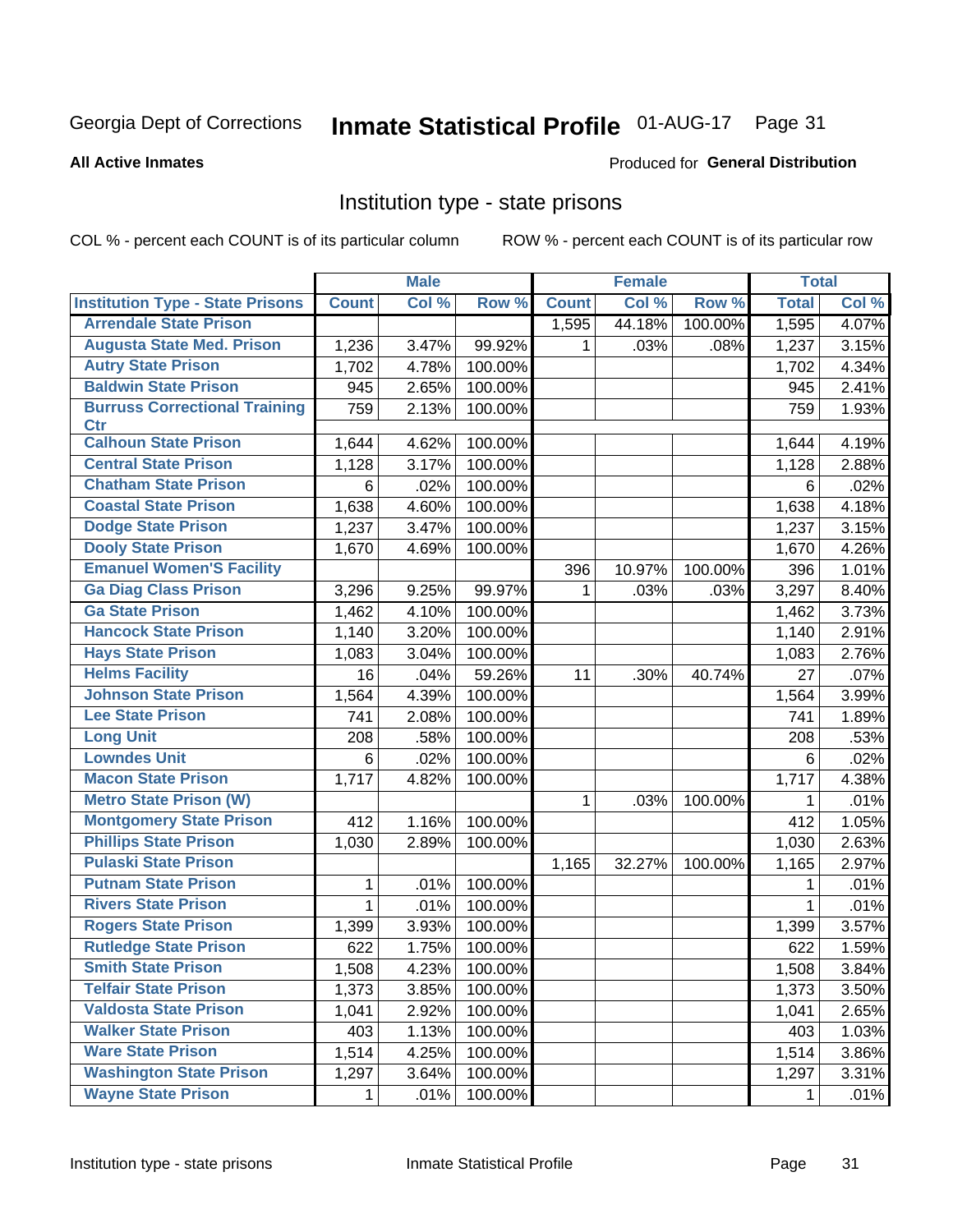Georgia Dept of Corrections **Inmate Statistical Profile** 01-AUG-17

**All Active Inmates**

Produced for **General Distribution**

## Institution type - state prisons

COL % - percent each COUNT is of its particular column ROW % - percent each COUNT is of its particular row

| | Male | | | Female | | | Total | |
|---|---|---|---|---|---|---|---|---|
| **Institution Type - State Prisons** | **Count** | **Col %** | **Row %** | **Count** | **Col %** | **Row %** | **Total** | **Col %** |
| Arrendale State Prison | | | | 1,595 | 44.18% | 100.00% | 1,595 | 4.07% |
| Augusta State Med. Prison | 1,236 | 3.47% | 99.92% | 1 | .03% | .08% | 1,237 | 3.15% |
| Autry State Prison | 1,702 | 4.78% | 100.00% | | | | 1,702 | 4.34% |
| Baldwin State Prison | 945 | 2.65% | 100.00% | | | | 945 | 2.41% |
| Burruss Correctional Training Ctr | 759 | 2.13% | 100.00% | | | | 759 | 1.93% |
| Calhoun State Prison | 1,644 | 4.62% | 100.00% | | | | 1,644 | 4.19% |
| Central State Prison | 1,128 | 3.17% | 100.00% | | | | 1,128 | 2.88% |
| Chatham State Prison | 6 | .02% | 100.00% | | | | 6 | .02% |
| Coastal State Prison | 1,638 | 4.60% | 100.00% | | | | 1,638 | 4.18% |
| Dodge State Prison | 1,237 | 3.47% | 100.00% | | | | 1,237 | 3.15% |
| Dooly State Prison | 1,670 | 4.69% | 100.00% | | | | 1,670 | 4.26% |
| Emanuel Women'S Facility | | | | 396 | 10.97% | 100.00% | 396 | 1.01% |
| Ga Diag Class Prison | 3,296 | 9.25% | 99.97% | 1 | .03% | .03% | 3,297 | 8.40% |
| Ga State Prison | 1,462 | 4.10% | 100.00% | | | | 1,462 | 3.73% |
| Hancock State Prison | 1,140 | 3.20% | 100.00% | | | | 1,140 | 2.91% |
| Hays State Prison | 1,083 | 3.04% | 100.00% | | | | 1,083 | 2.76% |
| Helms Facility | 16 | .04% | 59.26% | 11 | .30% | 40.74% | 27 | .07% |
| Johnson State Prison | 1,564 | 4.39% | 100.00% | | | | 1,564 | 3.99% |
| Lee State Prison | 741 | 2.08% | 100.00% | | | | 741 | 1.89% |
| Long Unit | 208 | .58% | 100.00% | | | | 208 | .53% |
| Lowndes Unit | 6 | .02% | 100.00% | | | | 6 | .02% |
| Macon State Prison | 1,717 | 4.82% | 100.00% | | | | 1,717 | 4.38% |
| Metro State Prison (W) | | | | 1 | .03% | 100.00% | 1 | .01% |
| Montgomery State Prison | 412 | 1.16% | 100.00% | | | | 412 | 1.05% |
| Phillips State Prison | 1,030 | 2.89% | 100.00% | | | | 1,030 | 2.63% |
| Pulaski State Prison | | | | 1,165 | 32.27% | 100.00% | 1,165 | 2.97% |
| Putnam State Prison | 1 | .01% | 100.00% | | | | 1 | .01% |
| Rivers State Prison | 1 | .01% | 100.00% | | | | 1 | .01% |
| Rogers State Prison | 1,399 | 3.93% | 100.00% | | | | 1,399 | 3.57% |
| Rutledge State Prison | 622 | 1.75% | 100.00% | | | | 622 | 1.59% |
| Smith State Prison | 1,508 | 4.23% | 100.00% | | | | 1,508 | 3.84% |
| Telfair State Prison | 1,373 | 3.85% | 100.00% | | | | 1,373 | 3.50% |
| Valdosta State Prison | 1,041 | 2.92% | 100.00% | | | | 1,041 | 2.65% |
| Walker State Prison | 403 | 1.13% | 100.00% | | | | 403 | 1.03% |
| Ware State Prison | 1,514 | 4.25% | 100.00% | | | | 1,514 | 3.86% |
| Washington State Prison | 1,297 | 3.64% | 100.00% | | | | 1,297 | 3.31% |
| Wayne State Prison | 1 | .01% | 100.00% | | | | 1 | .01% |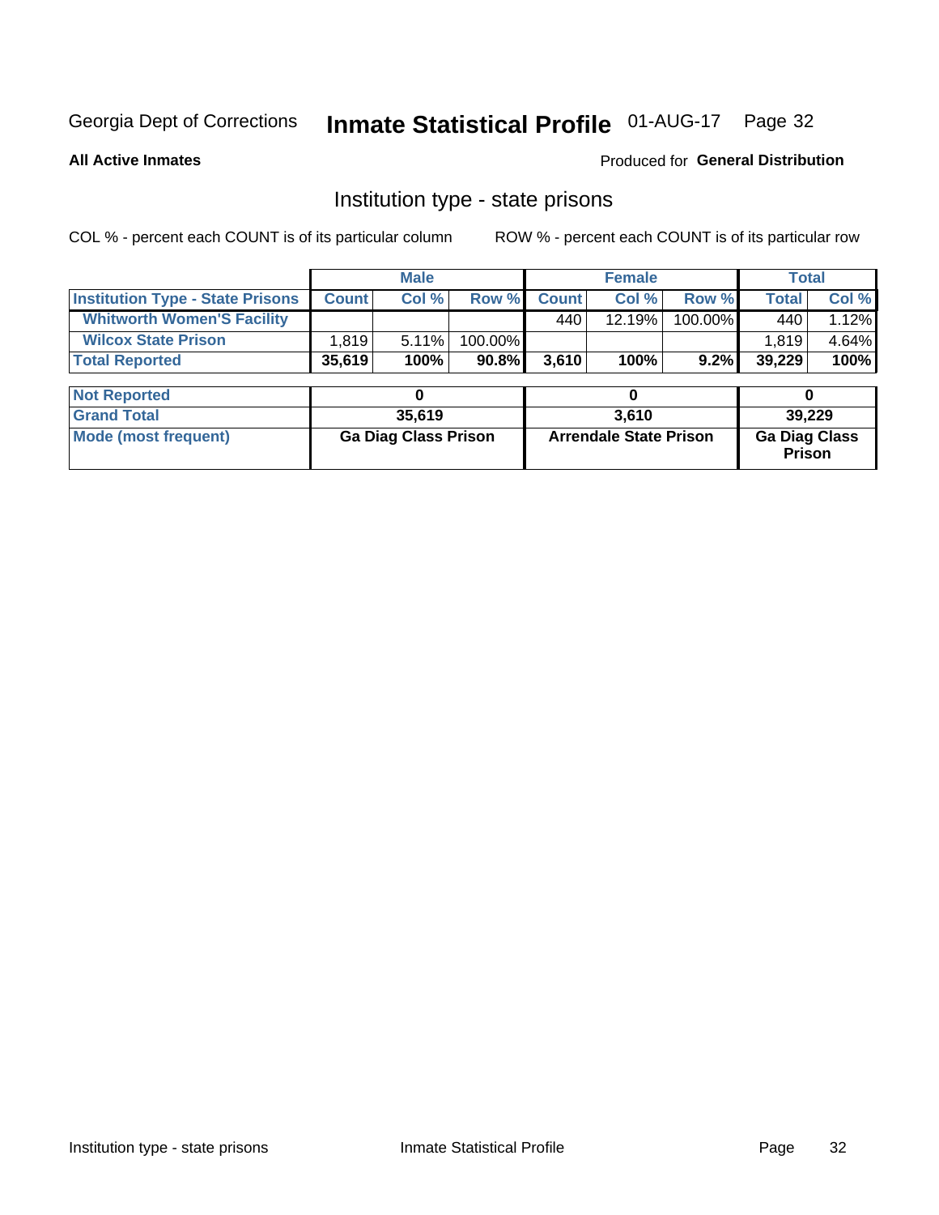Georgia Dept of Corrections **Inmate Statistical Profile** 01-AUG-17

**All Active Inmates**

Produced for **General Distribution**

## Institution type - state prisons

COL % - percent each COUNT is of its particular column     ROW % - percent each COUNT is of its particular row

| | Male | | | Female | | | Total | |
|---|---|---|---|---|---|---|---|---|
| **Institution Type - State Prisons** | **Count** | **Col %** | **Row %** | **Count** | **Col %** | **Row %** | **Total** | **Col %** |
| **Whitworth Women'S Facility** | | | | 440 | 12.19% | 100.00% | 440 | 1.12% |
| **Wilcox State Prison** | 1,819 | 5.11% | 100.00% | | | | 1,819 | 4.64% |
| **Total Reported** | **35,619** | **100%** | **90.8%** | **3,610** | **100%** | **9.2%** | **39,229** | **100%** |

| | Male | Female | Total |
|---|---|---|---|
| **Not Reported** | **0** | **0** | **0** |
| **Grand Total** | **35,619** | **3,610** | **39,229** |
| **Mode (most frequent)** | **Ga Diag Class Prison** | **Arrendale State Prison** | **Ga Diag Class Prison** |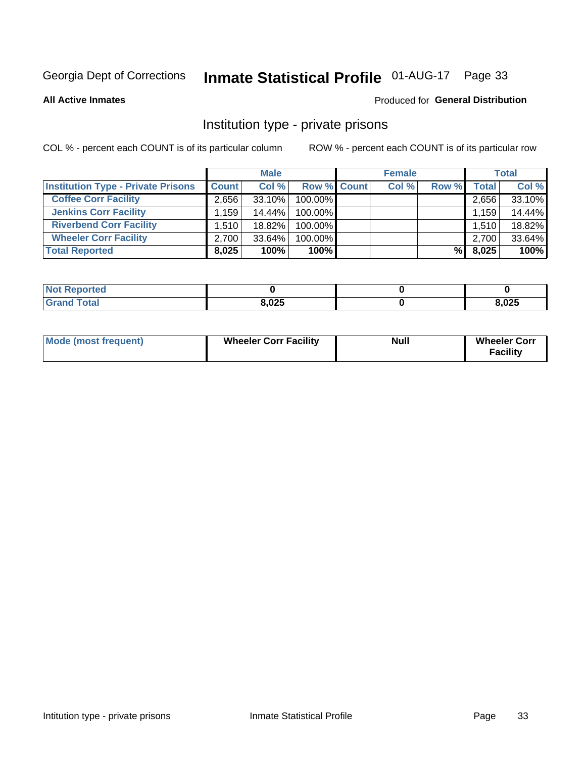Georgia Dept of Corrections **Inmate Statistical Profile** 01-AUG-17 Page 33

**All Active Inmates**

Produced for **General Distribution**

## Institution type - private prisons

COL % - percent each COUNT is of its particular column

ROW % - percent each COUNT is of its particular row

| | Male | | | Female | | | Total | |
|---|---|---|---|---|---|---|---|---|
| **Institution Type - Private Prisons** | **Count** | **Col %** | **Row %** | **Count** | **Col %** | **Row %** | **Total** | **Col %** |
| **Coffee Corr Facility** | 2,656 | 33.10% | 100.00% | | | | 2,656 | 33.10% |
| **Jenkins Corr Facility** | 1,159 | 14.44% | 100.00% | | | | 1,159 | 14.44% |
| **Riverbend Corr Facility** | 1,510 | 18.82% | 100.00% | | | | 1,510 | 18.82% |
| **Wheeler Corr Facility** | 2,700 | 33.64% | 100.00% | | | | 2,700 | 33.64% |
| **Total Reported** | **8,025** | **100%** | **100%** | | | **%** | **8,025** | **100%** |

| | Male | Female | Total |
|---|---|---|---|
| **Not Reported** | **0** | **0** | **0** |
| **Grand Total** | **8,025** | **0** | **8,025** |

| | Male | Female | Total |
|---|---|---|---|
| **Mode (most frequent)** | **Wheeler Corr Facility** | **Null** | **Wheeler Corr Facility** |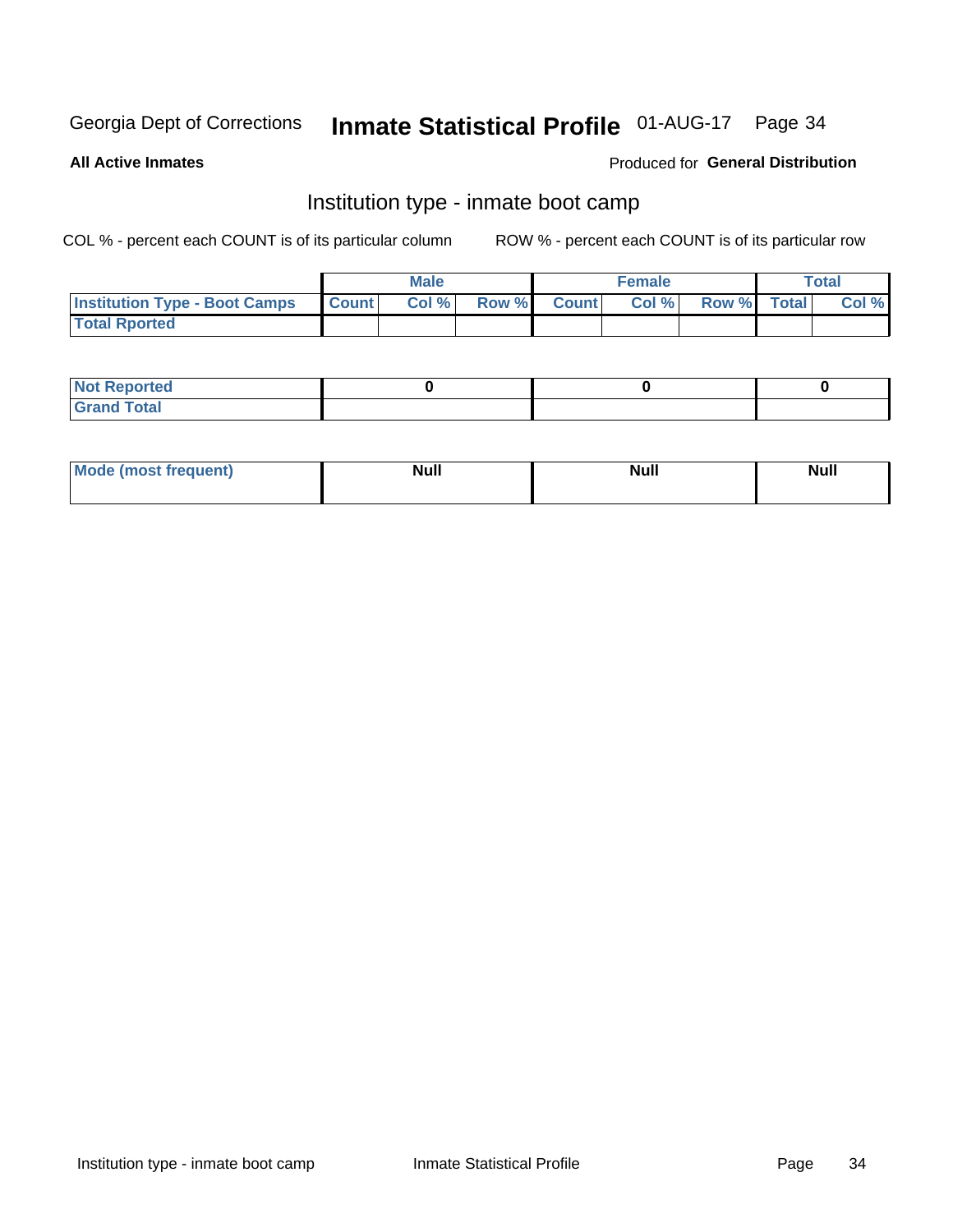Georgia Dept of Corrections **Inmate Statistical Profile** 01-AUG-17

**All Active Inmates**

Produced for **General Distribution**

## Institution type - inmate boot camp

COL % - percent each COUNT is of its particular column

ROW % - percent each COUNT is of its particular row

| | Male | | | Female | | | Total | |
|---|---|---|---|---|---|---|---|---|
| **Institution Type - Boot Camps** | **Count** | **Col %** | **Row %** | **Count** | **Col %** | **Row %** | **Total** | **Col %** |
| **Total Rported** | | | | | | | | |

| | Male | Female | Total |
|---|---|---|---|
| **Not Reported** | 0 | 0 | 0 |
| **Grand Total** | | | |

| | Male | Female | Total |
|---|---|---|---|
| **Mode (most frequent)** | Null | Null | Null |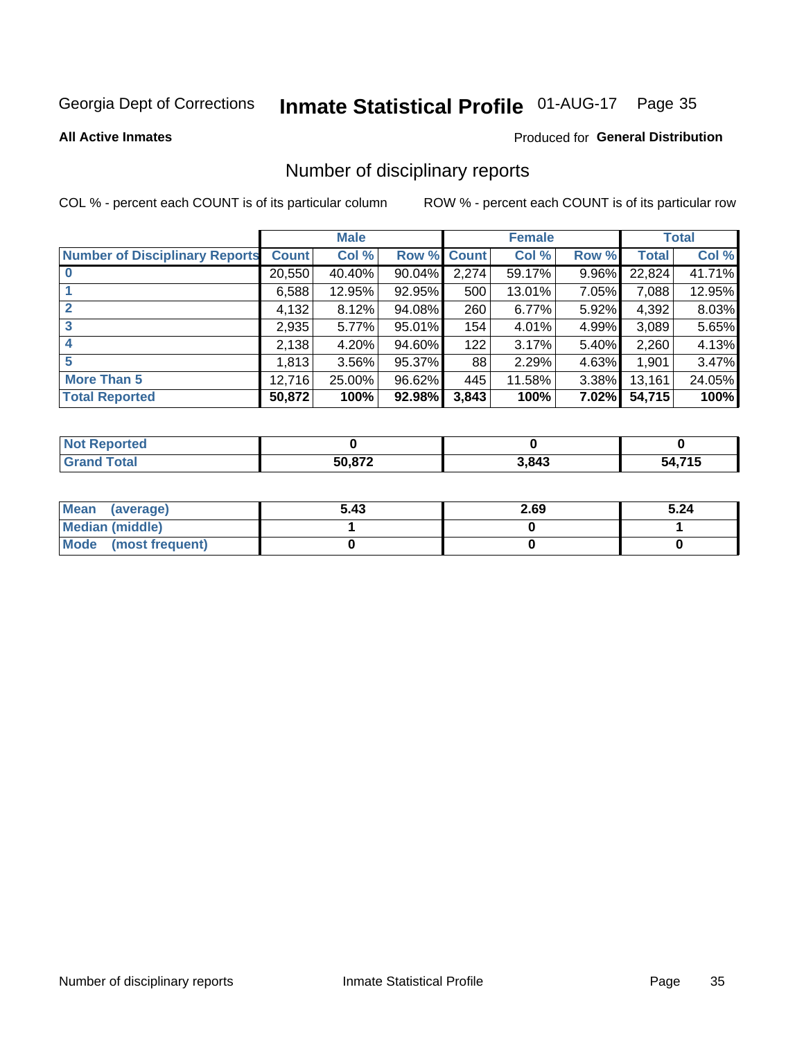Georgia Dept of Corrections **Inmate Statistical Profile** 01-AUG-17

**All Active Inmates**

Produced for **General Distribution**

## Number of disciplinary reports

COL % - percent each COUNT is of its particular column    ROW % - percent each COUNT is of its particular row

| | Male | | | Female | | | Total | |
|---|---|---|---|---|---|---|---|---|
| **Number of Disciplinary Reports** | **Count** | **Col %** | **Row %** | **Count** | **Col %** | **Row %** | **Total** | **Col %** |
| **0** | 20,550 | 40.40% | 90.04% | 2,274 | 59.17% | 9.96% | 22,824 | 41.71% |
| **1** | 6,588 | 12.95% | 92.95% | 500 | 13.01% | 7.05% | 7,088 | 12.95% |
| **2** | 4,132 | 8.12% | 94.08% | 260 | 6.77% | 5.92% | 4,392 | 8.03% |
| **3** | 2,935 | 5.77% | 95.01% | 154 | 4.01% | 4.99% | 3,089 | 5.65% |
| **4** | 2,138 | 4.20% | 94.60% | 122 | 3.17% | 5.40% | 2,260 | 4.13% |
| **5** | 1,813 | 3.56% | 95.37% | 88 | 2.29% | 4.63% | 1,901 | 3.47% |
| **More Than 5** | 12,716 | 25.00% | 96.62% | 445 | 11.58% | 3.38% | 13,161 | 24.05% |
| **Total Reported** | **50,872** | **100%** | **92.98%** | **3,843** | **100%** | **7.02%** | **54,715** | **100%** |

| | Male | Female | Total |
|---|---|---|---|
| **Not Reported** | **0** | **0** | **0** |
| **Grand Total** | **50,872** | **3,843** | **54,715** |

| | Male | Female | Total |
|---|---|---|---|
| **Mean (average)** | **5.43** | **2.69** | **5.24** |
| **Median (middle)** | **1** | **0** | **1** |
| **Mode (most frequent)** | **0** | **0** | **0** |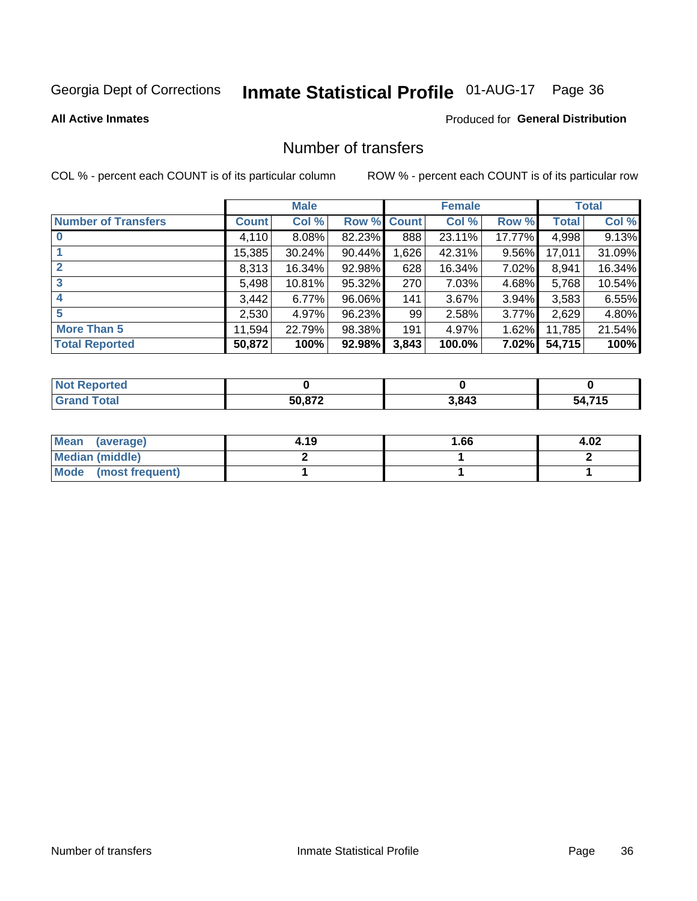Georgia Dept of Corrections **Inmate Statistical Profile** 01-AUG-17

**All Active Inmates**

Produced for **General Distribution**

## Number of transfers

COL % - percent each COUNT is of its particular column

ROW % - percent each COUNT is of its particular row

| | Male | | | Female | | | Total | |
|---|---|---|---|---|---|---|---|---|
| **Number of Transfers** | **Count** | **Col %** | **Row %** | **Count** | **Col %** | **Row %** | **Total** | **Col %** |
| **0** | 4,110 | 8.08% | 82.23% | 888 | 23.11% | 17.77% | 4,998 | 9.13% |
| **1** | 15,385 | 30.24% | 90.44% | 1,626 | 42.31% | 9.56% | 17,011 | 31.09% |
| **2** | 8,313 | 16.34% | 92.98% | 628 | 16.34% | 7.02% | 8,941 | 16.34% |
| **3** | 5,498 | 10.81% | 95.32% | 270 | 7.03% | 4.68% | 5,768 | 10.54% |
| **4** | 3,442 | 6.77% | 96.06% | 141 | 3.67% | 3.94% | 3,583 | 6.55% |
| **5** | 2,530 | 4.97% | 96.23% | 99 | 2.58% | 3.77% | 2,629 | 4.80% |
| **More Than 5** | 11,594 | 22.79% | 98.38% | 191 | 4.97% | 1.62% | 11,785 | 21.54% |
| **Total Reported** | **50,872** | **100%** | **92.98%** | **3,843** | **100.0%** | **7.02%** | **54,715** | **100%** |

| | Male | Female | Total |
|---|---|---|---|
| **Not Reported** | **0** | **0** | **0** |
| **Grand Total** | **50,872** | **3,843** | **54,715** |

| | Male | Female | Total |
|---|---|---|---|
| **Mean (average)** | **4.19** | **1.66** | **4.02** |
| **Median (middle)** | **2** | **1** | **2** |
| **Mode (most frequent)** | **1** | **1** | **1** |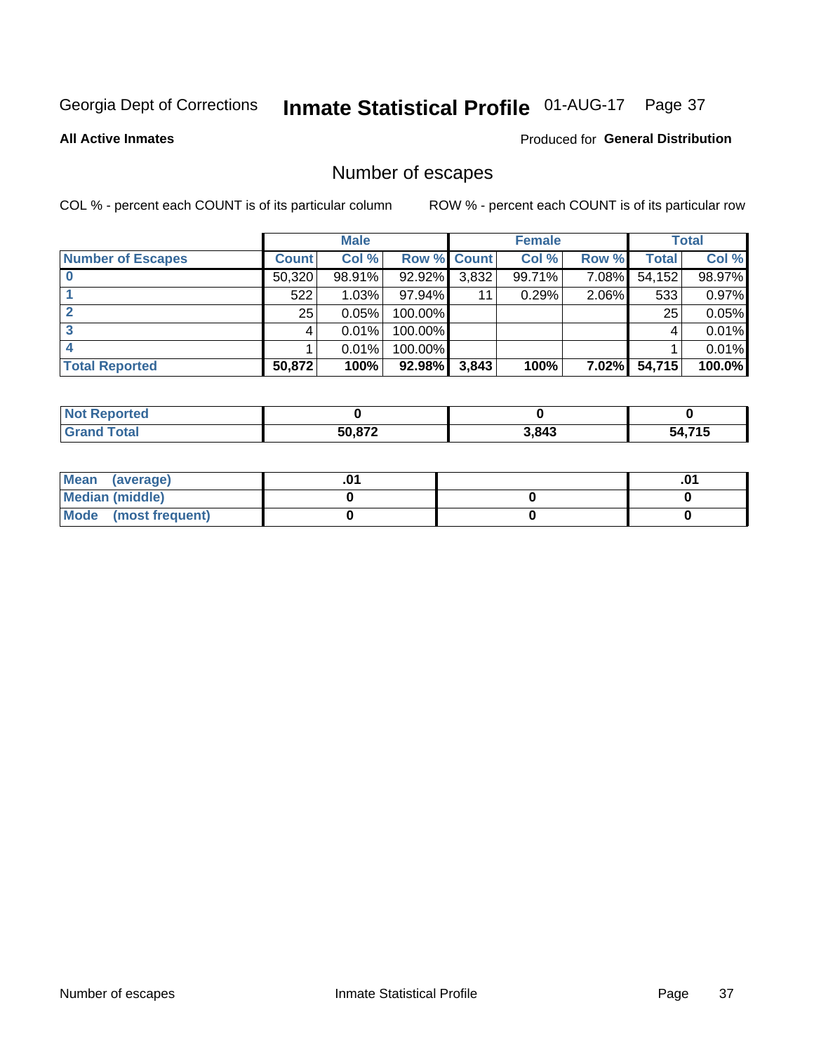Georgia Dept of Corrections **Inmate Statistical Profile** 01-AUG-17

**All Active Inmates**

Produced for **General Distribution**

# Number of escapes

COL % - percent each COUNT is of its particular column

ROW % - percent each COUNT is of its particular row

| | Male | | | Female | | | Total | |
|---|---|---|---|---|---|---|---|---|
| **Number of Escapes** | **Count** | **Col %** | **Row %** | **Count** | **Col %** | **Row %** | **Total** | **Col %** |
| **0** | 50,320 | 98.91% | 92.92% | 3,832 | 99.71% | 7.08% | 54,152 | 98.97% |
| **1** | 522 | 1.03% | 97.94% | 11 | 0.29% | 2.06% | 533 | 0.97% |
| **2** | 25 | 0.05% | 100.00% | | | | 25 | 0.05% |
| **3** | 4 | 0.01% | 100.00% | | | | 4 | 0.01% |
| **4** | 1 | 0.01% | 100.00% | | | | 1 | 0.01% |
| **Total Reported** | **50,872** | **100%** | **92.98%** | **3,843** | **100%** | **7.02%** | **54,715** | **100.0%** |

| | Male | Female | Total |
|---|---|---|---|
| **Not Reported** | **0** | **0** | **0** |
| **Grand Total** | **50,872** | **3,843** | **54,715** |

| | Male | Female | Total |
|---|---|---|---|
| **Mean (average)** | **.01** | | **.01** |
| **Median (middle)** | **0** | **0** | **0** |
| **Mode (most frequent)** | **0** | **0** | **0** |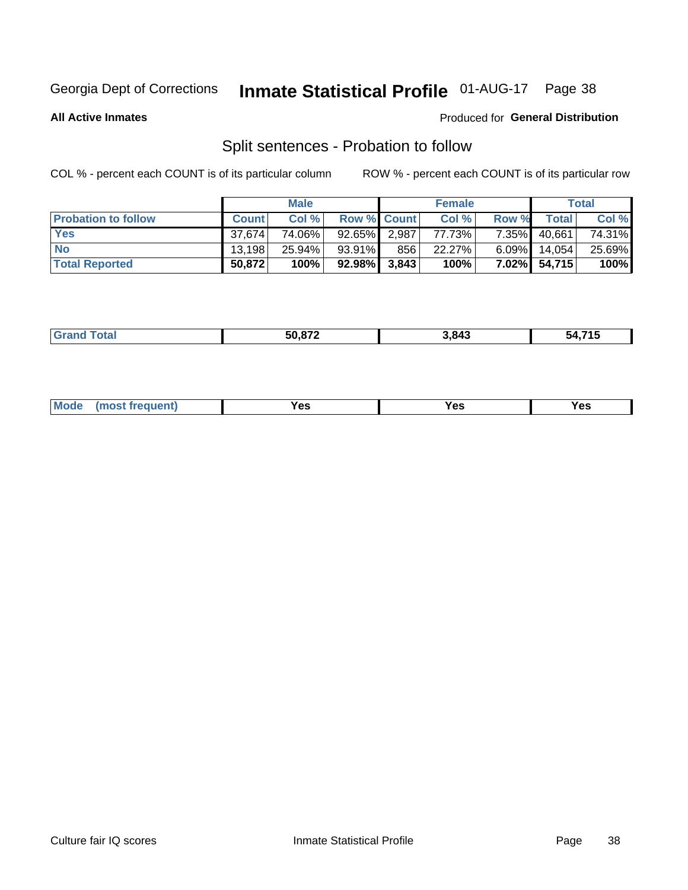Georgia Dept of Corrections **Inmate Statistical Profile** 01-AUG-17

**All Active Inmates**

Produced for **General Distribution**

## Split sentences - Probation to follow

COL % - percent each COUNT is of its particular column

ROW % - percent each COUNT is of its particular row

| | Male | | | Female | | | Total | |
|---|---|---|---|---|---|---|---|---|
| **Probation to follow** | **Count** | **Col %** | **Row %** | **Count** | **Col %** | **Row %** | **Total** | **Col %** |
| **Yes** | 37,674 | 74.06% | 92.65% | 2,987 | 77.73% | 7.35% | 40,661 | 74.31% |
| **No** | 13,198 | 25.94% | 93.91% | 856 | 22.27% | 6.09% | 14,054 | 25.69% |
| **Total Reported** | **50,872** | **100%** | **92.98%** | **3,843** | **100%** | **7.02%** | **54,715** | **100%** |

| | | | |
|---|---|---|---|
| **Grand Total** | **50,872** | **3,843** | **54,715** |

| | | | |
|---|---|---|---|
| **Mode (most frequent)** | **Yes** | **Yes** | **Yes** |

Culture fair IQ scores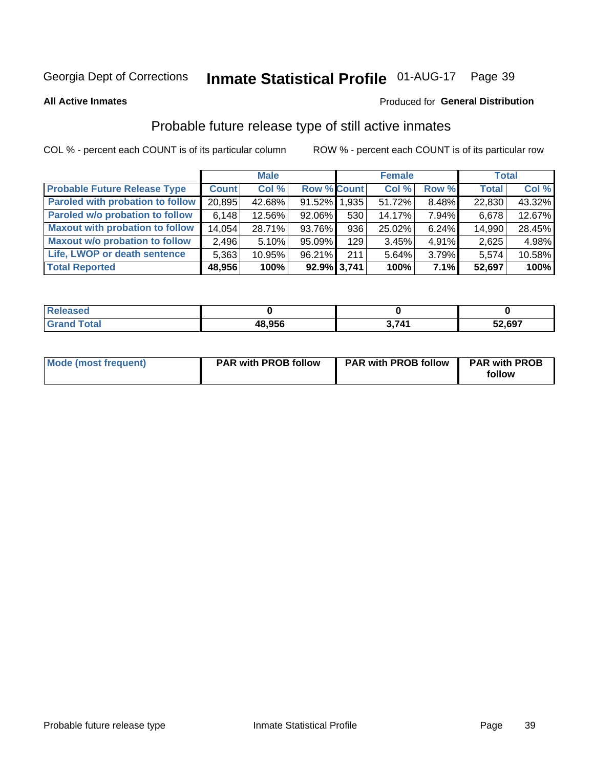Georgia Dept of Corrections **Inmate Statistical Profile** 01-AUG-17

**All Active Inmates**

Produced for **General Distribution**

## Probable future release type of still active inmates

COL % - percent each COUNT is of its particular column

ROW % - percent each COUNT is of its particular row

| | Male | | | Female | | | Total | |
|---|---|---|---|---|---|---|---|---|
| **Probable Future Release Type** | **Count** | **Col %** | **Row %** | **Count** | **Col %** | **Row %** | **Total** | **Col %** |
| Paroled with probation to follow | 20,895 | 42.68% | 91.52% | 1,935 | 51.72% | 8.48% | 22,830 | 43.32% |
| Paroled w/o probation to follow | 6,148 | 12.56% | 92.06% | 530 | 14.17% | 7.94% | 6,678 | 12.67% |
| Maxout with probation to follow | 14,054 | 28.71% | 93.76% | 936 | 25.02% | 6.24% | 14,990 | 28.45% |
| Maxout w/o probation to follow | 2,496 | 5.10% | 95.09% | 129 | 3.45% | 4.91% | 2,625 | 4.98% |
| Life, LWOP or death sentence | 5,363 | 10.95% | 96.21% | 211 | 5.64% | 3.79% | 5,574 | 10.58% |
| **Total Reported** | **48,956** | **100%** | **92.9%** | **3,741** | **100%** | **7.1%** | **52,697** | **100%** |

| | Male | Female | Total |
|---|---|---|---|
| Released | 0 | 0 | 0 |
| Grand Total | 48,956 | 3,741 | 52,697 |

| | Male | Female | Total |
|---|---|---|---|
| Mode (most frequent) | PAR with PROB follow | PAR with PROB follow | PAR with PROB follow |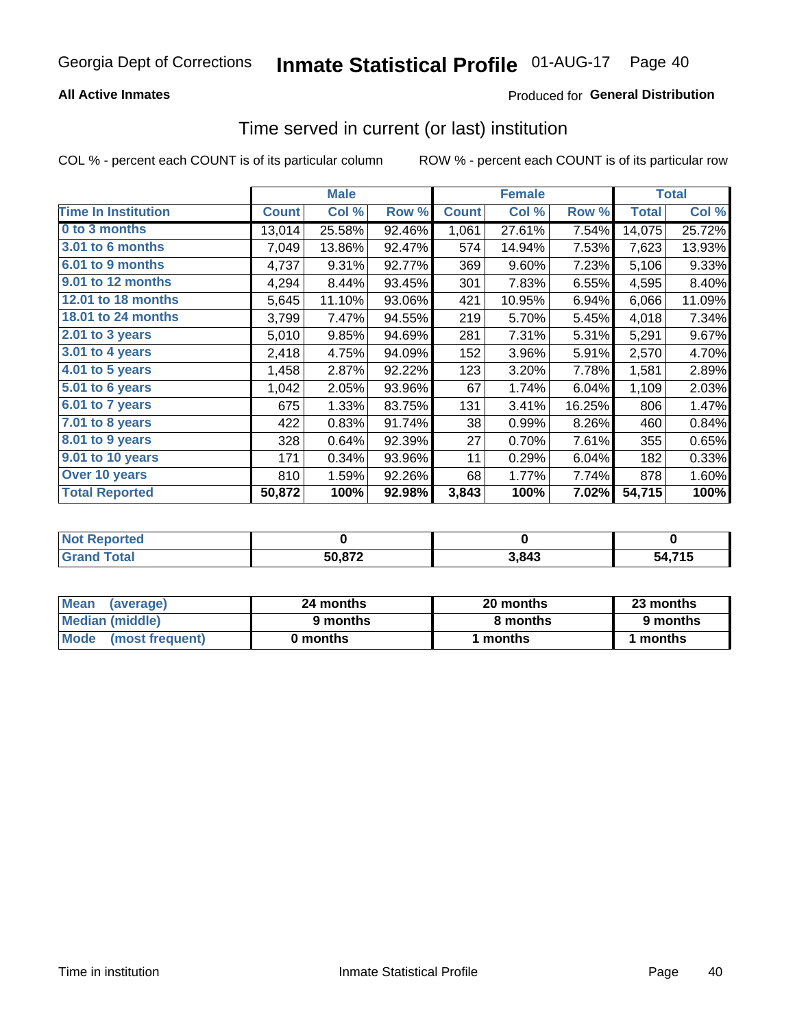Georgia Dept of Corrections **Inmate Statistical Profile** 01-AUG-17

**All Active Inmates**

Produced for **General Distribution**

## Time served in current (or last) institution

COL % - percent each COUNT is of its particular column

ROW % - percent each COUNT is of its particular row

| | Male | | | Female | | | Total | |
|---|---|---|---|---|---|---|---|---|
| **Time In Institution** | **Count** | **Col %** | **Row %** | **Count** | **Col %** | **Row %** | **Total** | **Col %** |
| 0 to 3 months | 13,014 | 25.58% | 92.46% | 1,061 | 27.61% | 7.54% | 14,075 | 25.72% |
| 3.01 to 6 months | 7,049 | 13.86% | 92.47% | 574 | 14.94% | 7.53% | 7,623 | 13.93% |
| 6.01 to 9 months | 4,737 | 9.31% | 92.77% | 369 | 9.60% | 7.23% | 5,106 | 9.33% |
| 9.01 to 12 months | 4,294 | 8.44% | 93.45% | 301 | 7.83% | 6.55% | 4,595 | 8.40% |
| 12.01 to 18 months | 5,645 | 11.10% | 93.06% | 421 | 10.95% | 6.94% | 6,066 | 11.09% |
| 18.01 to 24 months | 3,799 | 7.47% | 94.55% | 219 | 5.70% | 5.45% | 4,018 | 7.34% |
| 2.01 to 3 years | 5,010 | 9.85% | 94.69% | 281 | 7.31% | 5.31% | 5,291 | 9.67% |
| 3.01 to 4 years | 2,418 | 4.75% | 94.09% | 152 | 3.96% | 5.91% | 2,570 | 4.70% |
| 4.01 to 5 years | 1,458 | 2.87% | 92.22% | 123 | 3.20% | 7.78% | 1,581 | 2.89% |
| 5.01 to 6 years | 1,042 | 2.05% | 93.96% | 67 | 1.74% | 6.04% | 1,109 | 2.03% |
| 6.01 to 7 years | 675 | 1.33% | 83.75% | 131 | 3.41% | 16.25% | 806 | 1.47% |
| 7.01 to 8 years | 422 | 0.83% | 91.74% | 38 | 0.99% | 8.26% | 460 | 0.84% |
| 8.01 to 9 years | 328 | 0.64% | 92.39% | 27 | 0.70% | 7.61% | 355 | 0.65% |
| 9.01 to 10 years | 171 | 0.34% | 93.96% | 11 | 0.29% | 6.04% | 182 | 0.33% |
| Over 10 years | 810 | 1.59% | 92.26% | 68 | 1.77% | 7.74% | 878 | 1.60% |
| **Total Reported** | **50,872** | **100%** | **92.98%** | **3,843** | **100%** | **7.02%** | **54,715** | **100%** |

| | Male | Female | Total |
|---|---|---|---|
| Not Reported | 0 | 0 | 0 |
| Grand Total | 50,872 | 3,843 | 54,715 |

| | Male | Female | Total |
|---|---|---|---|
| Mean (average) | 24 months | 20 months | 23 months |
| Median (middle) | 9 months | 8 months | 9 months |
| Mode (most frequent) | 0 months | 1 months | 1 months |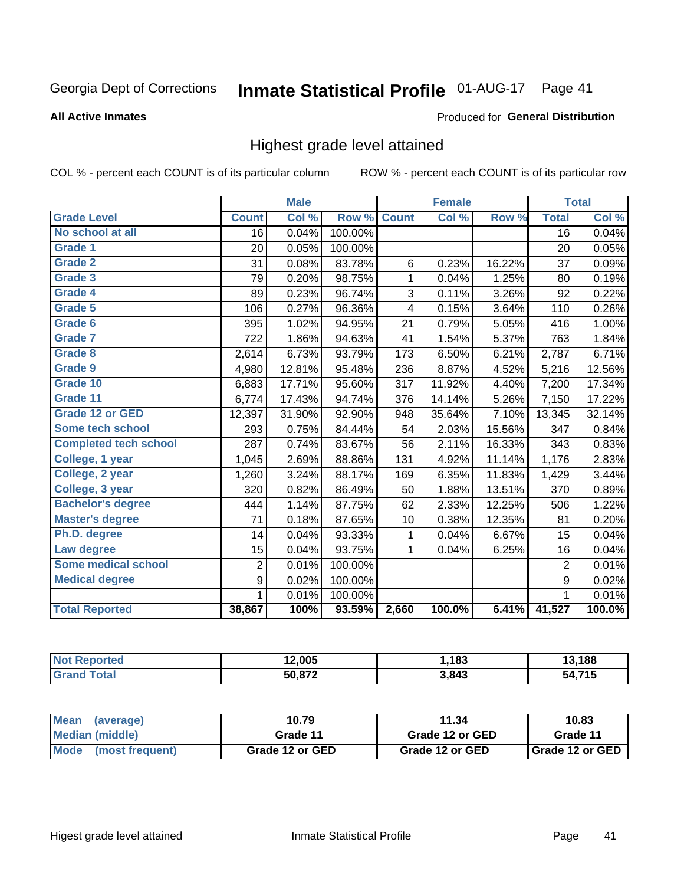Georgia Dept of Corrections **Inmate Statistical Profile** 01-AUG-17

**All Active Inmates**

Produced for **General Distribution**

## Highest grade level attained

COL % - percent each COUNT is of its particular column    ROW % - percent each COUNT is of its particular row

| | Male | | | Female | | | Total | |
|---|---|---|---|---|---|---|---|---|
| **Grade Level** | **Count** | **Col %** | **Row %** | **Count** | **Col %** | **Row %** | **Total** | **Col %** |
| No school at all | 16 | 0.04% | 100.00% | | | | 16 | 0.04% |
| Grade 1 | 20 | 0.05% | 100.00% | | | | 20 | 0.05% |
| Grade 2 | 31 | 0.08% | 83.78% | 6 | 0.23% | 16.22% | 37 | 0.09% |
| Grade 3 | 79 | 0.20% | 98.75% | 1 | 0.04% | 1.25% | 80 | 0.19% |
| Grade 4 | 89 | 0.23% | 96.74% | 3 | 0.11% | 3.26% | 92 | 0.22% |
| Grade 5 | 106 | 0.27% | 96.36% | 4 | 0.15% | 3.64% | 110 | 0.26% |
| Grade 6 | 395 | 1.02% | 94.95% | 21 | 0.79% | 5.05% | 416 | 1.00% |
| Grade 7 | 722 | 1.86% | 94.63% | 41 | 1.54% | 5.37% | 763 | 1.84% |
| Grade 8 | 2,614 | 6.73% | 93.79% | 173 | 6.50% | 6.21% | 2,787 | 6.71% |
| Grade 9 | 4,980 | 12.81% | 95.48% | 236 | 8.87% | 4.52% | 5,216 | 12.56% |
| Grade 10 | 6,883 | 17.71% | 95.60% | 317 | 11.92% | 4.40% | 7,200 | 17.34% |
| Grade 11 | 6,774 | 17.43% | 94.74% | 376 | 14.14% | 5.26% | 7,150 | 17.22% |
| Grade 12 or GED | 12,397 | 31.90% | 92.90% | 948 | 35.64% | 7.10% | 13,345 | 32.14% |
| Some tech school | 293 | 0.75% | 84.44% | 54 | 2.03% | 15.56% | 347 | 0.84% |
| Completed tech school | 287 | 0.74% | 83.67% | 56 | 2.11% | 16.33% | 343 | 0.83% |
| College, 1 year | 1,045 | 2.69% | 88.86% | 131 | 4.92% | 11.14% | 1,176 | 2.83% |
| College, 2 year | 1,260 | 3.24% | 88.17% | 169 | 6.35% | 11.83% | 1,429 | 3.44% |
| College, 3 year | 320 | 0.82% | 86.49% | 50 | 1.88% | 13.51% | 370 | 0.89% |
| Bachelor's degree | 444 | 1.14% | 87.75% | 62 | 2.33% | 12.25% | 506 | 1.22% |
| Master's degree | 71 | 0.18% | 87.65% | 10 | 0.38% | 12.35% | 81 | 0.20% |
| Ph.D. degree | 14 | 0.04% | 93.33% | 1 | 0.04% | 6.67% | 15 | 0.04% |
| Law degree | 15 | 0.04% | 93.75% | 1 | 0.04% | 6.25% | 16 | 0.04% |
| Some medical school | 2 | 0.01% | 100.00% | | | | 2 | 0.01% |
| Medical degree | 9 | 0.02% | 100.00% | | | | 9 | 0.02% |
| | 1 | 0.01% | 100.00% | | | | 1 | 0.01% |
| **Total Reported** | **38,867** | **100%** | **93.59%** | **2,660** | **100.0%** | **6.41%** | **41,527** | **100.0%** |

| | Male | Female | Total |
|---|---|---|---|
| Not Reported | 12,005 | 1,183 | 13,188 |
| Grand Total | 50,872 | 3,843 | 54,715 |

| | Male | Female | Total |
|---|---|---|---|
| Mean (average) | 10.79 | 11.34 | 10.83 |
| Median (middle) | Grade 11 | Grade 12 or GED | Grade 11 |
| Mode (most frequent) | Grade 12 or GED | Grade 12 or GED | Grade 12 or GED |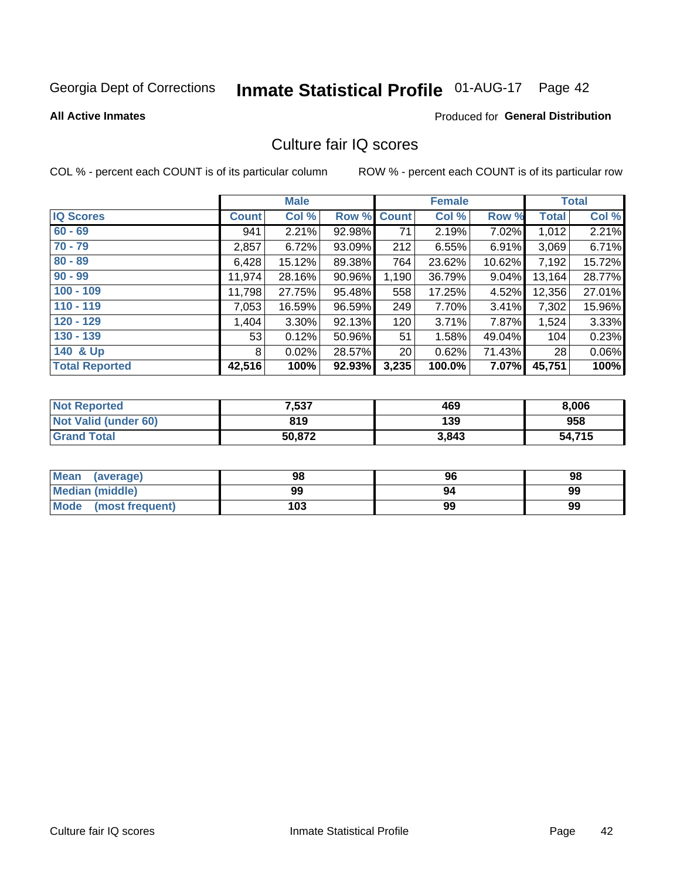Georgia Dept of Corrections **Inmate Statistical Profile** 01-AUG-17

**All Active Inmates**

Produced for **General Distribution**

## Culture fair IQ scores

COL % - percent each COUNT is of its particular column

ROW % - percent each COUNT is of its particular row

| | Male | | | Female | | | Total | |
|---|---|---|---|---|---|---|---|---|
| **IQ Scores** | **Count** | **Col %** | **Row %** | **Count** | **Col %** | **Row %** | **Total** | **Col %** |
| 60 - 69 | 941 | 2.21% | 92.98% | 71 | 2.19% | 7.02% | 1,012 | 2.21% |
| 70 - 79 | 2,857 | 6.72% | 93.09% | 212 | 6.55% | 6.91% | 3,069 | 6.71% |
| 80 - 89 | 6,428 | 15.12% | 89.38% | 764 | 23.62% | 10.62% | 7,192 | 15.72% |
| 90 - 99 | 11,974 | 28.16% | 90.96% | 1,190 | 36.79% | 9.04% | 13,164 | 28.77% |
| 100 - 109 | 11,798 | 27.75% | 95.48% | 558 | 17.25% | 4.52% | 12,356 | 27.01% |
| 110 - 119 | 7,053 | 16.59% | 96.59% | 249 | 7.70% | 3.41% | 7,302 | 15.96% |
| 120 - 129 | 1,404 | 3.30% | 92.13% | 120 | 3.71% | 7.87% | 1,524 | 3.33% |
| 130 - 139 | 53 | 0.12% | 50.96% | 51 | 1.58% | 49.04% | 104 | 0.23% |
| 140 & Up | 8 | 0.02% | 28.57% | 20 | 0.62% | 71.43% | 28 | 0.06% |
| **Total Reported** | **42,516** | **100%** | **92.93%** | **3,235** | **100.0%** | **7.07%** | **45,751** | **100%** |

| | Male | Female | Total |
|---|---|---|---|
| Not Reported | 7,537 | 469 | 8,006 |
| Not Valid (under 60) | 819 | 139 | 958 |
| Grand Total | 50,872 | 3,843 | 54,715 |

| | Male | Female | Total |
|---|---|---|---|
| Mean (average) | 98 | 96 | 98 |
| Median (middle) | 99 | 94 | 99 |
| Mode (most frequent) | 103 | 99 | 99 |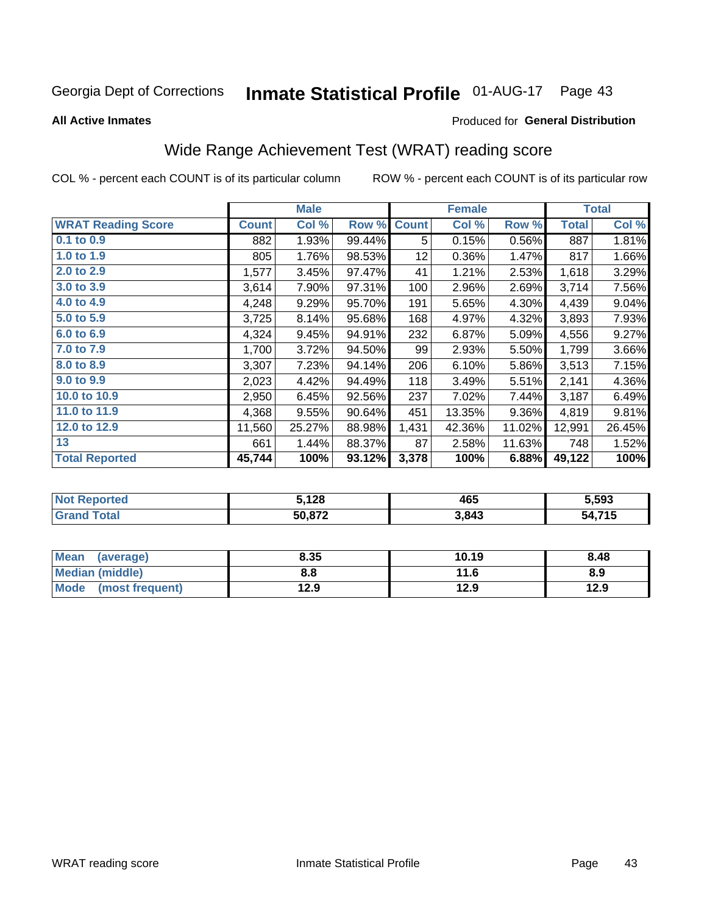Georgia Dept of Corrections **Inmate Statistical Profile** 01-AUG-17

**All Active Inmates**

Produced for **General Distribution**

## Wide Range Achievement Test (WRAT) reading score

COL % - percent each COUNT is of its particular column ROW % - percent each COUNT is of its particular row

| | Male | | | Female | | | Total | |
|---|---|---|---|---|---|---|---|---|
| **WRAT Reading Score** | **Count** | **Col %** | **Row %** | **Count** | **Col %** | **Row %** | **Total** | **Col %** |
| 0.1 to 0.9 | 882 | 1.93% | 99.44% | 5 | 0.15% | 0.56% | 887 | 1.81% |
| 1.0 to 1.9 | 805 | 1.76% | 98.53% | 12 | 0.36% | 1.47% | 817 | 1.66% |
| 2.0 to 2.9 | 1,577 | 3.45% | 97.47% | 41 | 1.21% | 2.53% | 1,618 | 3.29% |
| 3.0 to 3.9 | 3,614 | 7.90% | 97.31% | 100 | 2.96% | 2.69% | 3,714 | 7.56% |
| 4.0 to 4.9 | 4,248 | 9.29% | 95.70% | 191 | 5.65% | 4.30% | 4,439 | 9.04% |
| 5.0 to 5.9 | 3,725 | 8.14% | 95.68% | 168 | 4.97% | 4.32% | 3,893 | 7.93% |
| 6.0 to 6.9 | 4,324 | 9.45% | 94.91% | 232 | 6.87% | 5.09% | 4,556 | 9.27% |
| 7.0 to 7.9 | 1,700 | 3.72% | 94.50% | 99 | 2.93% | 5.50% | 1,799 | 3.66% |
| 8.0 to 8.9 | 3,307 | 7.23% | 94.14% | 206 | 6.10% | 5.86% | 3,513 | 7.15% |
| 9.0 to 9.9 | 2,023 | 4.42% | 94.49% | 118 | 3.49% | 5.51% | 2,141 | 4.36% |
| 10.0 to 10.9 | 2,950 | 6.45% | 92.56% | 237 | 7.02% | 7.44% | 3,187 | 6.49% |
| 11.0 to 11.9 | 4,368 | 9.55% | 90.64% | 451 | 13.35% | 9.36% | 4,819 | 9.81% |
| 12.0 to 12.9 | 11,560 | 25.27% | 88.98% | 1,431 | 42.36% | 11.02% | 12,991 | 26.45% |
| 13 | 661 | 1.44% | 88.37% | 87 | 2.58% | 11.63% | 748 | 1.52% |
| **Total Reported** | **45,744** | **100%** | **93.12%** | **3,378** | **100%** | **6.88%** | **49,122** | **100%** |

| | Male | Female | Total |
|---|---|---|---|
| **Not Reported** | **5,128** | **465** | **5,593** |
| **Grand Total** | **50,872** | **3,843** | **54,715** |

| | Male | Female | Total |
|---|---|---|---|
| **Mean (average)** | **8.35** | **10.19** | **8.48** |
| **Median (middle)** | **8.8** | **11.6** | **8.9** |
| **Mode (most frequent)** | **12.9** | **12.9** | **12.9** |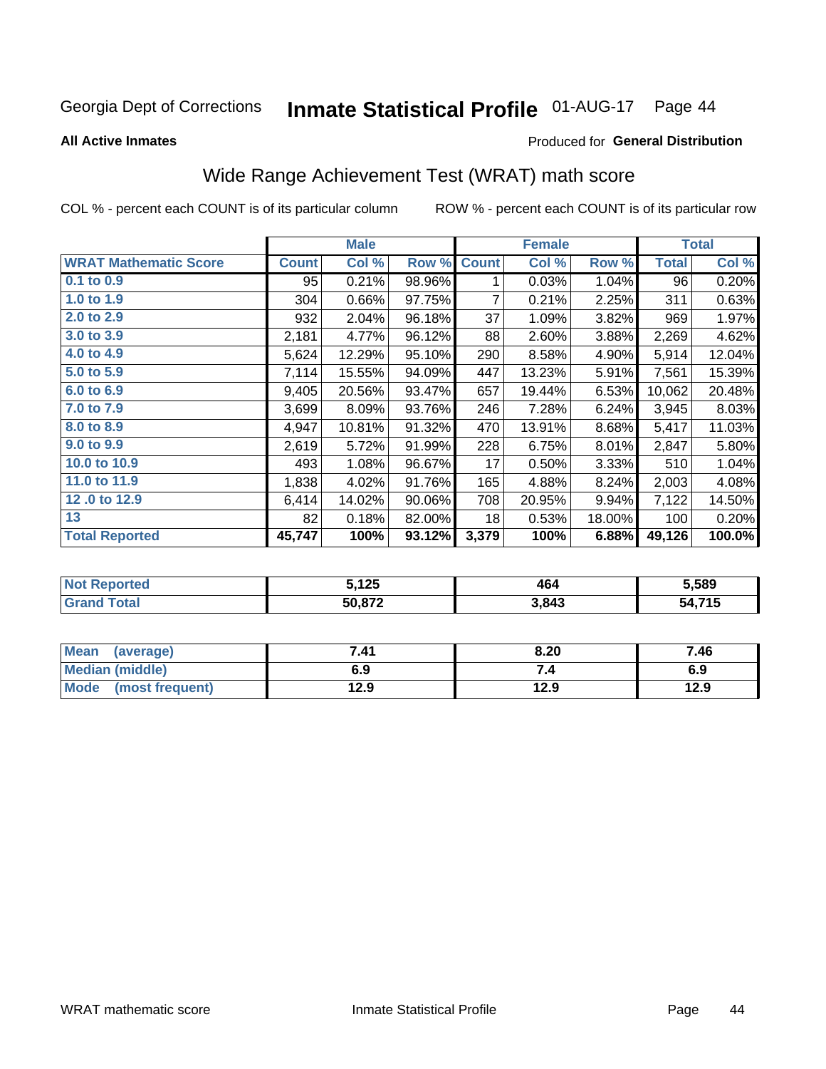Georgia Dept of Corrections **Inmate Statistical Profile** 01-AUG-17

**All Active Inmates**

Produced for **General Distribution**

## Wide Range Achievement Test (WRAT) math score

COL % - percent each COUNT is of its particular column

ROW % - percent each COUNT is of its particular row

| | Male | | | Female | | | Total | |
|---|---|---|---|---|---|---|---|---|
| **WRAT Mathematic Score** | **Count** | **Col %** | **Row %** | **Count** | **Col %** | **Row %** | **Total** | **Col %** |
| 0.1 to 0.9 | 95 | 0.21% | 98.96% | 1 | 0.03% | 1.04% | 96 | 0.20% |
| 1.0 to 1.9 | 304 | 0.66% | 97.75% | 7 | 0.21% | 2.25% | 311 | 0.63% |
| 2.0 to 2.9 | 932 | 2.04% | 96.18% | 37 | 1.09% | 3.82% | 969 | 1.97% |
| 3.0 to 3.9 | 2,181 | 4.77% | 96.12% | 88 | 2.60% | 3.88% | 2,269 | 4.62% |
| 4.0 to 4.9 | 5,624 | 12.29% | 95.10% | 290 | 8.58% | 4.90% | 5,914 | 12.04% |
| 5.0 to 5.9 | 7,114 | 15.55% | 94.09% | 447 | 13.23% | 5.91% | 7,561 | 15.39% |
| 6.0 to 6.9 | 9,405 | 20.56% | 93.47% | 657 | 19.44% | 6.53% | 10,062 | 20.48% |
| 7.0 to 7.9 | 3,699 | 8.09% | 93.76% | 246 | 7.28% | 6.24% | 3,945 | 8.03% |
| 8.0 to 8.9 | 4,947 | 10.81% | 91.32% | 470 | 13.91% | 8.68% | 5,417 | 11.03% |
| 9.0 to 9.9 | 2,619 | 5.72% | 91.99% | 228 | 6.75% | 8.01% | 2,847 | 5.80% |
| 10.0 to 10.9 | 493 | 1.08% | 96.67% | 17 | 0.50% | 3.33% | 510 | 1.04% |
| 11.0 to 11.9 | 1,838 | 4.02% | 91.76% | 165 | 4.88% | 8.24% | 2,003 | 4.08% |
| 12 .0 to 12.9 | 6,414 | 14.02% | 90.06% | 708 | 20.95% | 9.94% | 7,122 | 14.50% |
| 13 | 82 | 0.18% | 82.00% | 18 | 0.53% | 18.00% | 100 | 0.20% |
| **Total Reported** | **45,747** | **100%** | **93.12%** | **3,379** | **100%** | **6.88%** | **49,126** | **100.0%** |

| | Male | Female | Total |
|---|---|---|---|
| Not Reported | 5,125 | 464 | 5,589 |
| Grand Total | 50,872 | 3,843 | 54,715 |

| | Male | Female | Total |
|---|---|---|---|
| Mean (average) | 7.41 | 8.20 | 7.46 |
| Median (middle) | 6.9 | 7.4 | 6.9 |
| Mode (most frequent) | 12.9 | 12.9 | 12.9 |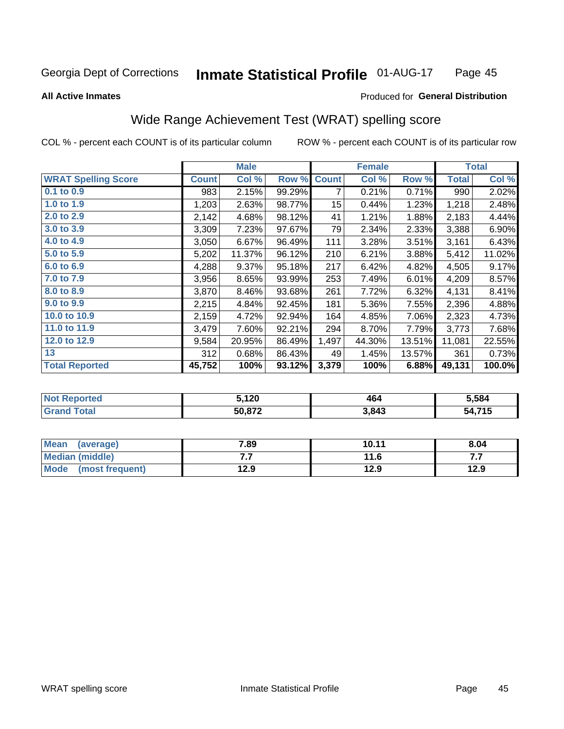Georgia Dept of Corrections **Inmate Statistical Profile** 01-AUG-17

**All Active Inmates** Produced for **General Distribution**

## Wide Range Achievement Test (WRAT) spelling score

COL % - percent each COUNT is of its particular column ROW % - percent each COUNT is of its particular row

| | Male | | | Female | | | Total | |
|---|---|---|---|---|---|---|---|---|
| **WRAT Spelling Score** | **Count** | **Col %** | **Row %** | **Count** | **Col %** | **Row %** | **Total** | **Col %** |
| 0.1 to 0.9 | 983 | 2.15% | 99.29% | 7 | 0.21% | 0.71% | 990 | 2.02% |
| 1.0 to 1.9 | 1,203 | 2.63% | 98.77% | 15 | 0.44% | 1.23% | 1,218 | 2.48% |
| 2.0 to 2.9 | 2,142 | 4.68% | 98.12% | 41 | 1.21% | 1.88% | 2,183 | 4.44% |
| 3.0 to 3.9 | 3,309 | 7.23% | 97.67% | 79 | 2.34% | 2.33% | 3,388 | 6.90% |
| 4.0 to 4.9 | 3,050 | 6.67% | 96.49% | 111 | 3.28% | 3.51% | 3,161 | 6.43% |
| 5.0 to 5.9 | 5,202 | 11.37% | 96.12% | 210 | 6.21% | 3.88% | 5,412 | 11.02% |
| 6.0 to 6.9 | 4,288 | 9.37% | 95.18% | 217 | 6.42% | 4.82% | 4,505 | 9.17% |
| 7.0 to 7.9 | 3,956 | 8.65% | 93.99% | 253 | 7.49% | 6.01% | 4,209 | 8.57% |
| 8.0 to 8.9 | 3,870 | 8.46% | 93.68% | 261 | 7.72% | 6.32% | 4,131 | 8.41% |
| 9.0 to 9.9 | 2,215 | 4.84% | 92.45% | 181 | 5.36% | 7.55% | 2,396 | 4.88% |
| 10.0 to 10.9 | 2,159 | 4.72% | 92.94% | 164 | 4.85% | 7.06% | 2,323 | 4.73% |
| 11.0 to 11.9 | 3,479 | 7.60% | 92.21% | 294 | 8.70% | 7.79% | 3,773 | 7.68% |
| 12.0 to 12.9 | 9,584 | 20.95% | 86.49% | 1,497 | 44.30% | 13.51% | 11,081 | 22.55% |
| 13 | 312 | 0.68% | 86.43% | 49 | 1.45% | 13.57% | 361 | 0.73% |
| **Total Reported** | **45,752** | **100%** | **93.12%** | **3,379** | **100%** | **6.88%** | **49,131** | **100.0%** |

| | Male | Female | Total |
|---|---|---|---|
| Not Reported | 5,120 | 464 | 5,584 |
| Grand Total | 50,872 | 3,843 | 54,715 |

| | Male | Female | Total |
|---|---|---|---|
| Mean (average) | 7.89 | 10.11 | 8.04 |
| Median (middle) | 7.7 | 11.6 | 7.7 |
| Mode (most frequent) | 12.9 | 12.9 | 12.9 |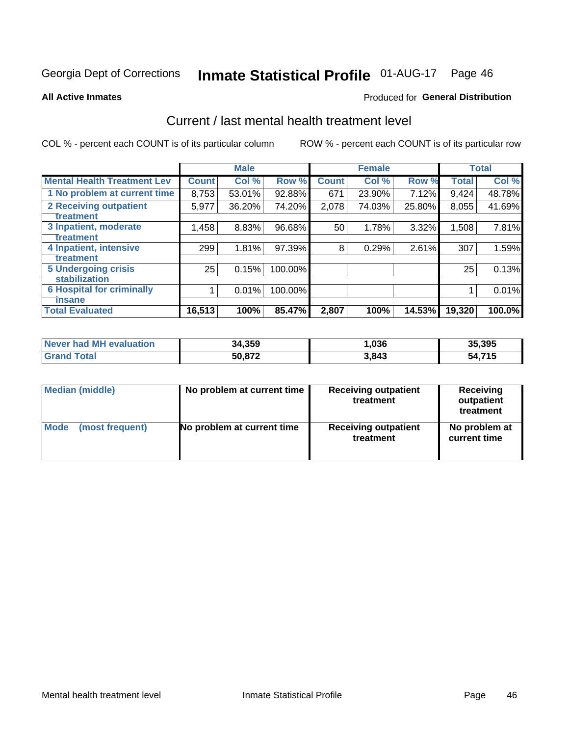Georgia Dept of Corrections **Inmate Statistical Profile** 01-AUG-17

**All Active Inmates**

Produced for **General Distribution**

## Current / last mental health treatment level

COL % - percent each COUNT is of its particular column

ROW % - percent each COUNT is of its particular row

| | Male | | | Female | | | Total | |
|---|---|---|---|---|---|---|---|---|
| **Mental Health Treatment Lev** | **Count** | **Col %** | **Row %** | **Count** | **Col %** | **Row %** | **Total** | **Col %** |
| 1 No problem at current time | 8,753 | 53.01% | 92.88% | 671 | 23.90% | 7.12% | 9,424 | 48.78% |
| 2 Receiving outpatient treatment | 5,977 | 36.20% | 74.20% | 2,078 | 74.03% | 25.80% | 8,055 | 41.69% |
| 3 Inpatient, moderate treatment | 1,458 | 8.83% | 96.68% | 50 | 1.78% | 3.32% | 1,508 | 7.81% |
| 4 Inpatient, intensive treatment | 299 | 1.81% | 97.39% | 8 | 0.29% | 2.61% | 307 | 1.59% |
| 5 Undergoing crisis stabilization | 25 | 0.15% | 100.00% | | | | 25 | 0.13% |
| 6 Hospital for criminally insane | 1 | 0.01% | 100.00% | | | | 1 | 0.01% |
| **Total Evaluated** | **16,513** | **100%** | **85.47%** | **2,807** | **100%** | **14.53%** | **19,320** | **100.0%** |

| | Male | Female | Total |
|---|---|---|---|
| **Never had MH evaluation** | **34,359** | **1,036** | **35,395** |
| **Grand Total** | **50,872** | **3,843** | **54,715** |

| | Male | Female | Total |
|---|---|---|---|
| **Median (middle)** | **No problem at current time** | **Receiving outpatient treatment** | **Receiving outpatient treatment** |
| **Mode (most frequent)** | **No problem at current time** | **Receiving outpatient treatment** | **No problem at current time** |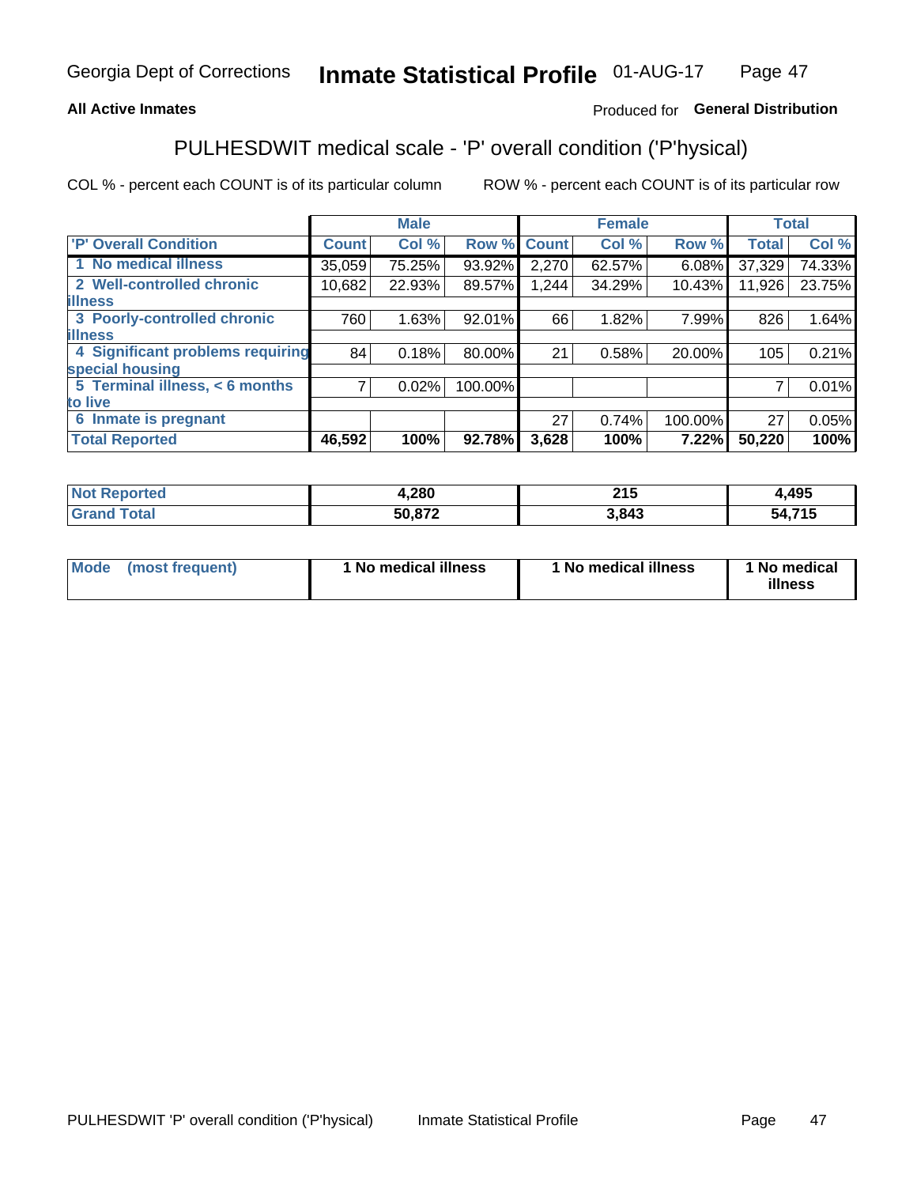**All Active Inmates**

Produced for **General Distribution**

## PULHESDWIT medical scale - 'P' overall condition ('P'hysical)

COL % - percent each COUNT is of its particular column

ROW % - percent each COUNT is of its particular row

| | Male | | | Female | | | Total | |
|---|---|---|---|---|---|---|---|---|
| 'P' Overall Condition | Count | Col % | Row % | Count | Col % | Row % | Total | Col % |
| 1 No medical illness | 35,059 | 75.25% | 93.92% | 2,270 | 62.57% | 6.08% | 37,329 | 74.33% |
| 2 Well-controlled chronic illness | 10,682 | 22.93% | 89.57% | 1,244 | 34.29% | 10.43% | 11,926 | 23.75% |
| 3 Poorly-controlled chronic illness | 760 | 1.63% | 92.01% | 66 | 1.82% | 7.99% | 826 | 1.64% |
| 4 Significant problems requiring special housing | 84 | 0.18% | 80.00% | 21 | 0.58% | 20.00% | 105 | 0.21% |
| 5 Terminal illness, < 6 months to live | 7 | 0.02% | 100.00% | | | | 7 | 0.01% |
| 6 Inmate is pregnant | | | | 27 | 0.74% | 100.00% | 27 | 0.05% |
| **Total Reported** | **46,592** | **100%** | **92.78%** | **3,628** | **100%** | **7.22%** | **50,220** | **100%** |

| | Male | Female | Total |
|---|---|---|---|
| Not Reported | 4,280 | 215 | 4,495 |
| Grand Total | 50,872 | 3,843 | 54,715 |

| | Male | Female | Total |
|---|---|---|---|
| Mode (most frequent) | 1 No medical illness | 1 No medical illness | 1 No medical illness |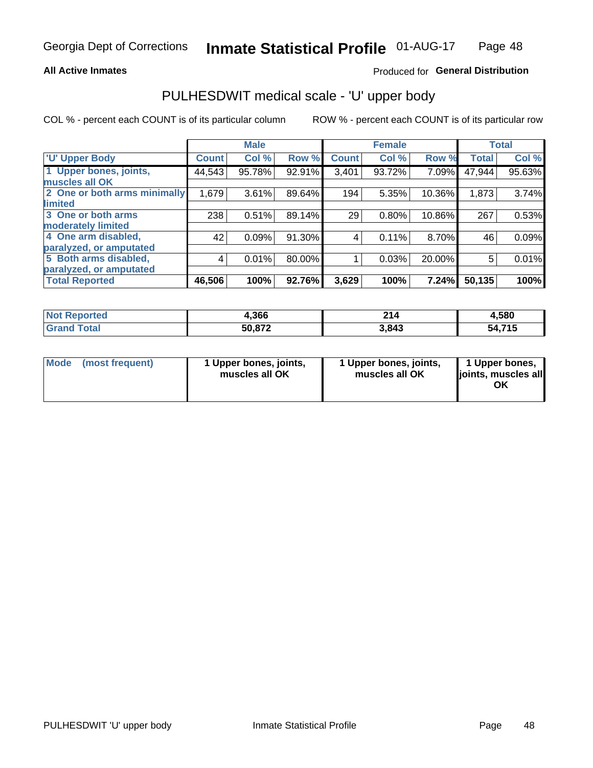Georgia Dept of Corrections **Inmate Statistical Profile** 01-AUG-17

**All Active Inmates**

Produced for **General Distribution**

## PULHESDWIT medical scale - 'U' upper body

COL % - percent each COUNT is of its particular column

ROW % - percent each COUNT is of its particular row

| | Male | | | Female | | | Total | |
|---|---|---|---|---|---|---|---|---|
| 'U' Upper Body | Count | Col % | Row % | Count | Col % | Row % | Total | Col % |
| 1 Upper bones, joints, muscles all OK | 44,543 | 95.78% | 92.91% | 3,401 | 93.72% | 7.09% | 47,944 | 95.63% |
| 2 One or both arms minimally limited | 1,679 | 3.61% | 89.64% | 194 | 5.35% | 10.36% | 1,873 | 3.74% |
| 3 One or both arms moderately limited | 238 | 0.51% | 89.14% | 29 | 0.80% | 10.86% | 267 | 0.53% |
| 4 One arm disabled, paralyzed, or amputated | 42 | 0.09% | 91.30% | 4 | 0.11% | 8.70% | 46 | 0.09% |
| 5 Both arms disabled, paralyzed, or amputated | 4 | 0.01% | 80.00% | 1 | 0.03% | 20.00% | 5 | 0.01% |
| **Total Reported** | **46,506** | **100%** | **92.76%** | **3,629** | **100%** | **7.24%** | **50,135** | **100%** |

| | Male | Female | Total |
|---|---|---|---|
| Not Reported | 4,366 | 214 | 4,580 |
| Grand Total | 50,872 | 3,843 | 54,715 |

| | Male | Female | Total |
|---|---|---|---|
| Mode (most frequent) | 1 Upper bones, joints, muscles all OK | 1 Upper bones, joints, muscles all OK | 1 Upper bones, joints, muscles all OK |

PULHESDWIT 'U' upper body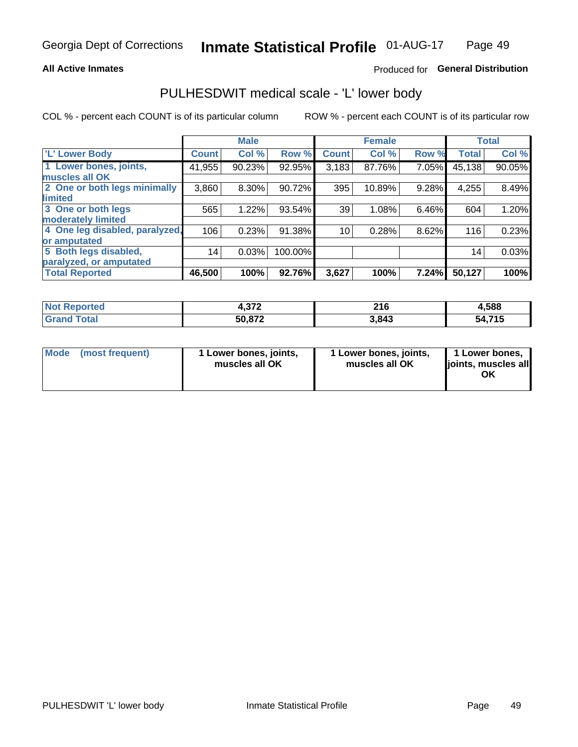Georgia Dept of Corrections **Inmate Statistical Profile** 01-AUG-17

**All Active Inmates**

Produced for **General Distribution**

## PULHESDWIT medical scale - 'L' lower body

COL % - percent each COUNT is of its particular column

ROW % - percent each COUNT is of its particular row

| | Male | | | Female | | | Total | |
|---|---|---|---|---|---|---|---|---|
| 'L' Lower Body | Count | Col % | Row % | Count | Col % | Row % | Total | Col % |
| 1 Lower bones, joints, muscles all OK | 41,955 | 90.23% | 92.95% | 3,183 | 87.76% | 7.05% | 45,138 | 90.05% |
| 2 One or both legs minimally limited | 3,860 | 8.30% | 90.72% | 395 | 10.89% | 9.28% | 4,255 | 8.49% |
| 3 One or both legs moderately limited | 565 | 1.22% | 93.54% | 39 | 1.08% | 6.46% | 604 | 1.20% |
| 4 One leg disabled, paralyzed, or amputated | 106 | 0.23% | 91.38% | 10 | 0.28% | 8.62% | 116 | 0.23% |
| 5 Both legs disabled, paralyzed, or amputated | 14 | 0.03% | 100.00% | | | | 14 | 0.03% |
| **Total Reported** | **46,500** | **100%** | **92.76%** | **3,627** | **100%** | **7.24%** | **50,127** | **100%** |

| | Male | Female | Total |
|---|---|---|---|
| Not Reported | 4,372 | 216 | 4,588 |
| Grand Total | 50,872 | 3,843 | 54,715 |

| | Male | Female | Total |
|---|---|---|---|
| Mode (most frequent) | 1 Lower bones, joints, muscles all OK | 1 Lower bones, joints, muscles all OK | 1 Lower bones, joints, muscles all OK |

PULHESDWIT 'L' lower body Inmate Statistical Profile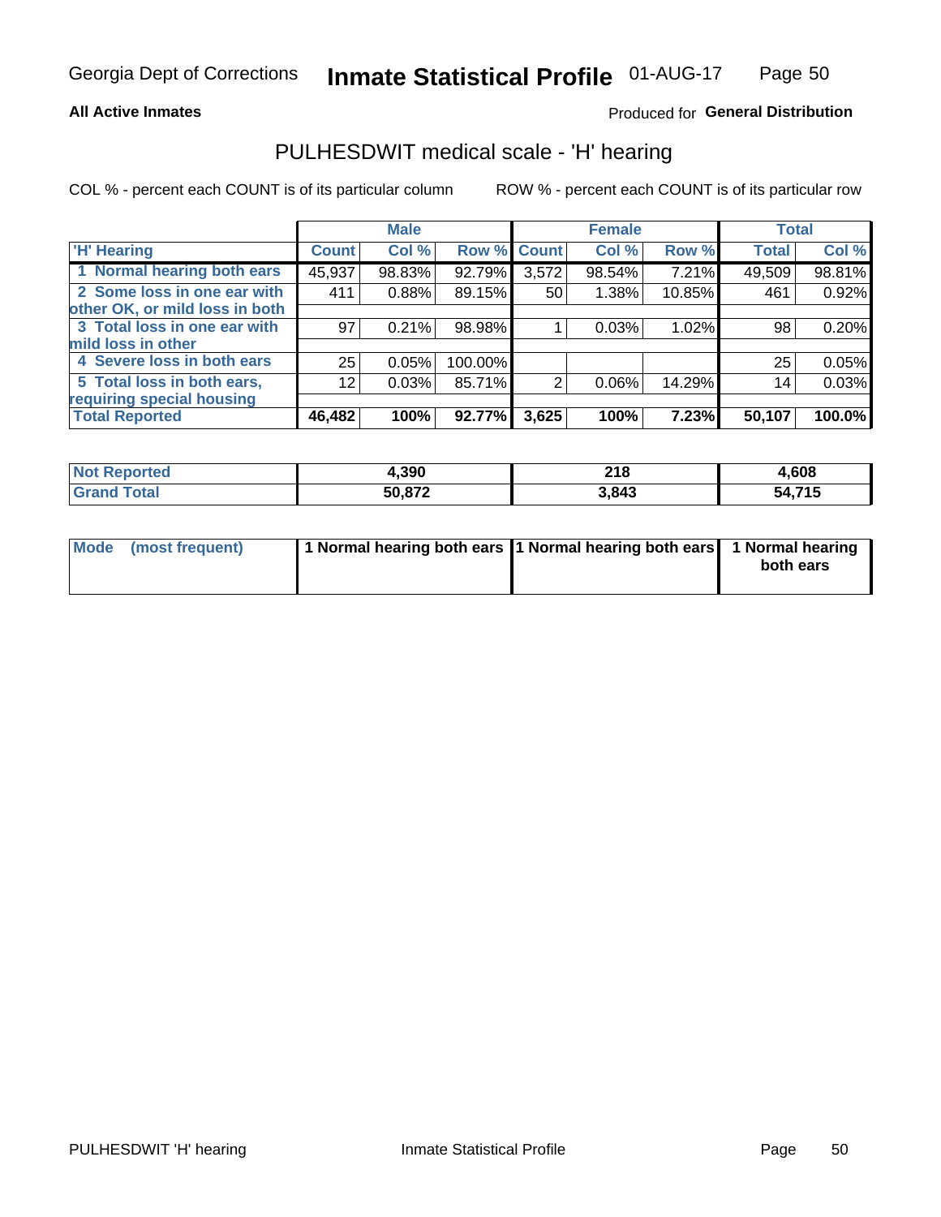Georgia Dept of Corrections **Inmate Statistical Profile** 01-AUG-17

**All Active Inmates**

Produced for **General Distribution**

## PULHESDWIT medical scale - 'H' hearing

COL % - percent each COUNT is of its particular column

ROW % - percent each COUNT is of its particular row

| | Male | | | Female | | | Total | |
|---|---|---|---|---|---|---|---|---|
| 'H' Hearing | Count | Col % | Row % | Count | Col % | Row % | Total | Col % |
| 1 Normal hearing both ears | 45,937 | 98.83% | 92.79% | 3,572 | 98.54% | 7.21% | 49,509 | 98.81% |
| 2 Some loss in one ear with other OK, or mild loss in both | 411 | 0.88% | 89.15% | 50 | 1.38% | 10.85% | 461 | 0.92% |
| 3 Total loss in one ear with mild loss in other | 97 | 0.21% | 98.98% | 1 | 0.03% | 1.02% | 98 | 0.20% |
| 4 Severe loss in both ears | 25 | 0.05% | 100.00% | | | | 25 | 0.05% |
| 5 Total loss in both ears, requiring special housing | 12 | 0.03% | 85.71% | 2 | 0.06% | 14.29% | 14 | 0.03% |
| **Total Reported** | **46,482** | **100%** | **92.77%** | **3,625** | **100%** | **7.23%** | **50,107** | **100.0%** |

| | Male | Female | Total |
|---|---|---|---|
| Not Reported | 4,390 | 218 | 4,608 |
| Grand Total | 50,872 | 3,843 | 54,715 |

| | Male | Female | Total |
|---|---|---|---|
| Mode (most frequent) | 1 Normal hearing both ears | 1 Normal hearing both ears | 1 Normal hearing both ears |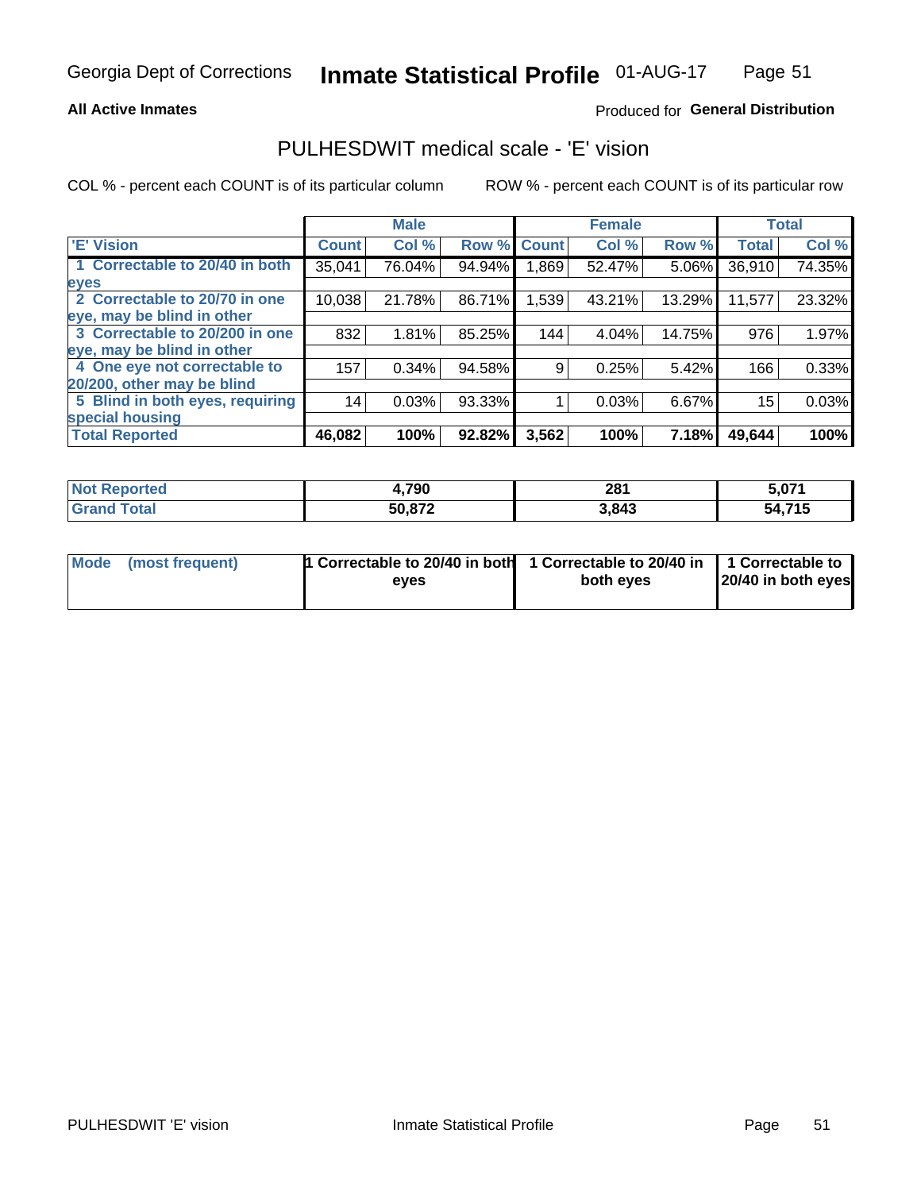# Inmate Statistical Profile

Georgia Dept of Corrections — 01-AUG-17

**All Active Inmates**

Produced for **General Distribution**

## PULHESDWIT medical scale - 'E' vision

COL % - percent each COUNT is of its particular column

ROW % - percent each COUNT is of its particular row

| | Male | | | Female | | | Total | |
|---|---|---|---|---|---|---|---|---|
| 'E' Vision | Count | Col % | Row % | Count | Col % | Row % | Total | Col % |
| 1 Correctable to 20/40 in both eyes | 35,041 | 76.04% | 94.94% | 1,869 | 52.47% | 5.06% | 36,910 | 74.35% |
| 2 Correctable to 20/70 in one eye, may be blind in other | 10,038 | 21.78% | 86.71% | 1,539 | 43.21% | 13.29% | 11,577 | 23.32% |
| 3 Correctable to 20/200 in one eye, may be blind in other | 832 | 1.81% | 85.25% | 144 | 4.04% | 14.75% | 976 | 1.97% |
| 4 One eye not correctable to 20/200, other may be blind | 157 | 0.34% | 94.58% | 9 | 0.25% | 5.42% | 166 | 0.33% |
| 5 Blind in both eyes, requiring special housing | 14 | 0.03% | 93.33% | 1 | 0.03% | 6.67% | 15 | 0.03% |
| **Total Reported** | **46,082** | **100%** | **92.82%** | **3,562** | **100%** | **7.18%** | **49,644** | **100%** |

| | Male | Female | Total |
|---|---|---|---|
| Not Reported | 4,790 | 281 | 5,071 |
| Grand Total | 50,872 | 3,843 | 54,715 |

| | Male | Female | Total |
|---|---|---|---|
| Mode (most frequent) | 1 Correctable to 20/40 in both eyes | 1 Correctable to 20/40 in both eyes | 1 Correctable to 20/40 in both eyes |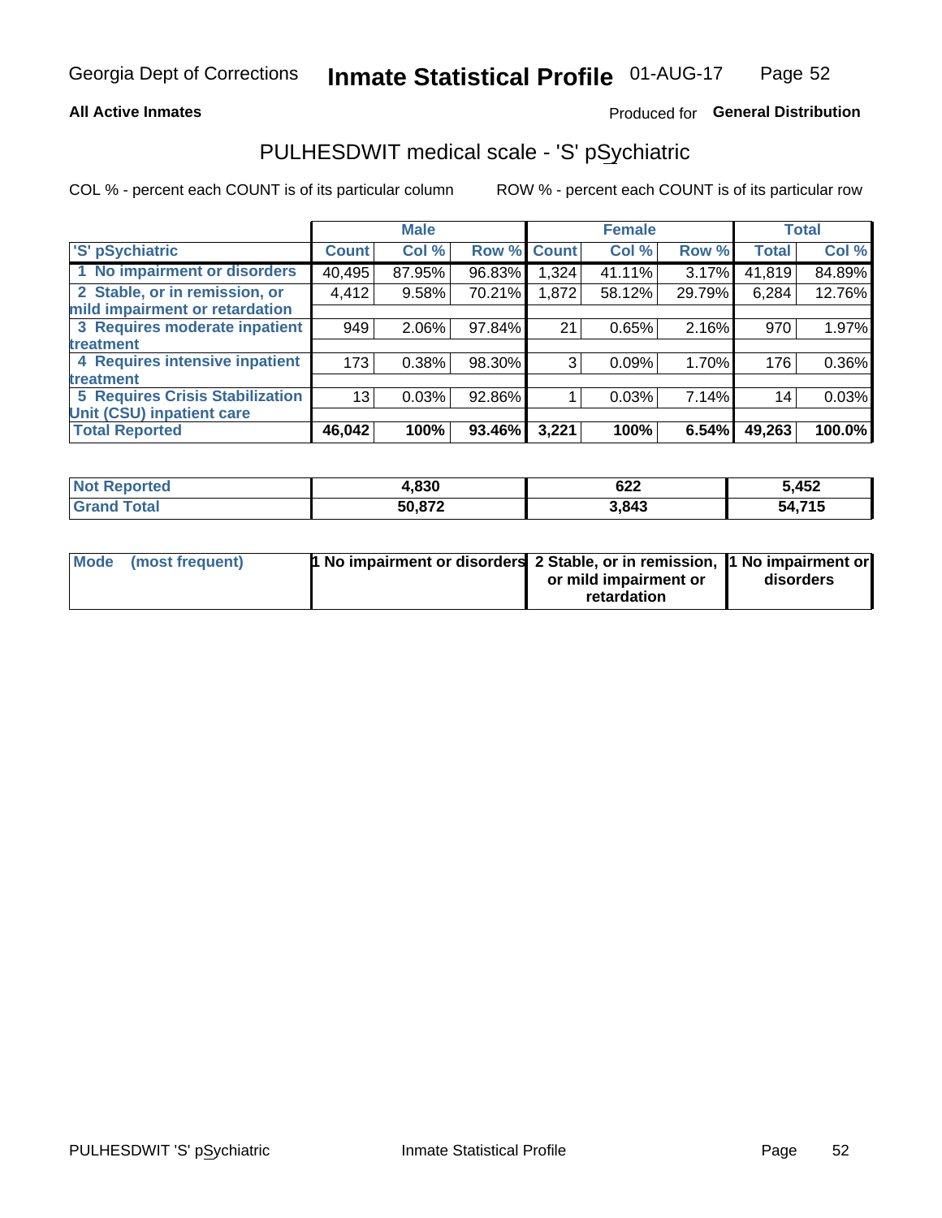Georgia Dept of Corrections **Inmate Statistical Profile** 01-AUG-17

**All Active Inmates**

Produced for **General Distribution**

## PULHESDWIT medical scale - 'S' pSychiatric

COL % - percent each COUNT is of its particular column

ROW % - percent each COUNT is of its particular row

| | Male | | | Female | | | Total | |
|---|---|---|---|---|---|---|---|---|
| 'S' pSychiatric | Count | Col % | Row % | Count | Col % | Row % | Total | Col % |
| 1 No impairment or disorders | 40,495 | 87.95% | 96.83% | 1,324 | 41.11% | 3.17% | 41,819 | 84.89% |
| 2 Stable, or in remission, or mild impairment or retardation | 4,412 | 9.58% | 70.21% | 1,872 | 58.12% | 29.79% | 6,284 | 12.76% |
| 3 Requires moderate inpatient treatment | 949 | 2.06% | 97.84% | 21 | 0.65% | 2.16% | 970 | 1.97% |
| 4 Requires intensive inpatient treatment | 173 | 0.38% | 98.30% | 3 | 0.09% | 1.70% | 176 | 0.36% |
| 5 Requires Crisis Stabilization Unit (CSU) inpatient care | 13 | 0.03% | 92.86% | 1 | 0.03% | 7.14% | 14 | 0.03% |
| **Total Reported** | **46,042** | **100%** | **93.46%** | **3,221** | **100%** | **6.54%** | **49,263** | **100.0%** |

| | Male | Female | Total |
|---|---|---|---|
| Not Reported | 4,830 | 622 | 5,452 |
| Grand Total | 50,872 | 3,843 | 54,715 |

| | Male | Female | Total |
|---|---|---|---|
| Mode (most frequent) | 1 No impairment or disorders | 2 Stable, or in remission, or mild impairment or retardation | 1 No impairment or disorders |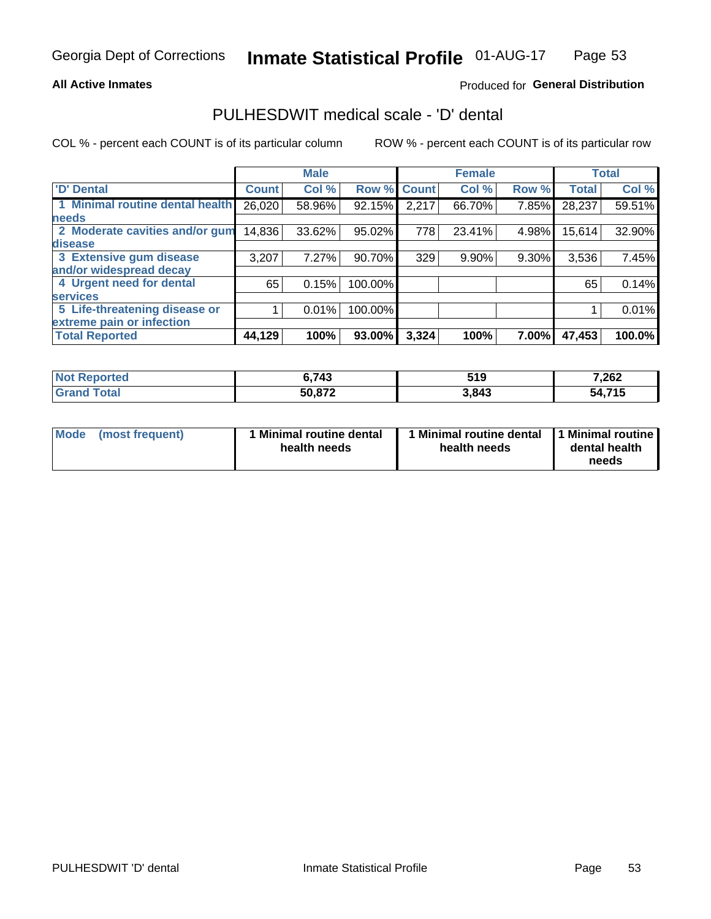**All Active Inmates**

Produced for **General Distribution**

## PULHESDWIT medical scale - 'D' dental

COL % - percent each COUNT is of its particular column

ROW % - percent each COUNT is of its particular row

| | Male | | | Female | | | Total | |
|---|---|---|---|---|---|---|---|---|
| **'D' Dental** | **Count** | **Col %** | **Row %** | **Count** | **Col %** | **Row %** | **Total** | **Col %** |
| **1 Minimal routine dental health needs** | 26,020 | 58.96% | 92.15% | 2,217 | 66.70% | 7.85% | 28,237 | 59.51% |
| **2 Moderate cavities and/or gum disease** | 14,836 | 33.62% | 95.02% | 778 | 23.41% | 4.98% | 15,614 | 32.90% |
| **3 Extensive gum disease and/or widespread decay** | 3,207 | 7.27% | 90.70% | 329 | 9.90% | 9.30% | 3,536 | 7.45% |
| **4 Urgent need for dental services** | 65 | 0.15% | 100.00% | | | | 65 | 0.14% |
| **5 Life-threatening disease or extreme pain or infection** | 1 | 0.01% | 100.00% | | | | 1 | 0.01% |
| **Total Reported** | **44,129** | **100%** | **93.00%** | **3,324** | **100%** | **7.00%** | **47,453** | **100.0%** |

| | Male | Female | Total |
|---|---|---|---|
| **Not Reported** | **6,743** | **519** | **7,262** |
| **Grand Total** | **50,872** | **3,843** | **54,715** |

| | Male | Female | Total |
|---|---|---|---|
| **Mode (most frequent)** | **1 Minimal routine dental health needs** | **1 Minimal routine dental health needs** | **1 Minimal routine dental health needs** |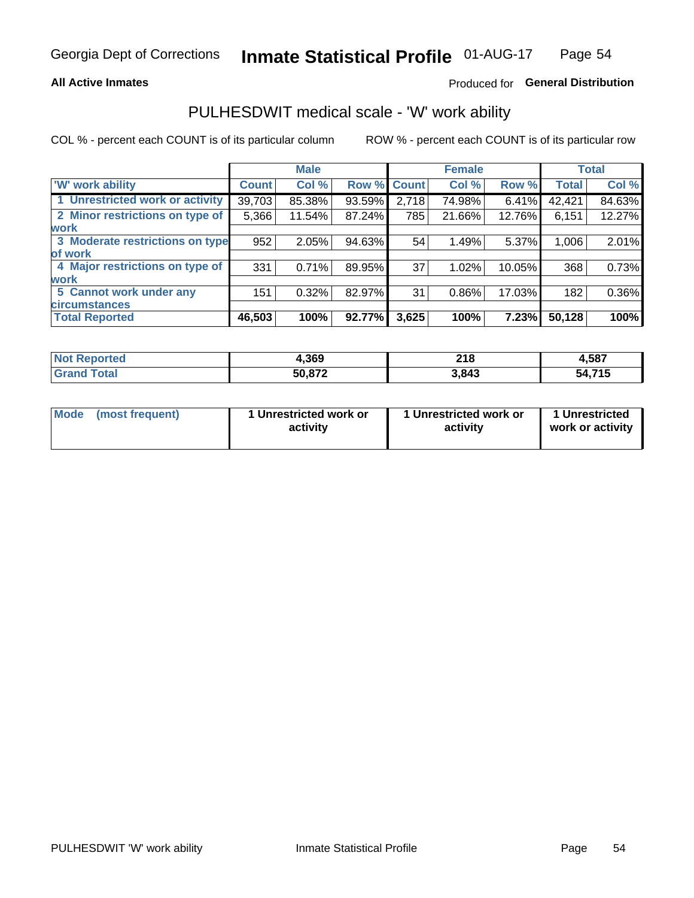Georgia Dept of Corrections **Inmate Statistical Profile** 01-AUG-17

**All Active Inmates** Produced for **General Distribution**

## PULHESDWIT medical scale - 'W' work ability

COL % - percent each COUNT is of its particular column ROW % - percent each COUNT is of its particular row

| | Male | | | Female | | | Total | |
|---|---|---|---|---|---|---|---|---|
| 'W' work ability | Count | Col % | Row % | Count | Col % | Row % | Total | Col % |
| 1 Unrestricted work or activity | 39,703 | 85.38% | 93.59% | 2,718 | 74.98% | 6.41% | 42,421 | 84.63% |
| 2 Minor restrictions on type of work | 5,366 | 11.54% | 87.24% | 785 | 21.66% | 12.76% | 6,151 | 12.27% |
| 3 Moderate restrictions on type of work | 952 | 2.05% | 94.63% | 54 | 1.49% | 5.37% | 1,006 | 2.01% |
| 4 Major restrictions on type of work | 331 | 0.71% | 89.95% | 37 | 1.02% | 10.05% | 368 | 0.73% |
| 5 Cannot work under any circumstances | 151 | 0.32% | 82.97% | 31 | 0.86% | 17.03% | 182 | 0.36% |
| **Total Reported** | **46,503** | **100%** | **92.77%** | **3,625** | **100%** | **7.23%** | **50,128** | **100%** |

| | Male | Female | Total |
|---|---|---|---|
| Not Reported | 4,369 | 218 | 4,587 |
| Grand Total | 50,872 | 3,843 | 54,715 |

| | Male | Female | Total |
|---|---|---|---|
| Mode (most frequent) | 1 Unrestricted work or activity | 1 Unrestricted work or activity | 1 Unrestricted work or activity |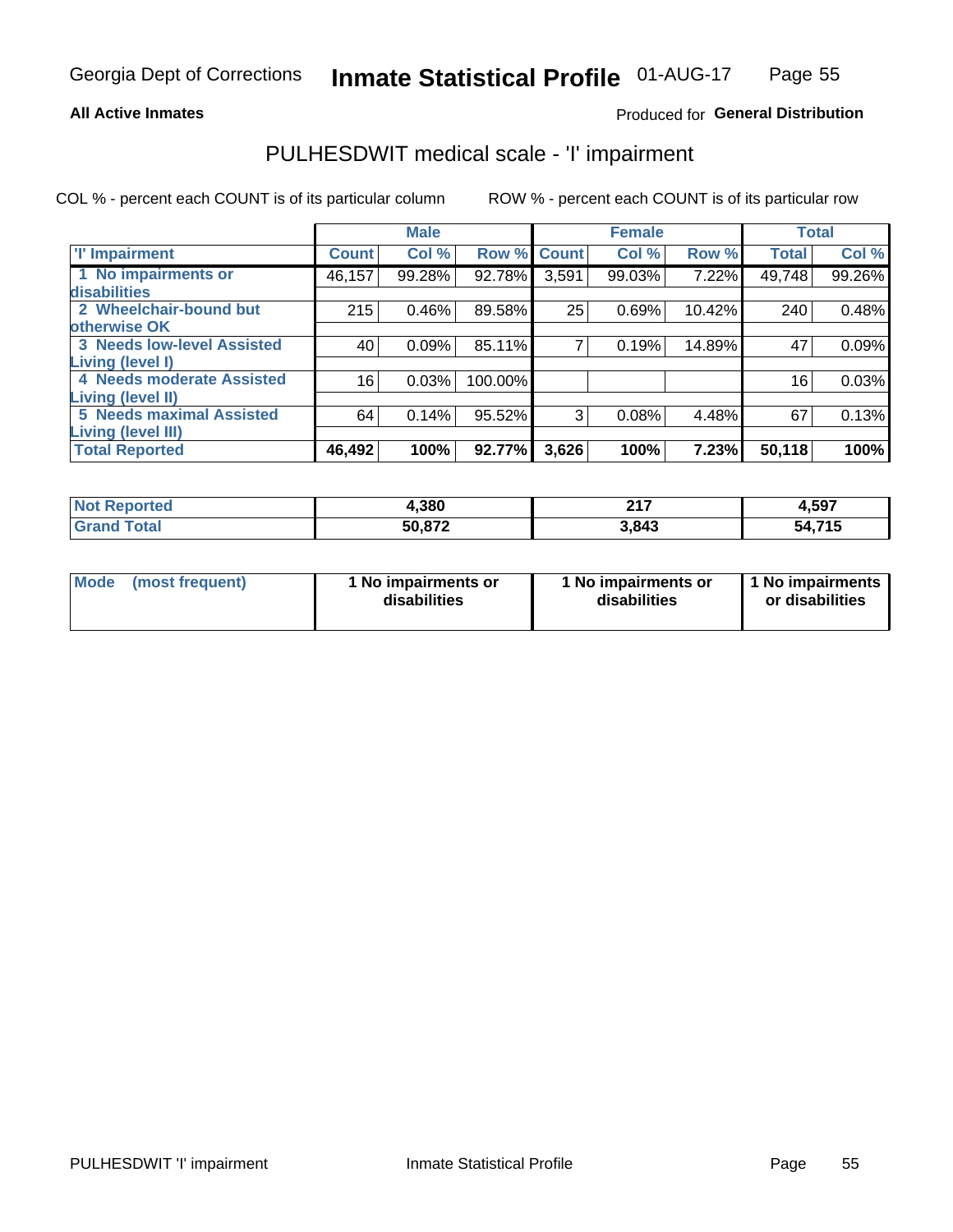**All Active Inmates**

Produced for **General Distribution**

## PULHESDWIT medical scale - 'I' impairment

COL % - percent each COUNT is of its particular column

ROW % - percent each COUNT is of its particular row

| | Male | | | Female | | | Total | |
|---|---|---|---|---|---|---|---|---|
| 'I' Impairment | Count | Col % | Row % | Count | Col % | Row % | Total | Col % |
| 1 No impairments or disabilities | 46,157 | 99.28% | 92.78% | 3,591 | 99.03% | 7.22% | 49,748 | 99.26% |
| 2 Wheelchair-bound but otherwise OK | 215 | 0.46% | 89.58% | 25 | 0.69% | 10.42% | 240 | 0.48% |
| 3 Needs low-level Assisted Living (level I) | 40 | 0.09% | 85.11% | 7 | 0.19% | 14.89% | 47 | 0.09% |
| 4 Needs moderate Assisted Living (level II) | 16 | 0.03% | 100.00% | | | | 16 | 0.03% |
| 5 Needs maximal Assisted Living (level III) | 64 | 0.14% | 95.52% | 3 | 0.08% | 4.48% | 67 | 0.13% |
| **Total Reported** | **46,492** | **100%** | **92.77%** | **3,626** | **100%** | **7.23%** | **50,118** | **100%** |

| | Male | Female | Total |
|---|---|---|---|
| Not Reported | 4,380 | 217 | 4,597 |
| Grand Total | 50,872 | 3,843 | 54,715 |

| | Male | Female | Total |
|---|---|---|---|
| Mode (most frequent) | 1 No impairments or disabilities | 1 No impairments or disabilities | 1 No impairments or disabilities |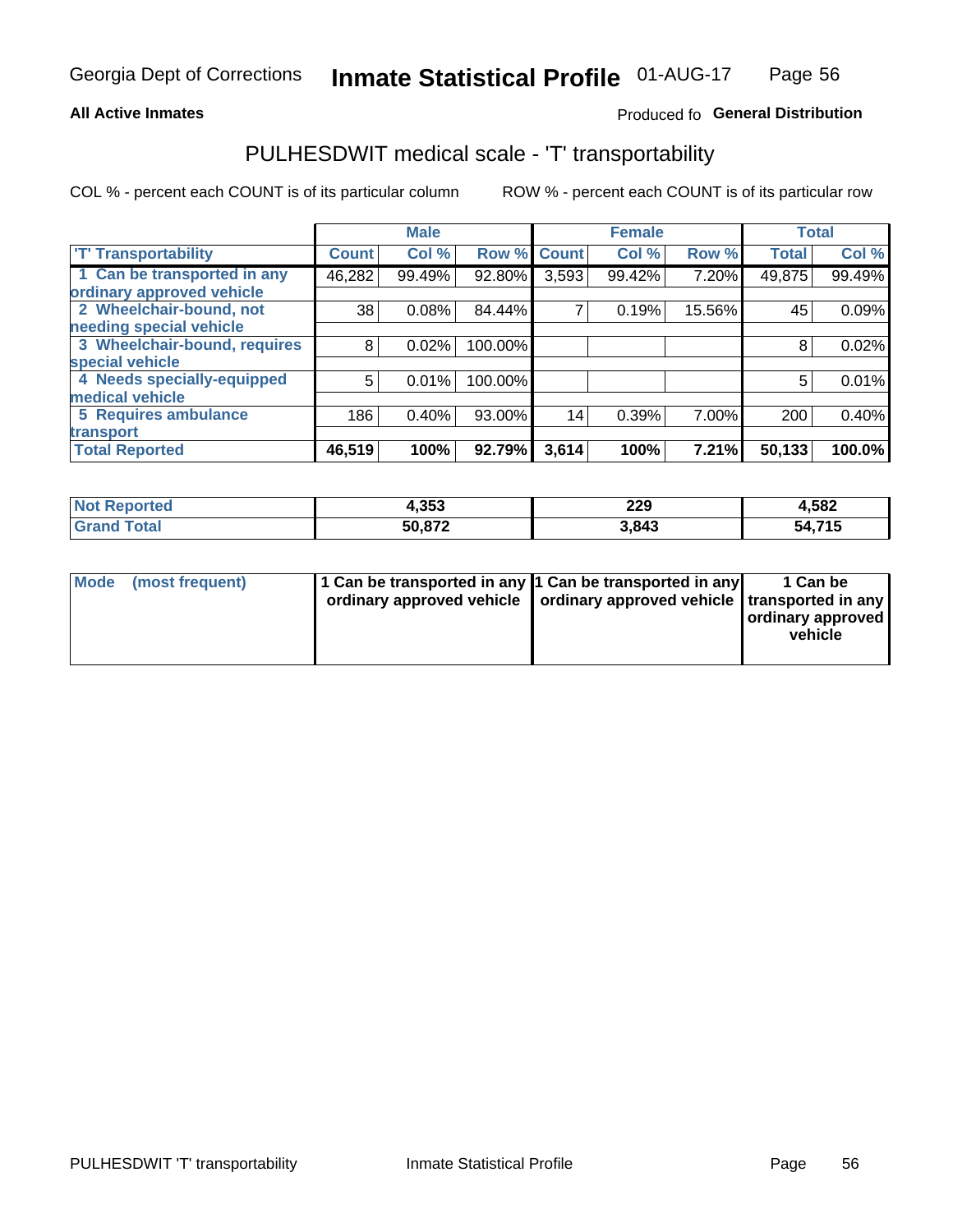**All Active Inmates**

Produced fo **General Distribution**

# PULHESDWIT medical scale - 'T' transportability

COL % - percent each COUNT is of its particular column

ROW % - percent each COUNT is of its particular row

| | Male | | | Female | | | Total | |
|---|---|---|---|---|---|---|---|---|
| 'T' Transportability | Count | Col % | Row % | Count | Col % | Row % | Total | Col % |
| 1 Can be transported in any ordinary approved vehicle | 46,282 | 99.49% | 92.80% | 3,593 | 99.42% | 7.20% | 49,875 | 99.49% |
| 2 Wheelchair-bound, not needing special vehicle | 38 | 0.08% | 84.44% | 7 | 0.19% | 15.56% | 45 | 0.09% |
| 3 Wheelchair-bound, requires special vehicle | 8 | 0.02% | 100.00% | | | | 8 | 0.02% |
| 4 Needs specially-equipped medical vehicle | 5 | 0.01% | 100.00% | | | | 5 | 0.01% |
| 5 Requires ambulance transport | 186 | 0.40% | 93.00% | 14 | 0.39% | 7.00% | 200 | 0.40% |
| Total Reported | 46,519 | 100% | 92.79% | 3,614 | 100% | 7.21% | 50,133 | 100.0% |

| | Male | Female | Total |
|---|---|---|---|
| Not Reported | 4,353 | 229 | 4,582 |
| Grand Total | 50,872 | 3,843 | 54,715 |

| | Male | Female | Total |
|---|---|---|---|
| Mode (most frequent) | 1 Can be transported in any ordinary approved vehicle | 1 Can be transported in any ordinary approved vehicle | 1 Can be transported in any ordinary approved vehicle |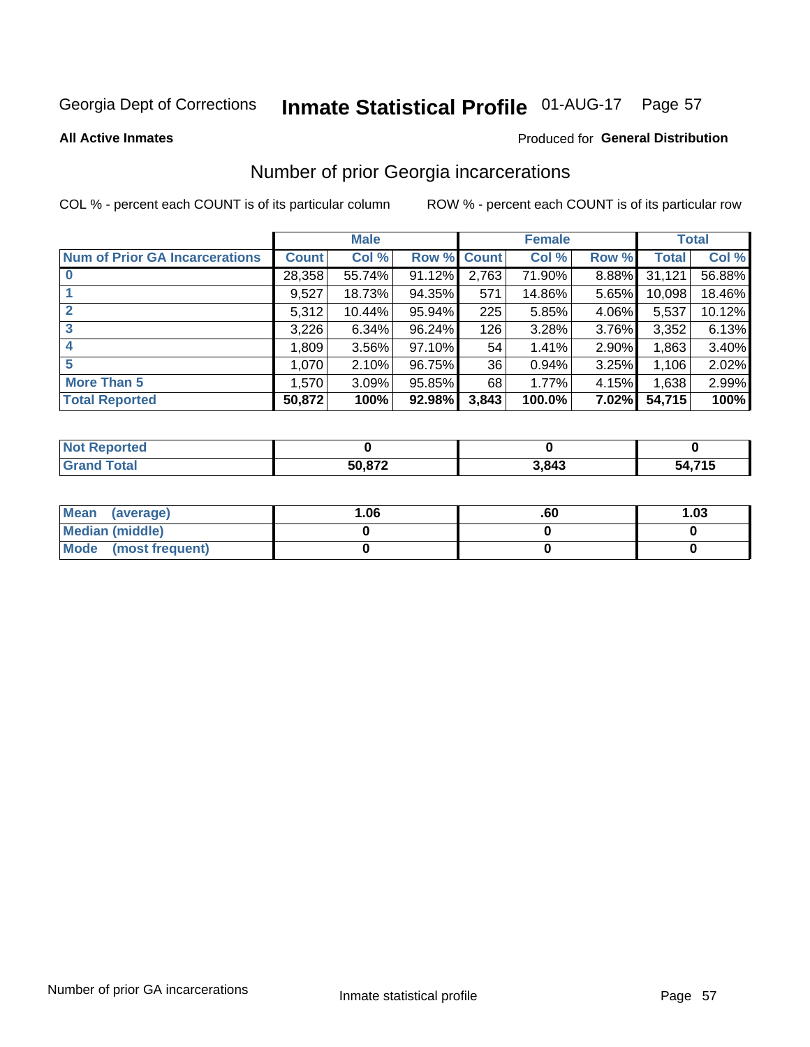Georgia Dept of Corrections **Inscribed Statistical Profile** 01-AUG-17

**All Active Inmates**

Produced for **General Distribution**

## Number of prior Georgia incarcerations

COL % - percent each COUNT is of its particular column

ROW % - percent each COUNT is of its particular row

| | Male | | | Female | | | Total | |
|---|---|---|---|---|---|---|---|---|
| **Num of Prior GA Incarcerations** | **Count** | **Col %** | **Row %** | **Count** | **Col %** | **Row %** | **Total** | **Col %** |
| **0** | 28,358 | 55.74% | 91.12% | 2,763 | 71.90% | 8.88% | 31,121 | 56.88% |
| **1** | 9,527 | 18.73% | 94.35% | 571 | 14.86% | 5.65% | 10,098 | 18.46% |
| **2** | 5,312 | 10.44% | 95.94% | 225 | 5.85% | 4.06% | 5,537 | 10.12% |
| **3** | 3,226 | 6.34% | 96.24% | 126 | 3.28% | 3.76% | 3,352 | 6.13% |
| **4** | 1,809 | 3.56% | 97.10% | 54 | 1.41% | 2.90% | 1,863 | 3.40% |
| **5** | 1,070 | 2.10% | 96.75% | 36 | 0.94% | 3.25% | 1,106 | 2.02% |
| **More Than 5** | 1,570 | 3.09% | 95.85% | 68 | 1.77% | 4.15% | 1,638 | 2.99% |
| **Total Reported** | **50,872** | **100%** | **92.98%** | **3,843** | **100.0%** | **7.02%** | **54,715** | **100%** |

| | Male | Female | Total |
|---|---|---|---|
| **Not Reported** | **0** | **0** | **0** |
| **Grand Total** | **50,872** | **3,843** | **54,715** |

| | Male | Female | Total |
|---|---|---|---|
| **Mean (average)** | **1.06** | **.60** | **1.03** |
| **Median (middle)** | **0** | **0** | **0** |
| **Mode (most frequent)** | **0** | **0** | **0** |

Georgia Dept of Corrections **Inmate Statistical Profile** 01-AUG-17

**All Active Inmates**

Produced for **General Distribution**

## Number of prior Georgia incarcerations

COL % - percent each COUNT is of its particular column

ROW % - percent each COUNT is of its particular row

| | Male | | | Female | | | Total | |
|---|---|---|---|---|---|---|---|---|
| **Num of Prior GA Incarcerations** | **Count** | **Col %** | **Row %** | **Count** | **Col %** | **Row %** | **Total** | **Col %** |
| **0** | 28,358 | 55.74% | 91.12% | 2,763 | 71.90% | 8.88% | 31,121 | 56.88% |
| **1** | 9,527 | 18.73% | 94.35% | 571 | 14.86% | 5.65% | 10,098 | 18.46% |
| **2** | 5,312 | 10.44% | 95.94% | 225 | 5.85% | 4.06% | 5,537 | 10.12% |
| **3** | 3,226 | 6.34% | 96.24% | 126 | 3.28% | 3.76% | 3,352 | 6.13% |
| **4** | 1,809 | 3.56% | 97.10% | 54 | 1.41% | 2.90% | 1,863 | 3.40% |
| **5** | 1,070 | 2.10% | 96.75% | 36 | 0.94% | 3.25% | 1,106 | 2.02% |
| **More Than 5** | 1,570 | 3.09% | 95.85% | 68 | 1.77% | 4.15% | 1,638 | 2.99% |
| **Total Reported** | **50,872** | **100%** | **92.98%** | **3,843** | **100.0%** | **7.02%** | **54,715** | **100%** |

| | Male | Female | Total |
|---|---|---|---|
| **Not Reported** | **0** | **0** | **0** |
| **Grand Total** | **50,872** | **3,843** | **54,715** |

| | Male | Female | Total |
|---|---|---|---|
| **Mean (average)** | **1.06** | **.60** | **1.03** |
| **Median (middle)** | **0** | **0** | **0** |
| **Mode (most frequent)** | **0** | **0** | **0** |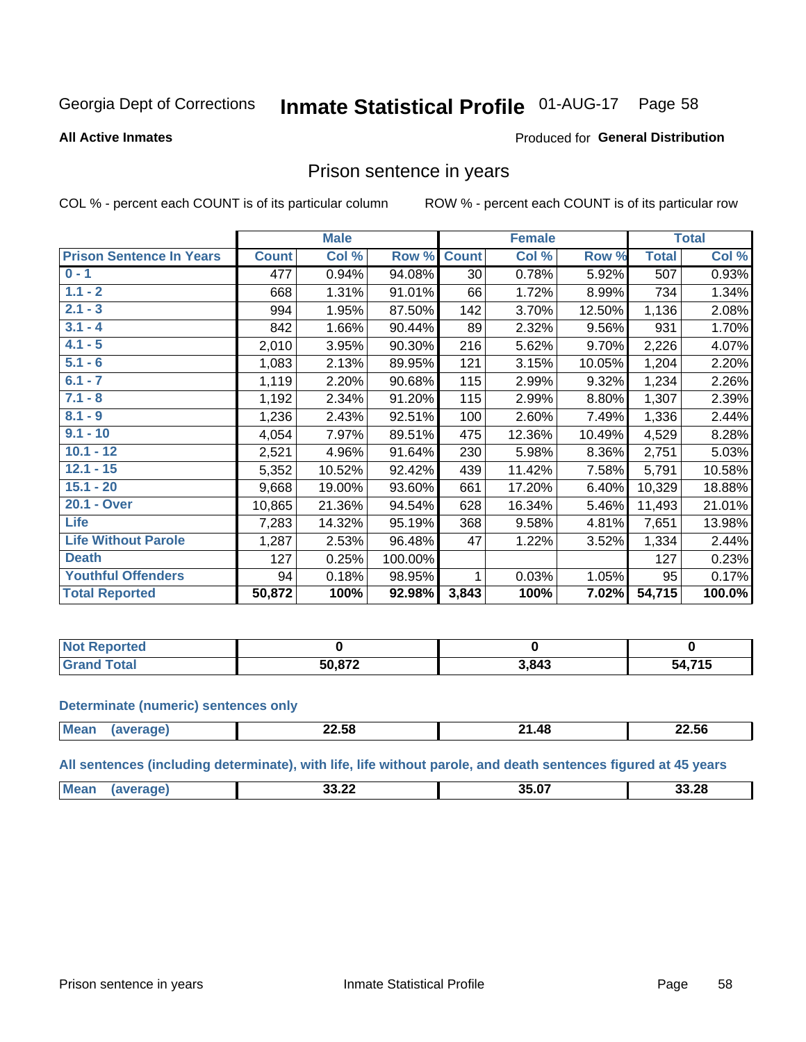Georgia Dept of Corrections **Inmate Statistical Profile** 01-AUG-17

**All Active Inmates**

Produced for **General Distribution**

## Prison sentence in years

COL % - percent each COUNT is of its particular column

ROW % - percent each COUNT is of its particular row

| | Male | | | Female | | | Total | |
|---|---|---|---|---|---|---|---|---|
| **Prison Sentence In Years** | **Count** | **Col %** | **Row %** | **Count** | **Col %** | **Row %** | **Total** | **Col %** |
| **0 - 1** | 477 | 0.94% | 94.08% | 30 | 0.78% | 5.92% | 507 | 0.93% |
| **1.1 - 2** | 668 | 1.31% | 91.01% | 66 | 1.72% | 8.99% | 734 | 1.34% |
| **2.1 - 3** | 994 | 1.95% | 87.50% | 142 | 3.70% | 12.50% | 1,136 | 2.08% |
| **3.1 - 4** | 842 | 1.66% | 90.44% | 89 | 2.32% | 9.56% | 931 | 1.70% |
| **4.1 - 5** | 2,010 | 3.95% | 90.30% | 216 | 5.62% | 9.70% | 2,226 | 4.07% |
| **5.1 - 6** | 1,083 | 2.13% | 89.95% | 121 | 3.15% | 10.05% | 1,204 | 2.20% |
| **6.1 - 7** | 1,119 | 2.20% | 90.68% | 115 | 2.99% | 9.32% | 1,234 | 2.26% |
| **7.1 - 8** | 1,192 | 2.34% | 91.20% | 115 | 2.99% | 8.80% | 1,307 | 2.39% |
| **8.1 - 9** | 1,236 | 2.43% | 92.51% | 100 | 2.60% | 7.49% | 1,336 | 2.44% |
| **9.1 - 10** | 4,054 | 7.97% | 89.51% | 475 | 12.36% | 10.49% | 4,529 | 8.28% |
| **10.1 - 12** | 2,521 | 4.96% | 91.64% | 230 | 5.98% | 8.36% | 2,751 | 5.03% |
| **12.1 - 15** | 5,352 | 10.52% | 92.42% | 439 | 11.42% | 7.58% | 5,791 | 10.58% |
| **15.1 - 20** | 9,668 | 19.00% | 93.60% | 661 | 17.20% | 6.40% | 10,329 | 18.88% |
| **20.1 - Over** | 10,865 | 21.36% | 94.54% | 628 | 16.34% | 5.46% | 11,493 | 21.01% |
| **Life** | 7,283 | 14.32% | 95.19% | 368 | 9.58% | 4.81% | 7,651 | 13.98% |
| **Life Without Parole** | 1,287 | 2.53% | 96.48% | 47 | 1.22% | 3.52% | 1,334 | 2.44% |
| **Death** | 127 | 0.25% | 100.00% | | | | 127 | 0.23% |
| **Youthful Offenders** | 94 | 0.18% | 98.95% | 1 | 0.03% | 1.05% | 95 | 0.17% |
| **Total Reported** | **50,872** | **100%** | **92.98%** | **3,843** | **100%** | **7.02%** | **54,715** | **100.0%** |

| | Male | Female | Total |
|---|---|---|---|
| **Not Reported** | **0** | **0** | **0** |
| **Grand Total** | **50,872** | **3,843** | **54,715** |

**Determinate (numeric) sentences only**

| | Male | Female | Total |
|---|---|---|---|
| **Mean (average)** | **22.58** | **21.48** | **22.56** |

**All sentences (including determinate), with life, life without parole, and death sentences figured at 45 years**

| | Male | Female | Total |
|---|---|---|---|
| **Mean (average)** | **33.22** | **35.07** | **33.28** |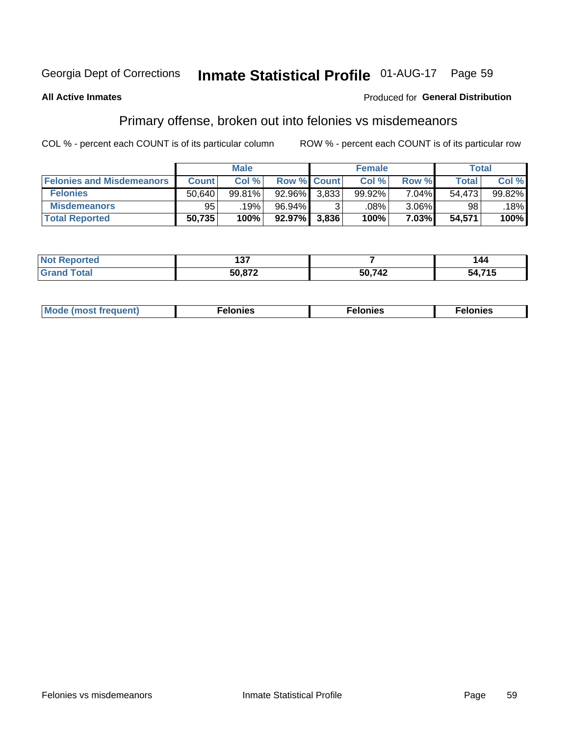Georgia Dept of Corrections **Inmate Statistical Profile** 01-AUG-17

**All Active Inmates**

Produced for **General Distribution**

## Primary offense, broken out into felonies vs misdemeanors

COL % - percent each COUNT is of its particular column

ROW % - percent each COUNT is of its particular row

| | Male | | | Female | | | Total | |
|---|---|---|---|---|---|---|---|---|
| **Felonies and Misdemeanors** | **Count** | **Col %** | **Row %** | **Count** | **Col %** | **Row %** | **Total** | **Col %** |
| **Felonies** | 50,640 | 99.81% | 92.96% | 3,833 | 99.92% | 7.04% | 54,473 | 99.82% |
| **Misdemeanors** | 95 | .19% | 96.94% | 3 | .08% | 3.06% | 98 | .18% |
| **Total Reported** | **50,735** | **100%** | **92.97%** | **3,836** | **100%** | **7.03%** | **54,571** | **100%** |

| | Male | Female | Total |
|---|---|---|---|
| **Not Reported** | **137** | **7** | **144** |
| **Grand Total** | **50,872** | **50,742** | **54,715** |

| | Male | Female | Total |
|---|---|---|---|
| **Mode (most frequent)** | **Felonies** | **Felonies** | **Felonies** |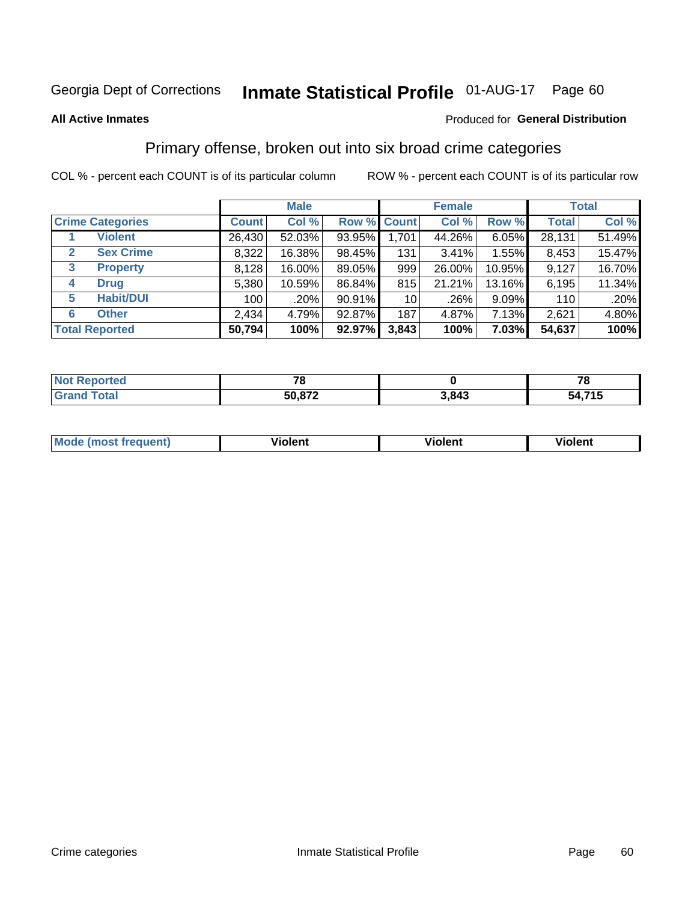Georgia Dept of Corrections **Inmate Statistical Profile** 01-AUG-17 Page 60

**All Active Inmates**

Produced for **General Distribution**

## Primary offense, broken out into six broad crime categories

COL % - percent each COUNT is of its particular column

ROW % - percent each COUNT is of its particular row

| | | Male | | | Female | | | Total | |
|---|---|---|---|---|---|---|---|---|---|
| **Crime Categories** | | **Count** | **Col %** | **Row %** | **Count** | **Col %** | **Row %** | **Total** | **Col %** |
| 1 | **Violent** | 26,430 | 52.03% | 93.95% | 1,701 | 44.26% | 6.05% | 28,131 | 51.49% |
| 2 | **Sex Crime** | 8,322 | 16.38% | 98.45% | 131 | 3.41% | 1.55% | 8,453 | 15.47% |
| 3 | **Property** | 8,128 | 16.00% | 89.05% | 999 | 26.00% | 10.95% | 9,127 | 16.70% |
| 4 | **Drug** | 5,380 | 10.59% | 86.84% | 815 | 21.21% | 13.16% | 6,195 | 11.34% |
| 5 | **Habit/DUI** | 100 | .20% | 90.91% | 10 | .26% | 9.09% | 110 | .20% |
| 6 | **Other** | 2,434 | 4.79% | 92.87% | 187 | 4.87% | 7.13% | 2,621 | 4.80% |
| **Total Reported** | | **50,794** | **100%** | **92.97%** | **3,843** | **100%** | **7.03%** | **54,637** | **100%** |

| | Male | Female | Total |
|---|---|---|---|
| **Not Reported** | **78** | **0** | **78** |
| **Grand Total** | **50,872** | **3,843** | **54,715** |

| | Male | Female | Total |
|---|---|---|---|
| **Mode (most frequent)** | **Violent** | **Violent** | **Violent** |

Crime categories Inmate Statistical Profile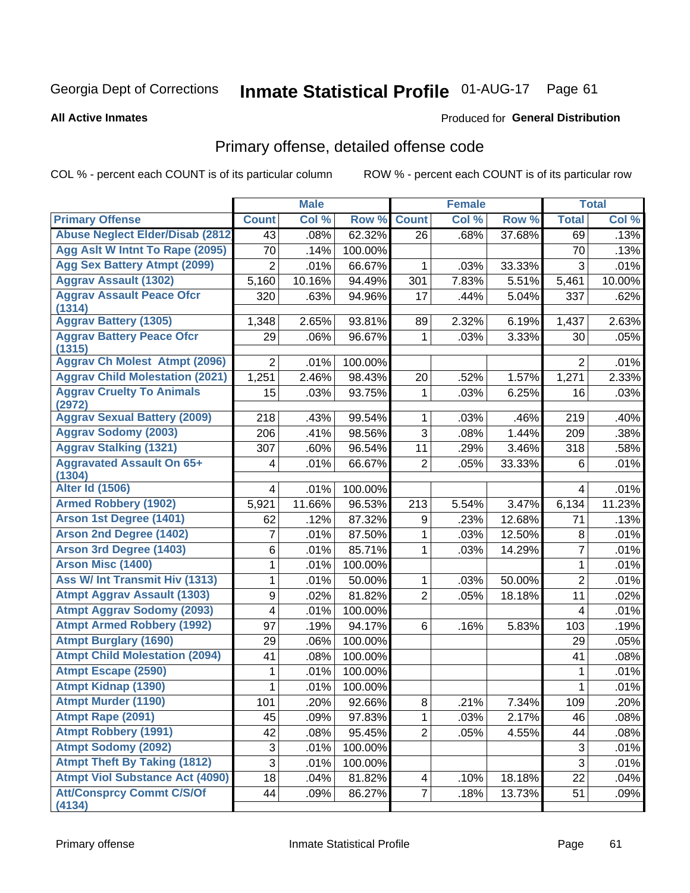Georgia Dept of Corrections **Inmate Statistical Profile** 01-AUG-17

**All Active Inmates**

Produced for **General Distribution**

## Primary offense, detailed offense code

COL % - percent each COUNT is of its particular column ROW % - percent each COUNT is of its particular row

| | Male | | | Female | | | Total | |
|---|---|---|---|---|---|---|---|---|
| **Primary Offense** | **Count** | **Col %** | **Row %** | **Count** | **Col %** | **Row %** | **Total** | **Col %** |
| Abuse Neglect Elder/Disab (2812 | 43 | .08% | 62.32% | 26 | .68% | 37.68% | 69 | .13% |
| Agg Aslt W Intnt To Rape (2095) | 70 | .14% | 100.00% | | | | 70 | .13% |
| Agg Sex Battery Atmpt (2099) | 2 | .01% | 66.67% | 1 | .03% | 33.33% | 3 | .01% |
| Aggrav Assault (1302) | 5,160 | 10.16% | 94.49% | 301 | 7.83% | 5.51% | 5,461 | 10.00% |
| Aggrav Assault Peace Ofcr (1314) | 320 | .63% | 94.96% | 17 | .44% | 5.04% | 337 | .62% |
| Aggrav Battery (1305) | 1,348 | 2.65% | 93.81% | 89 | 2.32% | 6.19% | 1,437 | 2.63% |
| Aggrav Battery Peace Ofcr (1315) | 29 | .06% | 96.67% | 1 | .03% | 3.33% | 30 | .05% |
| Aggrav Ch Molest Atmpt (2096) | 2 | .01% | 100.00% | | | | 2 | .01% |
| Aggrav Child Molestation (2021) | 1,251 | 2.46% | 98.43% | 20 | .52% | 1.57% | 1,271 | 2.33% |
| Aggrav Cruelty To Animals (2972) | 15 | .03% | 93.75% | 1 | .03% | 6.25% | 16 | .03% |
| Aggrav Sexual Battery (2009) | 218 | .43% | 99.54% | 1 | .03% | .46% | 219 | .40% |
| Aggrav Sodomy (2003) | 206 | .41% | 98.56% | 3 | .08% | 1.44% | 209 | .38% |
| Aggrav Stalking (1321) | 307 | .60% | 96.54% | 11 | .29% | 3.46% | 318 | .58% |
| Aggravated Assault On 65+ (1304) | 4 | .01% | 66.67% | 2 | .05% | 33.33% | 6 | .01% |
| Alter Id (1506) | 4 | .01% | 100.00% | | | | 4 | .01% |
| Armed Robbery (1902) | 5,921 | 11.66% | 96.53% | 213 | 5.54% | 3.47% | 6,134 | 11.23% |
| Arson 1st Degree (1401) | 62 | .12% | 87.32% | 9 | .23% | 12.68% | 71 | .13% |
| Arson 2nd Degree (1402) | 7 | .01% | 87.50% | 1 | .03% | 12.50% | 8 | .01% |
| Arson 3rd Degree (1403) | 6 | .01% | 85.71% | 1 | .03% | 14.29% | 7 | .01% |
| Arson Misc (1400) | 1 | .01% | 100.00% | | | | 1 | .01% |
| Ass W/ Int Transmit Hiv (1313) | 1 | .01% | 50.00% | 1 | .03% | 50.00% | 2 | .01% |
| Atmpt Aggrav Assault (1303) | 9 | .02% | 81.82% | 2 | .05% | 18.18% | 11 | .02% |
| Atmpt Aggrav Sodomy (2093) | 4 | .01% | 100.00% | | | | 4 | .01% |
| Atmpt Armed Robbery (1992) | 97 | .19% | 94.17% | 6 | .16% | 5.83% | 103 | .19% |
| Atmpt Burglary (1690) | 29 | .06% | 100.00% | | | | 29 | .05% |
| Atmpt Child Molestation (2094) | 41 | .08% | 100.00% | | | | 41 | .08% |
| Atmpt Escape (2590) | 1 | .01% | 100.00% | | | | 1 | .01% |
| Atmpt Kidnap (1390) | 1 | .01% | 100.00% | | | | 1 | .01% |
| Atmpt Murder (1190) | 101 | .20% | 92.66% | 8 | .21% | 7.34% | 109 | .20% |
| Atmpt Rape (2091) | 45 | .09% | 97.83% | 1 | .03% | 2.17% | 46 | .08% |
| Atmpt Robbery (1991) | 42 | .08% | 95.45% | 2 | .05% | 4.55% | 44 | .08% |
| Atmpt Sodomy (2092) | 3 | .01% | 100.00% | | | | 3 | .01% |
| Atmpt Theft By Taking (1812) | 3 | .01% | 100.00% | | | | 3 | .01% |
| Atmpt Viol Substance Act (4090) | 18 | .04% | 81.82% | 4 | .10% | 18.18% | 22 | .04% |
| Att/Consprcy Commt C/S/Of (4134) | 44 | .09% | 86.27% | 7 | .18% | 13.73% | 51 | .09% |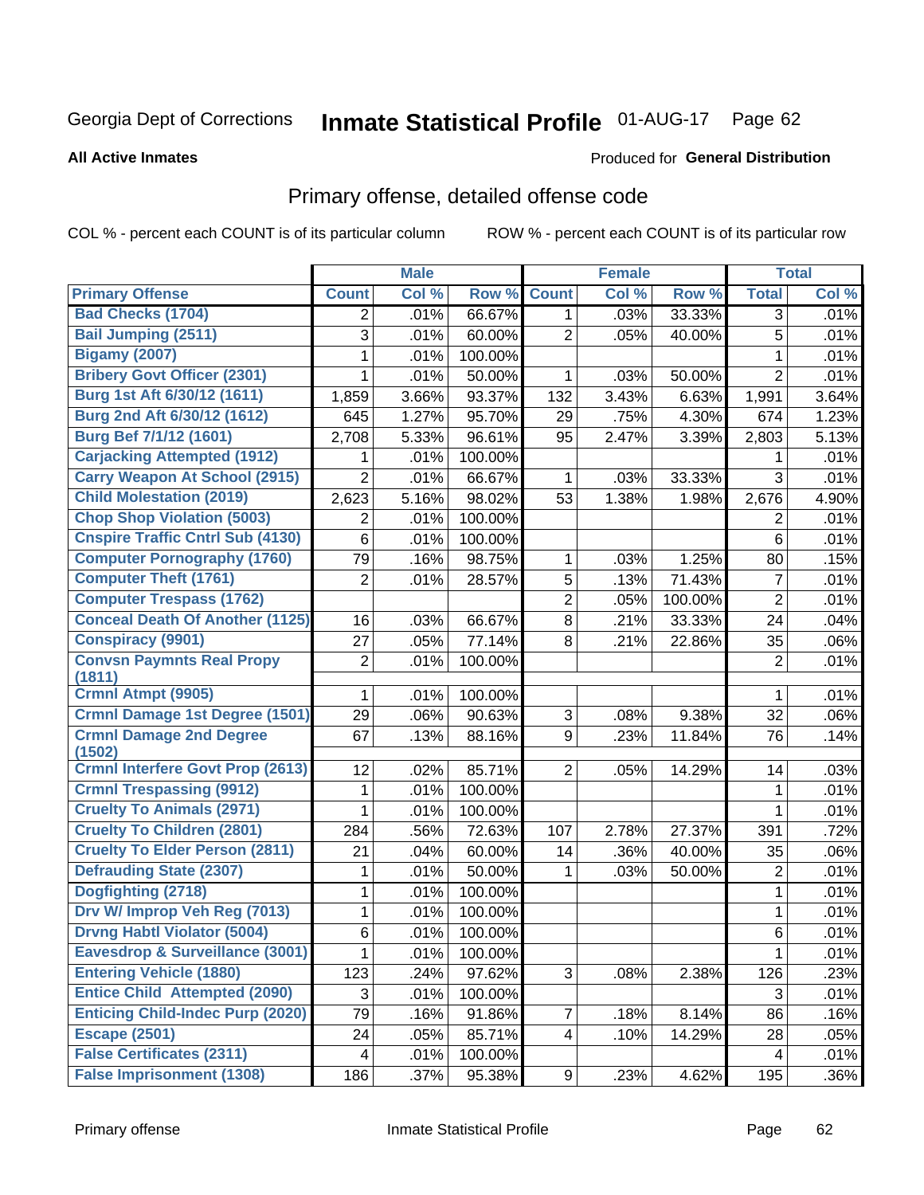Georgia Dept of Corrections **Inmate Statistical Profile** 01-AUG-17

**All Active Inmates**

Produced for **General Distribution**

## Primary offense, detailed offense code

COL % - percent each COUNT is of its particular column ROW % - percent each COUNT is of its particular row

| | Male | | | Female | | | Total | |
|---|---|---|---|---|---|---|---|---|
| **Primary Offense** | **Count** | **Col %** | **Row %** | **Count** | **Col %** | **Row %** | **Total** | **Col %** |
| **Bad Checks (1704)** | 2 | .01% | 66.67% | 1 | .03% | 33.33% | 3 | .01% |
| **Bail Jumping (2511)** | 3 | .01% | 60.00% | 2 | .05% | 40.00% | 5 | .01% |
| **Bigamy (2007)** | 1 | .01% | 100.00% | | | | 1 | .01% |
| **Bribery Govt Officer (2301)** | 1 | .01% | 50.00% | 1 | .03% | 50.00% | 2 | .01% |
| **Burg 1st Aft 6/30/12 (1611)** | 1,859 | 3.66% | 93.37% | 132 | 3.43% | 6.63% | 1,991 | 3.64% |
| **Burg 2nd Aft 6/30/12 (1612)** | 645 | 1.27% | 95.70% | 29 | .75% | 4.30% | 674 | 1.23% |
| **Burg Bef 7/1/12 (1601)** | 2,708 | 5.33% | 96.61% | 95 | 2.47% | 3.39% | 2,803 | 5.13% |
| **Carjacking Attempted (1912)** | 1 | .01% | 100.00% | | | | 1 | .01% |
| **Carry Weapon At School (2915)** | 2 | .01% | 66.67% | 1 | .03% | 33.33% | 3 | .01% |
| **Child Molestation (2019)** | 2,623 | 5.16% | 98.02% | 53 | 1.38% | 1.98% | 2,676 | 4.90% |
| **Chop Shop Violation (5003)** | 2 | .01% | 100.00% | | | | 2 | .01% |
| **Cnspire Traffic Cntrl Sub (4130)** | 6 | .01% | 100.00% | | | | 6 | .01% |
| **Computer Pornography (1760)** | 79 | .16% | 98.75% | 1 | .03% | 1.25% | 80 | .15% |
| **Computer Theft (1761)** | 2 | .01% | 28.57% | 5 | .13% | 71.43% | 7 | .01% |
| **Computer Trespass (1762)** | | | | 2 | .05% | 100.00% | 2 | .01% |
| **Conceal Death Of Another (1125)** | 16 | .03% | 66.67% | 8 | .21% | 33.33% | 24 | .04% |
| **Conspiracy (9901)** | 27 | .05% | 77.14% | 8 | .21% | 22.86% | 35 | .06% |
| **Convsn Paymnts Real Propy (1811)** | 2 | .01% | 100.00% | | | | 2 | .01% |
| **Crmnl Atmpt (9905)** | 1 | .01% | 100.00% | | | | 1 | .01% |
| **Crmnl Damage 1st Degree (1501)** | 29 | .06% | 90.63% | 3 | .08% | 9.38% | 32 | .06% |
| **Crmnl Damage 2nd Degree (1502)** | 67 | .13% | 88.16% | 9 | .23% | 11.84% | 76 | .14% |
| **Crmnl Interfere Govt Prop (2613)** | 12 | .02% | 85.71% | 2 | .05% | 14.29% | 14 | .03% |
| **Crmnl Trespassing (9912)** | 1 | .01% | 100.00% | | | | 1 | .01% |
| **Cruelty To Animals (2971)** | 1 | .01% | 100.00% | | | | 1 | .01% |
| **Cruelty To Children (2801)** | 284 | .56% | 72.63% | 107 | 2.78% | 27.37% | 391 | .72% |
| **Cruelty To Elder Person (2811)** | 21 | .04% | 60.00% | 14 | .36% | 40.00% | 35 | .06% |
| **Defrauding State (2307)** | 1 | .01% | 50.00% | 1 | .03% | 50.00% | 2 | .01% |
| **Dogfighting (2718)** | 1 | .01% | 100.00% | | | | 1 | .01% |
| **Drv W/ Improp Veh Reg (7013)** | 1 | .01% | 100.00% | | | | 1 | .01% |
| **Drvng Habtl Violator (5004)** | 6 | .01% | 100.00% | | | | 6 | .01% |
| **Eavesdrop & Surveillance (3001)** | 1 | .01% | 100.00% | | | | 1 | .01% |
| **Entering Vehicle (1880)** | 123 | .24% | 97.62% | 3 | .08% | 2.38% | 126 | .23% |
| **Entice Child Attempted (2090)** | 3 | .01% | 100.00% | | | | 3 | .01% |
| **Enticing Child-Indec Purp (2020)** | 79 | .16% | 91.86% | 7 | .18% | 8.14% | 86 | .16% |
| **Escape (2501)** | 24 | .05% | 85.71% | 4 | .10% | 14.29% | 28 | .05% |
| **False Certificates (2311)** | 4 | .01% | 100.00% | | | | 4 | .01% |
| **False Imprisonment (1308)** | 186 | .37% | 95.38% | 9 | .23% | 4.62% | 195 | .36% |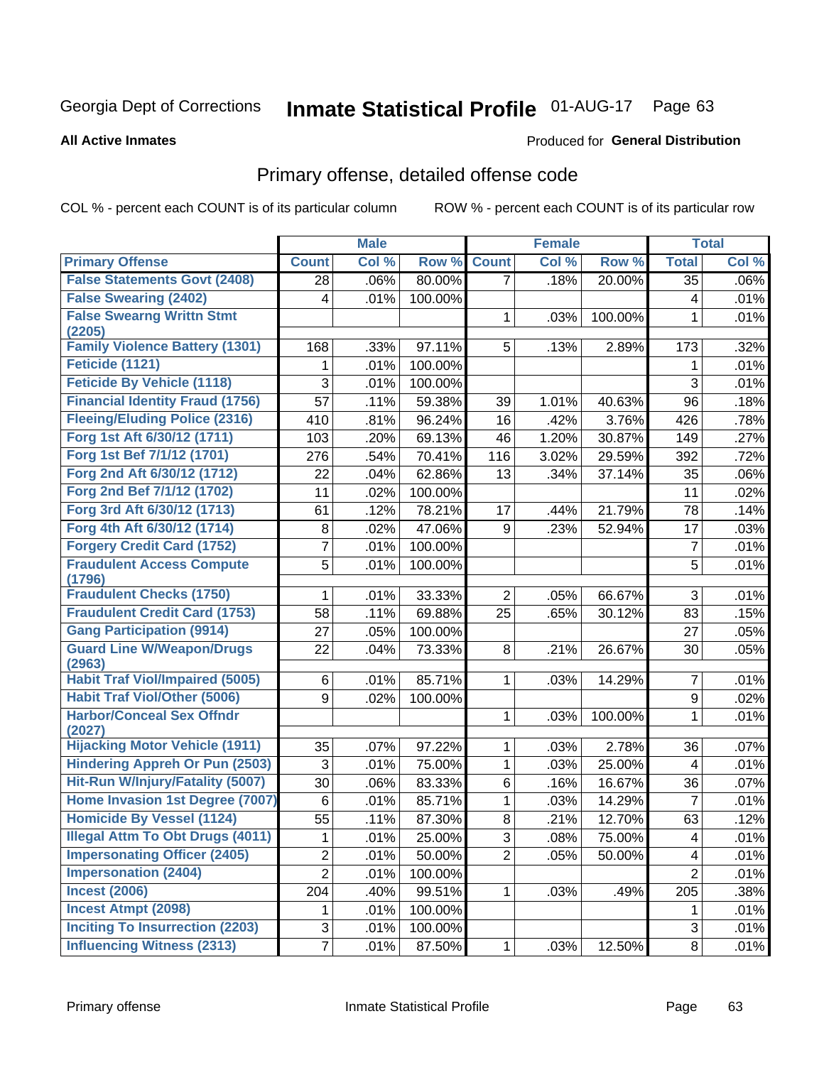Georgia Dept of Corrections **Inmate Statistical Profile** 01-AUG-17

**All Active Inmates**

Produced for **General Distribution**

## Primary offense, detailed offense code

COL % - percent each COUNT is of its particular column    ROW % - percent each COUNT is of its particular row

| | Male | | | Female | | | Total | |
|---|---|---|---|---|---|---|---|---|
| **Primary Offense** | **Count** | **Col %** | **Row %** | **Count** | **Col %** | **Row %** | **Total** | **Col %** |
| False Statements Govt (2408) | 28 | .06% | 80.00% | 7 | .18% | 20.00% | 35 | .06% |
| False Swearing (2402) | 4 | .01% | 100.00% | | | | 4 | .01% |
| False Swearng Writtn Stmt (2205) | | | | 1 | .03% | 100.00% | 1 | .01% |
| Family Violence Battery (1301) | 168 | .33% | 97.11% | 5 | .13% | 2.89% | 173 | .32% |
| Feticide (1121) | 1 | .01% | 100.00% | | | | 1 | .01% |
| Feticide By Vehicle (1118) | 3 | .01% | 100.00% | | | | 3 | .01% |
| Financial Identity Fraud (1756) | 57 | .11% | 59.38% | 39 | 1.01% | 40.63% | 96 | .18% |
| Fleeing/Eluding Police (2316) | 410 | .81% | 96.24% | 16 | .42% | 3.76% | 426 | .78% |
| Forg 1st Aft 6/30/12 (1711) | 103 | .20% | 69.13% | 46 | 1.20% | 30.87% | 149 | .27% |
| Forg 1st Bef 7/1/12 (1701) | 276 | .54% | 70.41% | 116 | 3.02% | 29.59% | 392 | .72% |
| Forg 2nd Aft 6/30/12 (1712) | 22 | .04% | 62.86% | 13 | .34% | 37.14% | 35 | .06% |
| Forg 2nd Bef 7/1/12 (1702) | 11 | .02% | 100.00% | | | | 11 | .02% |
| Forg 3rd Aft 6/30/12 (1713) | 61 | .12% | 78.21% | 17 | .44% | 21.79% | 78 | .14% |
| Forg 4th Aft 6/30/12 (1714) | 8 | .02% | 47.06% | 9 | .23% | 52.94% | 17 | .03% |
| Forgery Credit Card (1752) | 7 | .01% | 100.00% | | | | 7 | .01% |
| Fraudulent Access Compute (1796) | 5 | .01% | 100.00% | | | | 5 | .01% |
| Fraudulent Checks (1750) | 1 | .01% | 33.33% | 2 | .05% | 66.67% | 3 | .01% |
| Fraudulent Credit Card (1753) | 58 | .11% | 69.88% | 25 | .65% | 30.12% | 83 | .15% |
| Gang Participation (9914) | 27 | .05% | 100.00% | | | | 27 | .05% |
| Guard Line W/Weapon/Drugs (2963) | 22 | .04% | 73.33% | 8 | .21% | 26.67% | 30 | .05% |
| Habit Traf Viol/Impaired (5005) | 6 | .01% | 85.71% | 1 | .03% | 14.29% | 7 | .01% |
| Habit Traf Viol/Other (5006) | 9 | .02% | 100.00% | | | | 9 | .02% |
| Harbor/Conceal Sex Offndr (2027) | | | | 1 | .03% | 100.00% | 1 | .01% |
| Hijacking Motor Vehicle (1911) | 35 | .07% | 97.22% | 1 | .03% | 2.78% | 36 | .07% |
| Hindering Appreh Or Pun (2503) | 3 | .01% | 75.00% | 1 | .03% | 25.00% | 4 | .01% |
| Hit-Run W/Injury/Fatality (5007) | 30 | .06% | 83.33% | 6 | .16% | 16.67% | 36 | .07% |
| Home Invasion 1st Degree (7007) | 6 | .01% | 85.71% | 1 | .03% | 14.29% | 7 | .01% |
| Homicide By Vessel (1124) | 55 | .11% | 87.30% | 8 | .21% | 12.70% | 63 | .12% |
| Illegal Attm To Obt Drugs (4011) | 1 | .01% | 25.00% | 3 | .08% | 75.00% | 4 | .01% |
| Impersonating Officer (2405) | 2 | .01% | 50.00% | 2 | .05% | 50.00% | 4 | .01% |
| Impersonation (2404) | 2 | .01% | 100.00% | | | | 2 | .01% |
| Incest (2006) | 204 | .40% | 99.51% | 1 | .03% | .49% | 205 | .38% |
| Incest Atmpt (2098) | 1 | .01% | 100.00% | | | | 1 | .01% |
| Inciting To Insurrection (2203) | 3 | .01% | 100.00% | | | | 3 | .01% |
| Influencing Witness (2313) | 7 | .01% | 87.50% | 1 | .03% | 12.50% | 8 | .01% |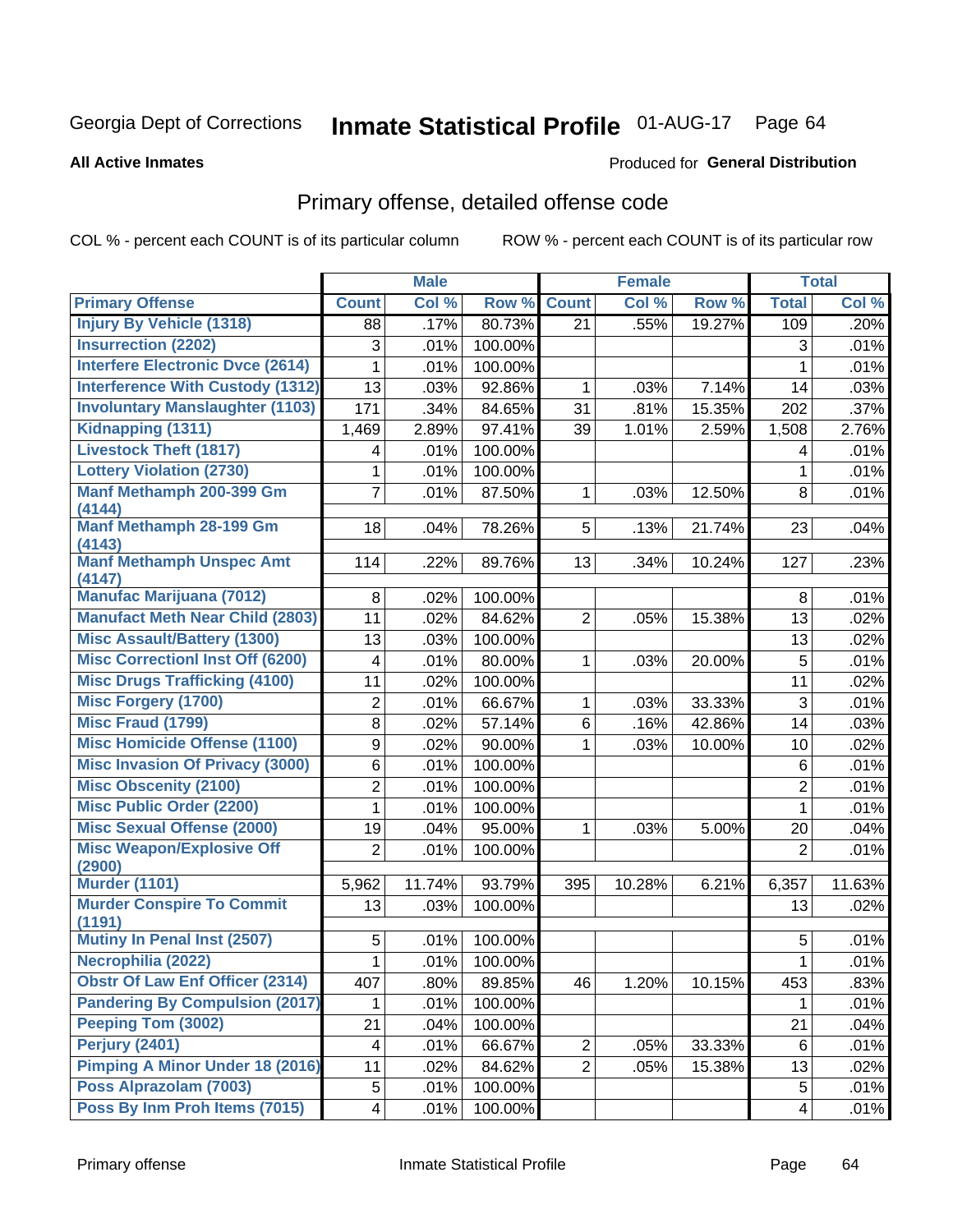Georgia Dept of Corrections **Inmate Statistical Profile** 01-AUG-17

**All Active Inmates**

Produced for **General Distribution**

## Primary offense, detailed offense code

COL % - percent each COUNT is of its particular column ROW % - percent each COUNT is of its particular row

| | Male | | | Female | | | Total | |
|---|---|---|---|---|---|---|---|---|
| **Primary Offense** | **Count** | **Col %** | **Row %** | **Count** | **Col %** | **Row %** | **Total** | **Col %** |
| Injury By Vehicle (1318) | 88 | .17% | 80.73% | 21 | .55% | 19.27% | 109 | .20% |
| Insurrection (2202) | 3 | .01% | 100.00% | | | | 3 | .01% |
| Interfere Electronic Dvce (2614) | 1 | .01% | 100.00% | | | | 1 | .01% |
| Interference With Custody (1312) | 13 | .03% | 92.86% | 1 | .03% | 7.14% | 14 | .03% |
| Involuntary Manslaughter (1103) | 171 | .34% | 84.65% | 31 | .81% | 15.35% | 202 | .37% |
| Kidnapping (1311) | 1,469 | 2.89% | 97.41% | 39 | 1.01% | 2.59% | 1,508 | 2.76% |
| Livestock Theft (1817) | 4 | .01% | 100.00% | | | | 4 | .01% |
| Lottery Violation (2730) | 1 | .01% | 100.00% | | | | 1 | .01% |
| Manf Methamph 200-399 Gm (4144) | 7 | .01% | 87.50% | 1 | .03% | 12.50% | 8 | .01% |
| Manf Methamph 28-199 Gm (4143) | 18 | .04% | 78.26% | 5 | .13% | 21.74% | 23 | .04% |
| Manf Methamph Unspec Amt (4147) | 114 | .22% | 89.76% | 13 | .34% | 10.24% | 127 | .23% |
| Manufac Marijuana (7012) | 8 | .02% | 100.00% | | | | 8 | .01% |
| Manufact Meth Near Child (2803) | 11 | .02% | 84.62% | 2 | .05% | 15.38% | 13 | .02% |
| Misc Assault/Battery (1300) | 13 | .03% | 100.00% | | | | 13 | .02% |
| Misc Correctionl Inst Off (6200) | 4 | .01% | 80.00% | 1 | .03% | 20.00% | 5 | .01% |
| Misc Drugs Trafficking (4100) | 11 | .02% | 100.00% | | | | 11 | .02% |
| Misc Forgery (1700) | 2 | .01% | 66.67% | 1 | .03% | 33.33% | 3 | .01% |
| Misc Fraud (1799) | 8 | .02% | 57.14% | 6 | .16% | 42.86% | 14 | .03% |
| Misc Homicide Offense (1100) | 9 | .02% | 90.00% | 1 | .03% | 10.00% | 10 | .02% |
| Misc Invasion Of Privacy (3000) | 6 | .01% | 100.00% | | | | 6 | .01% |
| Misc Obscenity (2100) | 2 | .01% | 100.00% | | | | 2 | .01% |
| Misc Public Order (2200) | 1 | .01% | 100.00% | | | | 1 | .01% |
| Misc Sexual Offense (2000) | 19 | .04% | 95.00% | 1 | .03% | 5.00% | 20 | .04% |
| Misc Weapon/Explosive Off (2900) | 2 | .01% | 100.00% | | | | 2 | .01% |
| Murder (1101) | 5,962 | 11.74% | 93.79% | 395 | 10.28% | 6.21% | 6,357 | 11.63% |
| Murder Conspire To Commit (1191) | 13 | .03% | 100.00% | | | | 13 | .02% |
| Mutiny In Penal Inst (2507) | 5 | .01% | 100.00% | | | | 5 | .01% |
| Necrophilia (2022) | 1 | .01% | 100.00% | | | | 1 | .01% |
| Obstr Of Law Enf Officer (2314) | 407 | .80% | 89.85% | 46 | 1.20% | 10.15% | 453 | .83% |
| Pandering By Compulsion (2017) | 1 | .01% | 100.00% | | | | 1 | .01% |
| Peeping Tom (3002) | 21 | .04% | 100.00% | | | | 21 | .04% |
| Perjury (2401) | 4 | .01% | 66.67% | 2 | .05% | 33.33% | 6 | .01% |
| Pimping A Minor Under 18 (2016) | 11 | .02% | 84.62% | 2 | .05% | 15.38% | 13 | .02% |
| Poss Alprazolam (7003) | 5 | .01% | 100.00% | | | | 5 | .01% |
| Poss By Inm Proh Items (7015) | 4 | .01% | 100.00% | | | | 4 | .01% |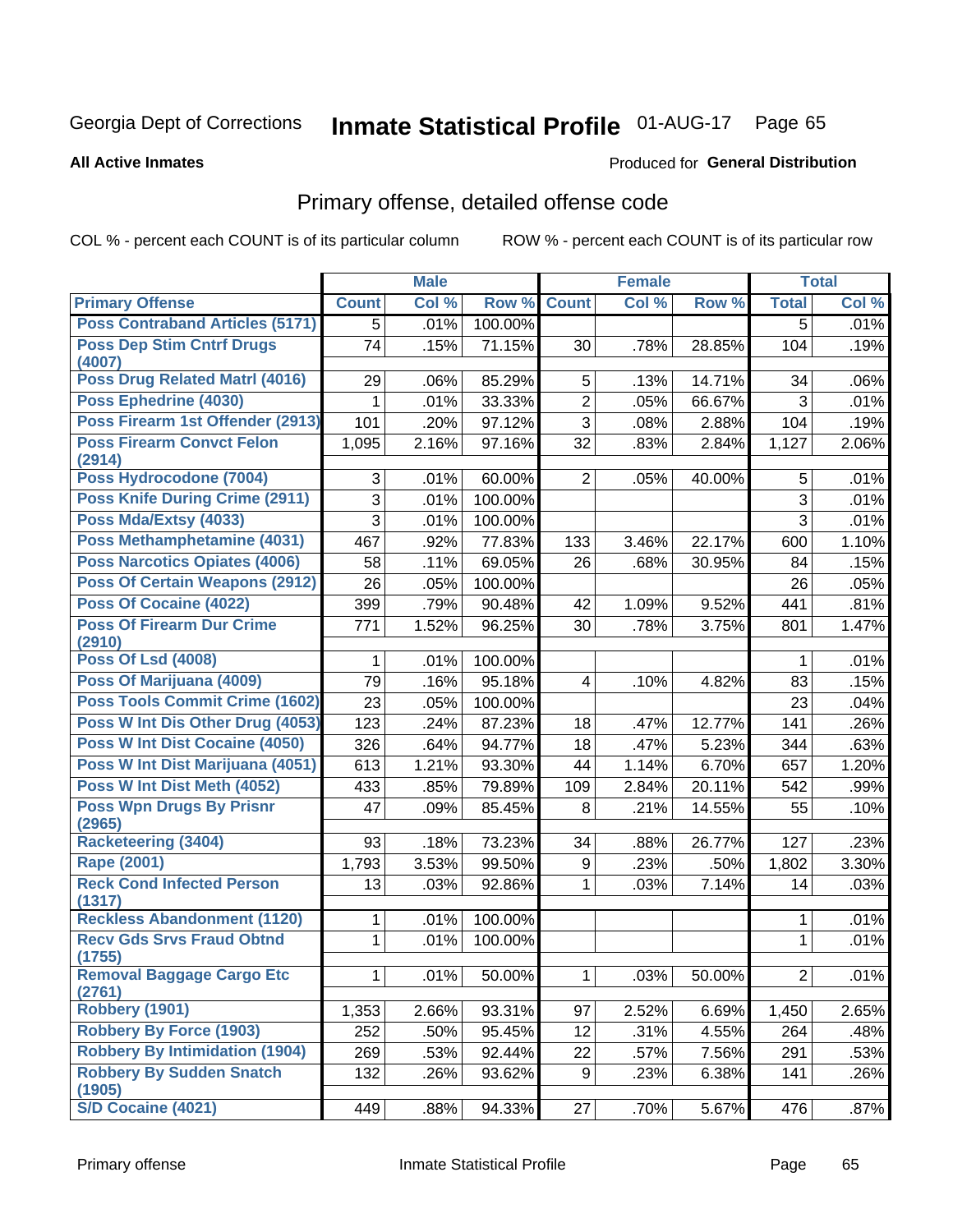Georgia Dept of Corrections **Inmate Statistical Profile** 01-AUG-17 Page 65

**All Active Inmates**

Produced for **General Distribution**

## Primary offense, detailed offense code

COL % - percent each COUNT is of its particular column ROW % - percent each COUNT is of its particular row

| | Male | | | Female | | | Total | |
|---|---|---|---|---|---|---|---|---|
| **Primary Offense** | **Count** | **Col %** | **Row %** | **Count** | **Col %** | **Row %** | **Total** | **Col %** |
| Poss Contraband Articles (5171) | 5 | .01% | 100.00% | | | | 5 | .01% |
| Poss Dep Stim Cntrf Drugs (4007) | 74 | .15% | 71.15% | 30 | .78% | 28.85% | 104 | .19% |
| Poss Drug Related Matrl (4016) | 29 | .06% | 85.29% | 5 | .13% | 14.71% | 34 | .06% |
| Poss Ephedrine (4030) | 1 | .01% | 33.33% | 2 | .05% | 66.67% | 3 | .01% |
| Poss Firearm 1st Offender (2913) | 101 | .20% | 97.12% | 3 | .08% | 2.88% | 104 | .19% |
| Poss Firearm Convct Felon (2914) | 1,095 | 2.16% | 97.16% | 32 | .83% | 2.84% | 1,127 | 2.06% |
| Poss Hydrocodone (7004) | 3 | .01% | 60.00% | 2 | .05% | 40.00% | 5 | .01% |
| Poss Knife During Crime (2911) | 3 | .01% | 100.00% | | | | 3 | .01% |
| Poss Mda/Extsy (4033) | 3 | .01% | 100.00% | | | | 3 | .01% |
| Poss Methamphetamine (4031) | 467 | .92% | 77.83% | 133 | 3.46% | 22.17% | 600 | 1.10% |
| Poss Narcotics Opiates (4006) | 58 | .11% | 69.05% | 26 | .68% | 30.95% | 84 | .15% |
| Poss Of Certain Weapons (2912) | 26 | .05% | 100.00% | | | | 26 | .05% |
| Poss Of Cocaine (4022) | 399 | .79% | 90.48% | 42 | 1.09% | 9.52% | 441 | .81% |
| Poss Of Firearm Dur Crime (2910) | 771 | 1.52% | 96.25% | 30 | .78% | 3.75% | 801 | 1.47% |
| Poss Of Lsd (4008) | 1 | .01% | 100.00% | | | | 1 | .01% |
| Poss Of Marijuana (4009) | 79 | .16% | 95.18% | 4 | .10% | 4.82% | 83 | .15% |
| Poss Tools Commit Crime (1602) | 23 | .05% | 100.00% | | | | 23 | .04% |
| Poss W Int Dis Other Drug (4053) | 123 | .24% | 87.23% | 18 | .47% | 12.77% | 141 | .26% |
| Poss W Int Dist Cocaine (4050) | 326 | .64% | 94.77% | 18 | .47% | 5.23% | 344 | .63% |
| Poss W Int Dist Marijuana (4051) | 613 | 1.21% | 93.30% | 44 | 1.14% | 6.70% | 657 | 1.20% |
| Poss W Int Dist Meth (4052) | 433 | .85% | 79.89% | 109 | 2.84% | 20.11% | 542 | .99% |
| Poss Wpn Drugs By Prisnr (2965) | 47 | .09% | 85.45% | 8 | .21% | 14.55% | 55 | .10% |
| Racketeering (3404) | 93 | .18% | 73.23% | 34 | .88% | 26.77% | 127 | .23% |
| Rape (2001) | 1,793 | 3.53% | 99.50% | 9 | .23% | .50% | 1,802 | 3.30% |
| Reck Cond Infected Person (1317) | 13 | .03% | 92.86% | 1 | .03% | 7.14% | 14 | .03% |
| Reckless Abandonment (1120) | 1 | .01% | 100.00% | | | | 1 | .01% |
| Recv Gds Srvs Fraud Obtnd (1755) | 1 | .01% | 100.00% | | | | 1 | .01% |
| Removal Baggage Cargo Etc (2761) | 1 | .01% | 50.00% | 1 | .03% | 50.00% | 2 | .01% |
| Robbery (1901) | 1,353 | 2.66% | 93.31% | 97 | 2.52% | 6.69% | 1,450 | 2.65% |
| Robbery By Force (1903) | 252 | .50% | 95.45% | 12 | .31% | 4.55% | 264 | .48% |
| Robbery By Intimidation (1904) | 269 | .53% | 92.44% | 22 | .57% | 7.56% | 291 | .53% |
| Robbery By Sudden Snatch (1905) | 132 | .26% | 93.62% | 9 | .23% | 6.38% | 141 | .26% |
| S/D Cocaine (4021) | 449 | .88% | 94.33% | 27 | .70% | 5.67% | 476 | .87% |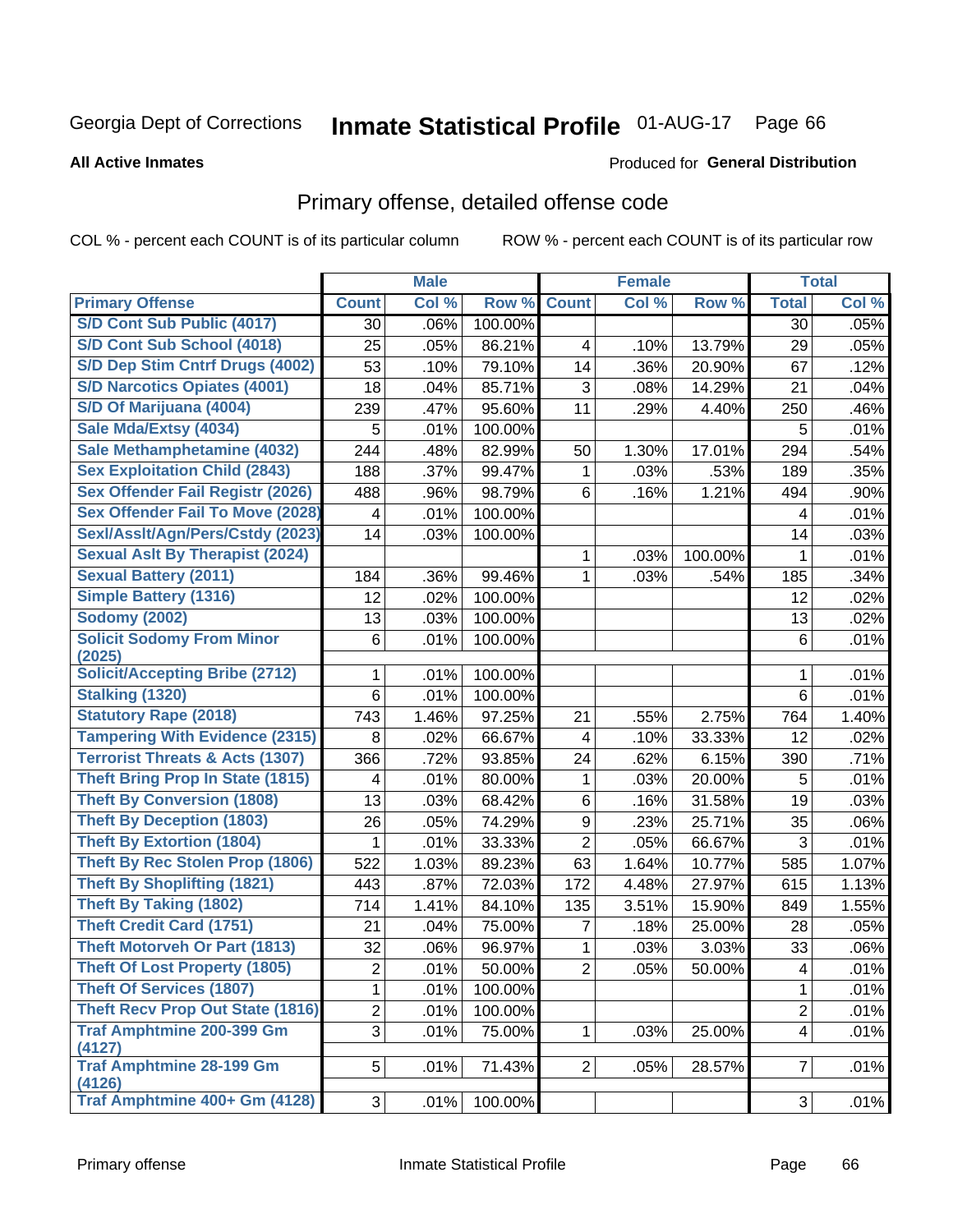Georgia Dept of Corrections **Inmate Statistical Profile** 01-AUG-17 Page 66

**All Active Inmates**

Produced for **General Distribution**

## Primary offense, detailed offense code

COL % - percent each COUNT is of its particular column ROW % - percent each COUNT is of its particular row

| | Male | | | Female | | | Total | |
|---|---|---|---|---|---|---|---|---|
| **Primary Offense** | **Count** | **Col %** | **Row %** | **Count** | **Col %** | **Row %** | **Total** | **Col %** |
| S/D Cont Sub Public (4017) | 30 | .06% | 100.00% | | | | 30 | .05% |
| S/D Cont Sub School (4018) | 25 | .05% | 86.21% | 4 | .10% | 13.79% | 29 | .05% |
| S/D Dep Stim Cntrf Drugs (4002) | 53 | .10% | 79.10% | 14 | .36% | 20.90% | 67 | .12% |
| S/D Narcotics Opiates (4001) | 18 | .04% | 85.71% | 3 | .08% | 14.29% | 21 | .04% |
| S/D Of Marijuana (4004) | 239 | .47% | 95.60% | 11 | .29% | 4.40% | 250 | .46% |
| Sale Mda/Extsy (4034) | 5 | .01% | 100.00% | | | | 5 | .01% |
| Sale Methamphetamine (4032) | 244 | .48% | 82.99% | 50 | 1.30% | 17.01% | 294 | .54% |
| Sex Exploitation Child (2843) | 188 | .37% | 99.47% | 1 | .03% | .53% | 189 | .35% |
| Sex Offender Fail Registr (2026) | 488 | .96% | 98.79% | 6 | .16% | 1.21% | 494 | .90% |
| Sex Offender Fail To Move (2028) | 4 | .01% | 100.00% | | | | 4 | .01% |
| Sexl/Asslt/Agn/Pers/Cstdy (2023) | 14 | .03% | 100.00% | | | | 14 | .03% |
| Sexual Aslt By Therapist (2024) | | | | 1 | .03% | 100.00% | 1 | .01% |
| Sexual Battery (2011) | 184 | .36% | 99.46% | 1 | .03% | .54% | 185 | .34% |
| Simple Battery (1316) | 12 | .02% | 100.00% | | | | 12 | .02% |
| Sodomy (2002) | 13 | .03% | 100.00% | | | | 13 | .02% |
| Solicit Sodomy From Minor (2025) | 6 | .01% | 100.00% | | | | 6 | .01% |
| Solicit/Accepting Bribe (2712) | 1 | .01% | 100.00% | | | | 1 | .01% |
| Stalking (1320) | 6 | .01% | 100.00% | | | | 6 | .01% |
| Statutory Rape (2018) | 743 | 1.46% | 97.25% | 21 | .55% | 2.75% | 764 | 1.40% |
| Tampering With Evidence (2315) | 8 | .02% | 66.67% | 4 | .10% | 33.33% | 12 | .02% |
| Terrorist Threats & Acts (1307) | 366 | .72% | 93.85% | 24 | .62% | 6.15% | 390 | .71% |
| Theft Bring Prop In State (1815) | 4 | .01% | 80.00% | 1 | .03% | 20.00% | 5 | .01% |
| Theft By Conversion (1808) | 13 | .03% | 68.42% | 6 | .16% | 31.58% | 19 | .03% |
| Theft By Deception (1803) | 26 | .05% | 74.29% | 9 | .23% | 25.71% | 35 | .06% |
| Theft By Extortion (1804) | 1 | .01% | 33.33% | 2 | .05% | 66.67% | 3 | .01% |
| Theft By Rec Stolen Prop (1806) | 522 | 1.03% | 89.23% | 63 | 1.64% | 10.77% | 585 | 1.07% |
| Theft By Shoplifting (1821) | 443 | .87% | 72.03% | 172 | 4.48% | 27.97% | 615 | 1.13% |
| Theft By Taking (1802) | 714 | 1.41% | 84.10% | 135 | 3.51% | 15.90% | 849 | 1.55% |
| Theft Credit Card (1751) | 21 | .04% | 75.00% | 7 | .18% | 25.00% | 28 | .05% |
| Theft Motorveh Or Part (1813) | 32 | .06% | 96.97% | 1 | .03% | 3.03% | 33 | .06% |
| Theft Of Lost Property (1805) | 2 | .01% | 50.00% | 2 | .05% | 50.00% | 4 | .01% |
| Theft Of Services (1807) | 1 | .01% | 100.00% | | | | 1 | .01% |
| Theft Recv Prop Out State (1816) | 2 | .01% | 100.00% | | | | 2 | .01% |
| Traf Amphtmine 200-399 Gm (4127) | 3 | .01% | 75.00% | 1 | .03% | 25.00% | 4 | .01% |
| Traf Amphtmine 28-199 Gm (4126) | 5 | .01% | 71.43% | 2 | .05% | 28.57% | 7 | .01% |
| Traf Amphtmine 400+ Gm (4128) | 3 | .01% | 100.00% | | | | 3 | .01% |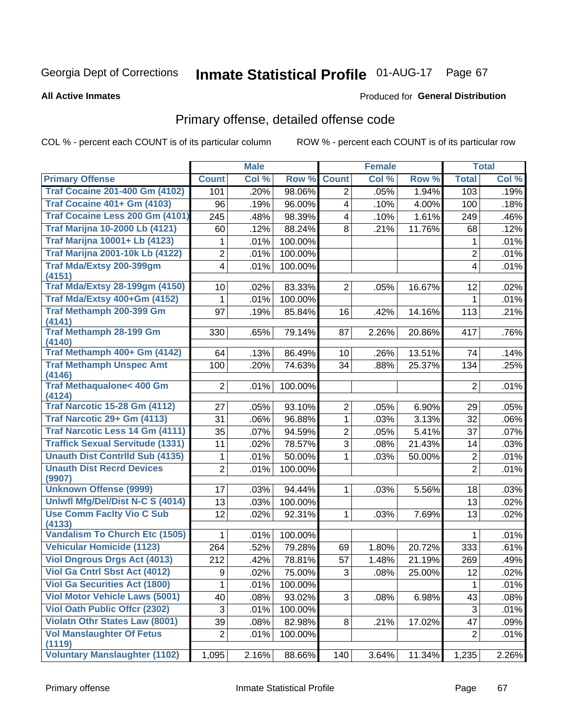Georgia Dept of Corrections **Inmate Statistical Profile** 01-AUG-17

**All Active Inmates**

Produced for **General Distribution**

## Primary offense, detailed offense code

COL % - percent each COUNT is of its particular column

ROW % - percent each COUNT is of its particular row

| | Male | | | Female | | | Total | |
|---|---|---|---|---|---|---|---|---|
| **Primary Offense** | **Count** | **Col %** | **Row %** | **Count** | **Col %** | **Row %** | **Total** | **Col %** |
| Traf Cocaine 201-400 Gm (4102) | 101 | .20% | 98.06% | 2 | .05% | 1.94% | 103 | .19% |
| Traf Cocaine 401+ Gm (4103) | 96 | .19% | 96.00% | 4 | .10% | 4.00% | 100 | .18% |
| Traf Cocaine Less 200 Gm (4101) | 245 | .48% | 98.39% | 4 | .10% | 1.61% | 249 | .46% |
| Traf Marijna 10-2000 Lb (4121) | 60 | .12% | 88.24% | 8 | .21% | 11.76% | 68 | .12% |
| Traf Marijna 10001+ Lb (4123) | 1 | .01% | 100.00% | | | | 1 | .01% |
| Traf Marijna 2001-10k Lb (4122) | 2 | .01% | 100.00% | | | | 2 | .01% |
| Traf Mda/Extsy 200-399gm (4151) | 4 | .01% | 100.00% | | | | 4 | .01% |
| Traf Mda/Extsy 28-199gm (4150) | 10 | .02% | 83.33% | 2 | .05% | 16.67% | 12 | .02% |
| Traf Mda/Extsy 400+Gm (4152) | 1 | .01% | 100.00% | | | | 1 | .01% |
| Traf Methamph 200-399 Gm (4141) | 97 | .19% | 85.84% | 16 | .42% | 14.16% | 113 | .21% |
| Traf Methamph 28-199 Gm (4140) | 330 | .65% | 79.14% | 87 | 2.26% | 20.86% | 417 | .76% |
| Traf Methamph 400+ Gm (4142) | 64 | .13% | 86.49% | 10 | .26% | 13.51% | 74 | .14% |
| Traf Methamph Unspec Amt (4146) | 100 | .20% | 74.63% | 34 | .88% | 25.37% | 134 | .25% |
| Traf Methaqualone< 400 Gm (4124) | 2 | .01% | 100.00% | | | | 2 | .01% |
| Traf Narcotic 15-28 Gm (4112) | 27 | .05% | 93.10% | 2 | .05% | 6.90% | 29 | .05% |
| Traf Narcotic 29+ Gm (4113) | 31 | .06% | 96.88% | 1 | .03% | 3.13% | 32 | .06% |
| Traf Narcotic Less 14 Gm (4111) | 35 | .07% | 94.59% | 2 | .05% | 5.41% | 37 | .07% |
| Traffick Sexual Servitude (1331) | 11 | .02% | 78.57% | 3 | .08% | 21.43% | 14 | .03% |
| Unauth Dist Contrlld Sub (4135) | 1 | .01% | 50.00% | 1 | .03% | 50.00% | 2 | .01% |
| Unauth Dist Recrd Devices (9907) | 2 | .01% | 100.00% | | | | 2 | .01% |
| Unknown Offense (9999) | 17 | .03% | 94.44% | 1 | .03% | 5.56% | 18 | .03% |
| Unlwfl Mfg/Del/Dist N-C S (4014) | 13 | .03% | 100.00% | | | | 13 | .02% |
| Use Comm Faclty Vio C Sub (4133) | 12 | .02% | 92.31% | 1 | .03% | 7.69% | 13 | .02% |
| Vandalism To Church Etc (1505) | 1 | .01% | 100.00% | | | | 1 | .01% |
| Vehicular Homicide (1123) | 264 | .52% | 79.28% | 69 | 1.80% | 20.72% | 333 | .61% |
| Viol Dngrous Drgs Act (4013) | 212 | .42% | 78.81% | 57 | 1.48% | 21.19% | 269 | .49% |
| Viol Ga Cntrl Sbst Act (4012) | 9 | .02% | 75.00% | 3 | .08% | 25.00% | 12 | .02% |
| Viol Ga Securities Act (1800) | 1 | .01% | 100.00% | | | | 1 | .01% |
| Viol Motor Vehicle Laws (5001) | 40 | .08% | 93.02% | 3 | .08% | 6.98% | 43 | .08% |
| Viol Oath Public Offcr (2302) | 3 | .01% | 100.00% | | | | 3 | .01% |
| Violatn Othr States Law (8001) | 39 | .08% | 82.98% | 8 | .21% | 17.02% | 47 | .09% |
| Vol Manslaughter Of Fetus (1119) | 2 | .01% | 100.00% | | | | 2 | .01% |
| Voluntary Manslaughter (1102) | 1,095 | 2.16% | 88.66% | 140 | 3.64% | 11.34% | 1,235 | 2.26% |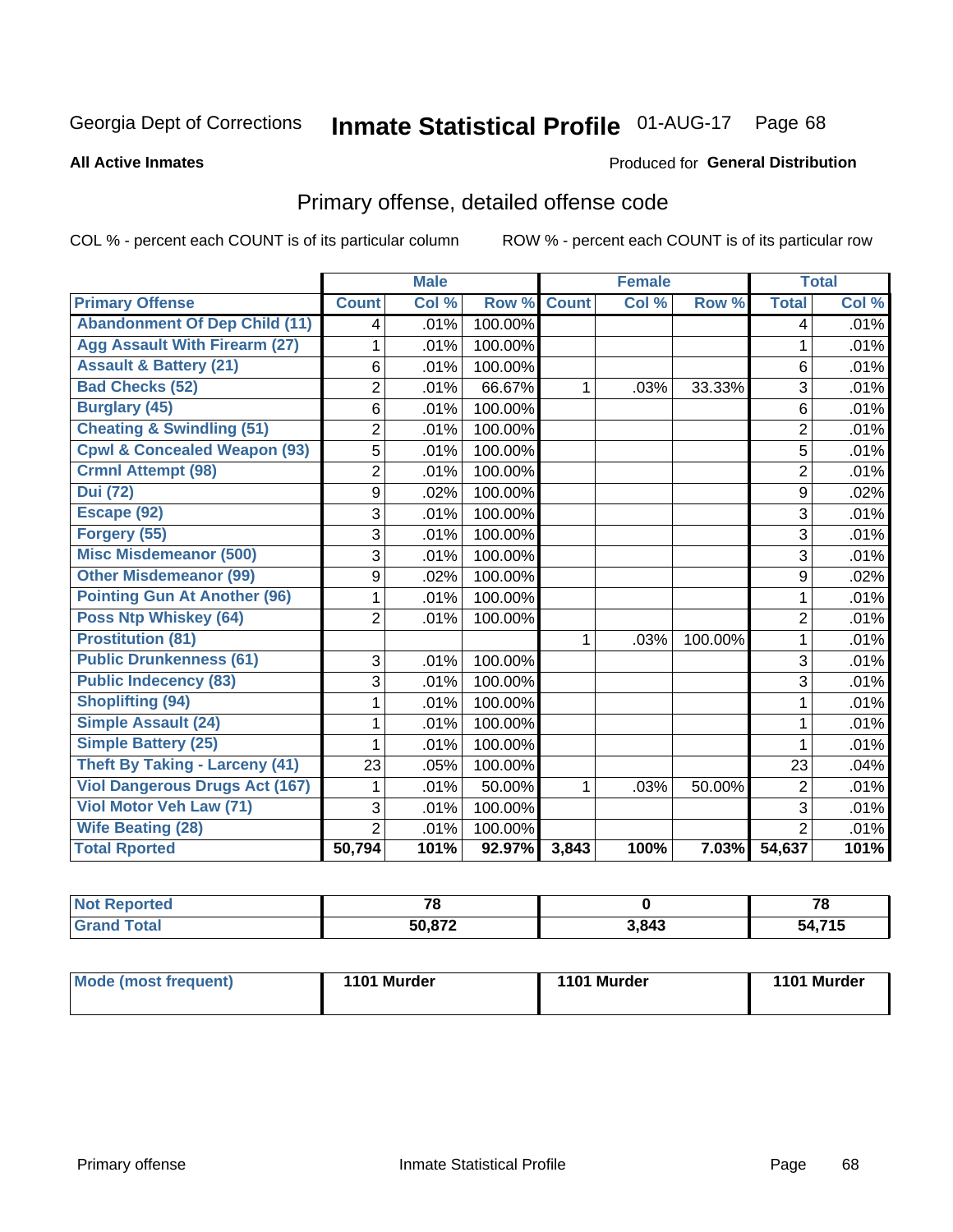Georgia Dept of Corrections **Inmate Statistical Profile** 01-AUG-17

**All Active Inmates**

Produced for **General Distribution**

## Primary offense, detailed offense code

COL % - percent each COUNT is of its particular column ROW % - percent each COUNT is of its particular row

| | Male | | | Female | | | Total | |
|---|---|---|---|---|---|---|---|---|
| **Primary Offense** | **Count** | **Col %** | **Row %** | **Count** | **Col %** | **Row %** | **Total** | **Col %** |
| Abandonment Of Dep Child (11) | 4 | .01% | 100.00% | | | | 4 | .01% |
| Agg Assault With Firearm (27) | 1 | .01% | 100.00% | | | | 1 | .01% |
| Assault & Battery (21) | 6 | .01% | 100.00% | | | | 6 | .01% |
| Bad Checks (52) | 2 | .01% | 66.67% | 1 | .03% | 33.33% | 3 | .01% |
| Burglary (45) | 6 | .01% | 100.00% | | | | 6 | .01% |
| Cheating & Swindling (51) | 2 | .01% | 100.00% | | | | 2 | .01% |
| Cpwl & Concealed Weapon (93) | 5 | .01% | 100.00% | | | | 5 | .01% |
| Crmnl Attempt (98) | 2 | .01% | 100.00% | | | | 2 | .01% |
| Dui (72) | 9 | .02% | 100.00% | | | | 9 | .02% |
| Escape (92) | 3 | .01% | 100.00% | | | | 3 | .01% |
| Forgery (55) | 3 | .01% | 100.00% | | | | 3 | .01% |
| Misc Misdemeanor (500) | 3 | .01% | 100.00% | | | | 3 | .01% |
| Other Misdemeanor (99) | 9 | .02% | 100.00% | | | | 9 | .02% |
| Pointing Gun At Another (96) | 1 | .01% | 100.00% | | | | 1 | .01% |
| Poss Ntp Whiskey (64) | 2 | .01% | 100.00% | | | | 2 | .01% |
| Prostitution (81) | | | | 1 | .03% | 100.00% | 1 | .01% |
| Public Drunkenness (61) | 3 | .01% | 100.00% | | | | 3 | .01% |
| Public Indecency (83) | 3 | .01% | 100.00% | | | | 3 | .01% |
| Shoplifting (94) | 1 | .01% | 100.00% | | | | 1 | .01% |
| Simple Assault (24) | 1 | .01% | 100.00% | | | | 1 | .01% |
| Simple Battery (25) | 1 | .01% | 100.00% | | | | 1 | .01% |
| Theft By Taking - Larceny (41) | 23 | .05% | 100.00% | | | | 23 | .04% |
| Viol Dangerous Drugs Act (167) | 1 | .01% | 50.00% | 1 | .03% | 50.00% | 2 | .01% |
| Viol Motor Veh Law (71) | 3 | .01% | 100.00% | | | | 3 | .01% |
| Wife Beating (28) | 2 | .01% | 100.00% | | | | 2 | .01% |
| **Total Rported** | **50,794** | **101%** | **92.97%** | **3,843** | **100%** | **7.03%** | **54,637** | **101%** |

| | Male | Female | Total |
|---|---|---|---|
| Not Reported | 78 | 0 | 78 |
| Grand Total | 50,872 | 3,843 | 54,715 |

| | Male | Female | Total |
|---|---|---|---|
| Mode (most frequent) | 1101 Murder | 1101 Murder | 1101 Murder |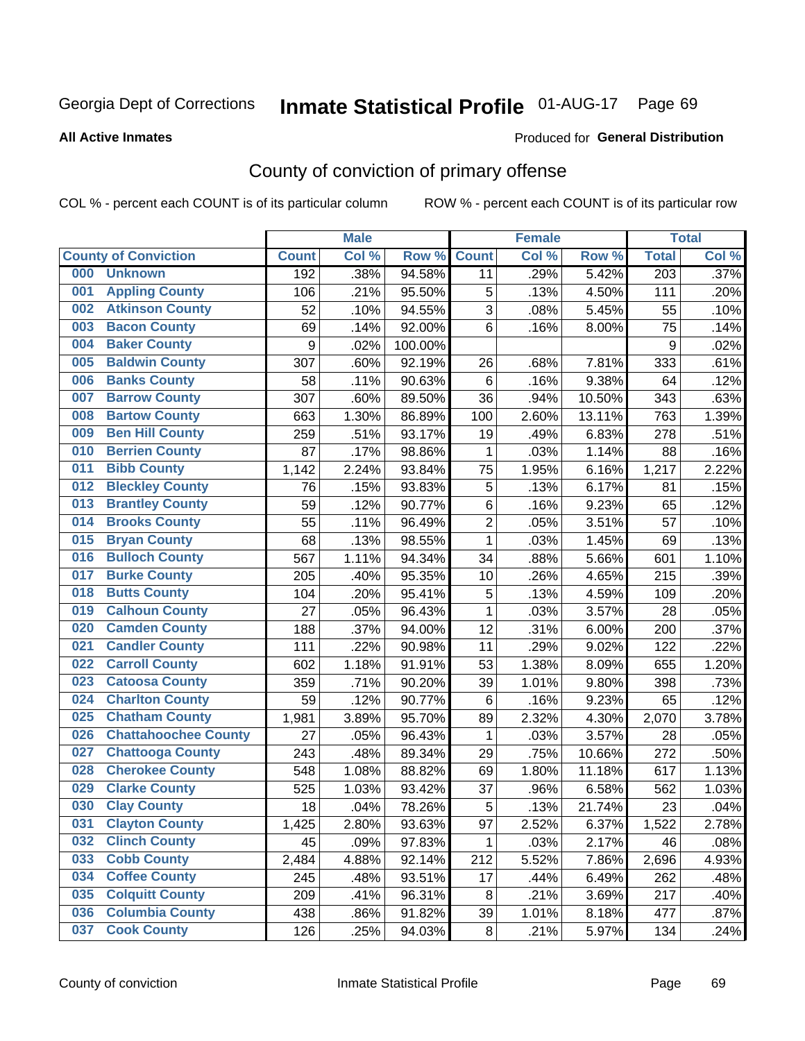Georgia Dept of Corrections **Inmate Statistical Profile** 01-AUG-17

**All Active Inmates**

Produced for **General Distribution**

## County of conviction of primary offense

COL % - percent each COUNT is of its particular column ROW % - percent each COUNT is of its particular row

| County of Conviction | | Male | | | Female | | | Total | |
|---|---|---|---|---|---|---|---|---|---|
| | | Count | Col % | Row % | Count | Col % | Row % | Total | Col % |
| 000 | Unknown | 192 | .38% | 94.58% | 11 | .29% | 5.42% | 203 | .37% |
| 001 | Appling County | 106 | .21% | 95.50% | 5 | .13% | 4.50% | 111 | .20% |
| 002 | Atkinson County | 52 | .10% | 94.55% | 3 | .08% | 5.45% | 55 | .10% |
| 003 | Bacon County | 69 | .14% | 92.00% | 6 | .16% | 8.00% | 75 | .14% |
| 004 | Baker County | 9 | .02% | 100.00% | | | | 9 | .02% |
| 005 | Baldwin County | 307 | .60% | 92.19% | 26 | .68% | 7.81% | 333 | .61% |
| 006 | Banks County | 58 | .11% | 90.63% | 6 | .16% | 9.38% | 64 | .12% |
| 007 | Barrow County | 307 | .60% | 89.50% | 36 | .94% | 10.50% | 343 | .63% |
| 008 | Bartow County | 663 | 1.30% | 86.89% | 100 | 2.60% | 13.11% | 763 | 1.39% |
| 009 | Ben Hill County | 259 | .51% | 93.17% | 19 | .49% | 6.83% | 278 | .51% |
| 010 | Berrien County | 87 | .17% | 98.86% | 1 | .03% | 1.14% | 88 | .16% |
| 011 | Bibb County | 1,142 | 2.24% | 93.84% | 75 | 1.95% | 6.16% | 1,217 | 2.22% |
| 012 | Bleckley County | 76 | .15% | 93.83% | 5 | .13% | 6.17% | 81 | .15% |
| 013 | Brantley County | 59 | .12% | 90.77% | 6 | .16% | 9.23% | 65 | .12% |
| 014 | Brooks County | 55 | .11% | 96.49% | 2 | .05% | 3.51% | 57 | .10% |
| 015 | Bryan County | 68 | .13% | 98.55% | 1 | .03% | 1.45% | 69 | .13% |
| 016 | Bulloch County | 567 | 1.11% | 94.34% | 34 | .88% | 5.66% | 601 | 1.10% |
| 017 | Burke County | 205 | .40% | 95.35% | 10 | .26% | 4.65% | 215 | .39% |
| 018 | Butts County | 104 | .20% | 95.41% | 5 | .13% | 4.59% | 109 | .20% |
| 019 | Calhoun County | 27 | .05% | 96.43% | 1 | .03% | 3.57% | 28 | .05% |
| 020 | Camden County | 188 | .37% | 94.00% | 12 | .31% | 6.00% | 200 | .37% |
| 021 | Candler County | 111 | .22% | 90.98% | 11 | .29% | 9.02% | 122 | .22% |
| 022 | Carroll County | 602 | 1.18% | 91.91% | 53 | 1.38% | 8.09% | 655 | 1.20% |
| 023 | Catoosa County | 359 | .71% | 90.20% | 39 | 1.01% | 9.80% | 398 | .73% |
| 024 | Charlton County | 59 | .12% | 90.77% | 6 | .16% | 9.23% | 65 | .12% |
| 025 | Chatham County | 1,981 | 3.89% | 95.70% | 89 | 2.32% | 4.30% | 2,070 | 3.78% |
| 026 | Chattahoochee County | 27 | .05% | 96.43% | 1 | .03% | 3.57% | 28 | .05% |
| 027 | Chattooga County | 243 | .48% | 89.34% | 29 | .75% | 10.66% | 272 | .50% |
| 028 | Cherokee County | 548 | 1.08% | 88.82% | 69 | 1.80% | 11.18% | 617 | 1.13% |
| 029 | Clarke County | 525 | 1.03% | 93.42% | 37 | .96% | 6.58% | 562 | 1.03% |
| 030 | Clay County | 18 | .04% | 78.26% | 5 | .13% | 21.74% | 23 | .04% |
| 031 | Clayton County | 1,425 | 2.80% | 93.63% | 97 | 2.52% | 6.37% | 1,522 | 2.78% |
| 032 | Clinch County | 45 | .09% | 97.83% | 1 | .03% | 2.17% | 46 | .08% |
| 033 | Cobb County | 2,484 | 4.88% | 92.14% | 212 | 5.52% | 7.86% | 2,696 | 4.93% |
| 034 | Coffee County | 245 | .48% | 93.51% | 17 | .44% | 6.49% | 262 | .48% |
| 035 | Colquitt County | 209 | .41% | 96.31% | 8 | .21% | 3.69% | 217 | .40% |
| 036 | Columbia County | 438 | .86% | 91.82% | 39 | 1.01% | 8.18% | 477 | .87% |
| 037 | Cook County | 126 | .25% | 94.03% | 8 | .21% | 5.97% | 134 | .24% |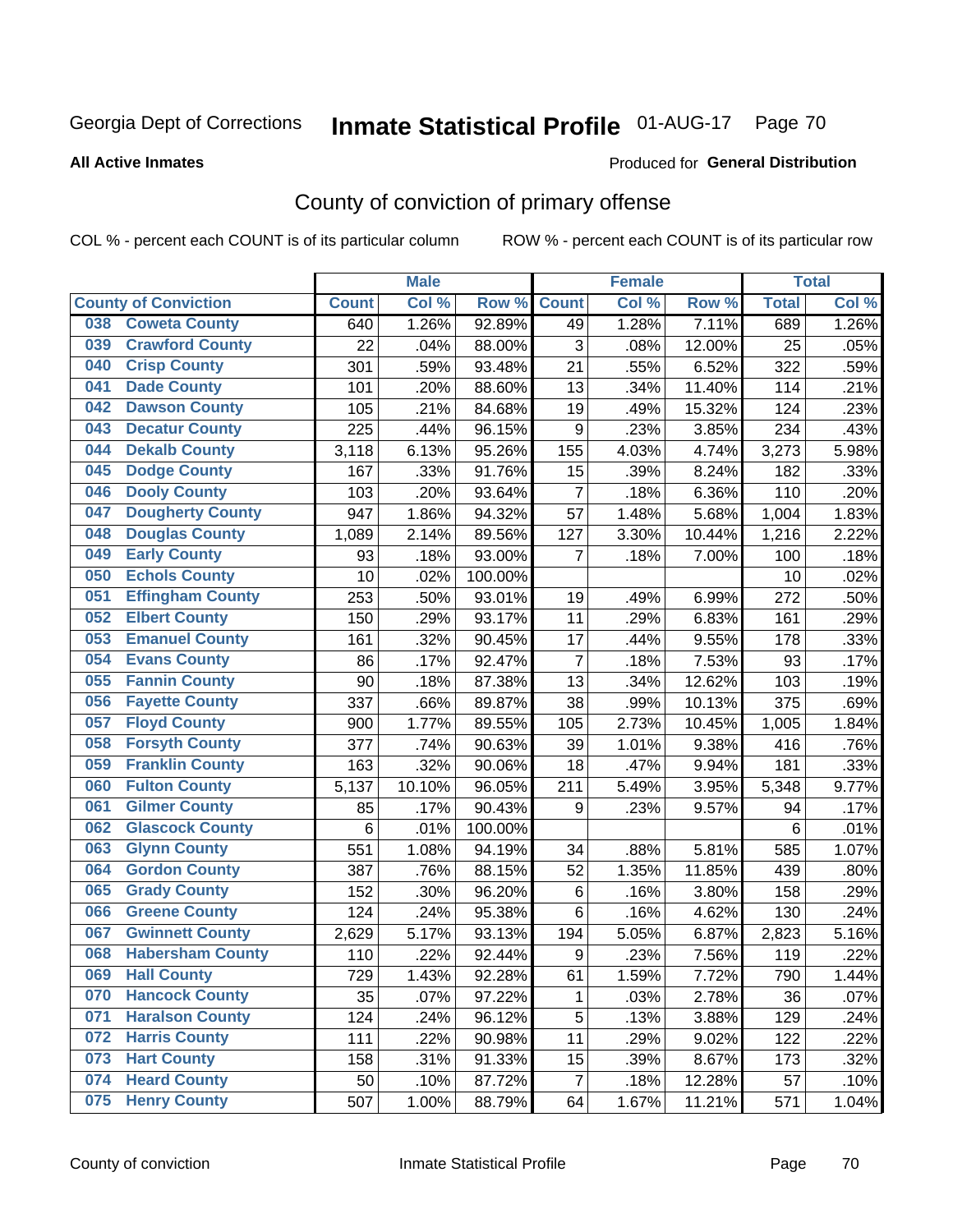Georgia Dept of Corrections **Inmate Statistical Profile** 01-AUG-17 Page 70

**All Active Inmates**

Produced for **General Distribution**

## County of conviction of primary offense

COL % - percent each COUNT is of its particular column ROW % - percent each COUNT is of its particular row

| County of Conviction | Male | | | Female | | | Total | |
|---|---|---|---|---|---|---|---|---|
| | Count | Col % | Row % | Count | Col % | Row % | Total | Col % |
| 038 Coweta County | 640 | 1.26% | 92.89% | 49 | 1.28% | 7.11% | 689 | 1.26% |
| 039 Crawford County | 22 | .04% | 88.00% | 3 | .08% | 12.00% | 25 | .05% |
| 040 Crisp County | 301 | .59% | 93.48% | 21 | .55% | 6.52% | 322 | .59% |
| 041 Dade County | 101 | .20% | 88.60% | 13 | .34% | 11.40% | 114 | .21% |
| 042 Dawson County | 105 | .21% | 84.68% | 19 | .49% | 15.32% | 124 | .23% |
| 043 Decatur County | 225 | .44% | 96.15% | 9 | .23% | 3.85% | 234 | .43% |
| 044 Dekalb County | 3,118 | 6.13% | 95.26% | 155 | 4.03% | 4.74% | 3,273 | 5.98% |
| 045 Dodge County | 167 | .33% | 91.76% | 15 | .39% | 8.24% | 182 | .33% |
| 046 Dooly County | 103 | .20% | 93.64% | 7 | .18% | 6.36% | 110 | .20% |
| 047 Dougherty County | 947 | 1.86% | 94.32% | 57 | 1.48% | 5.68% | 1,004 | 1.83% |
| 048 Douglas County | 1,089 | 2.14% | 89.56% | 127 | 3.30% | 10.44% | 1,216 | 2.22% |
| 049 Early County | 93 | .18% | 93.00% | 7 | .18% | 7.00% | 100 | .18% |
| 050 Echols County | 10 | .02% | 100.00% | | | | 10 | .02% |
| 051 Effingham County | 253 | .50% | 93.01% | 19 | .49% | 6.99% | 272 | .50% |
| 052 Elbert County | 150 | .29% | 93.17% | 11 | .29% | 6.83% | 161 | .29% |
| 053 Emanuel County | 161 | .32% | 90.45% | 17 | .44% | 9.55% | 178 | .33% |
| 054 Evans County | 86 | .17% | 92.47% | 7 | .18% | 7.53% | 93 | .17% |
| 055 Fannin County | 90 | .18% | 87.38% | 13 | .34% | 12.62% | 103 | .19% |
| 056 Fayette County | 337 | .66% | 89.87% | 38 | .99% | 10.13% | 375 | .69% |
| 057 Floyd County | 900 | 1.77% | 89.55% | 105 | 2.73% | 10.45% | 1,005 | 1.84% |
| 058 Forsyth County | 377 | .74% | 90.63% | 39 | 1.01% | 9.38% | 416 | .76% |
| 059 Franklin County | 163 | .32% | 90.06% | 18 | .47% | 9.94% | 181 | .33% |
| 060 Fulton County | 5,137 | 10.10% | 96.05% | 211 | 5.49% | 3.95% | 5,348 | 9.77% |
| 061 Gilmer County | 85 | .17% | 90.43% | 9 | .23% | 9.57% | 94 | .17% |
| 062 Glascock County | 6 | .01% | 100.00% | | | | 6 | .01% |
| 063 Glynn County | 551 | 1.08% | 94.19% | 34 | .88% | 5.81% | 585 | 1.07% |
| 064 Gordon County | 387 | .76% | 88.15% | 52 | 1.35% | 11.85% | 439 | .80% |
| 065 Grady County | 152 | .30% | 96.20% | 6 | .16% | 3.80% | 158 | .29% |
| 066 Greene County | 124 | .24% | 95.38% | 6 | .16% | 4.62% | 130 | .24% |
| 067 Gwinnett County | 2,629 | 5.17% | 93.13% | 194 | 5.05% | 6.87% | 2,823 | 5.16% |
| 068 Habersham County | 110 | .22% | 92.44% | 9 | .23% | 7.56% | 119 | .22% |
| 069 Hall County | 729 | 1.43% | 92.28% | 61 | 1.59% | 7.72% | 790 | 1.44% |
| 070 Hancock County | 35 | .07% | 97.22% | 1 | .03% | 2.78% | 36 | .07% |
| 071 Haralson County | 124 | .24% | 96.12% | 5 | .13% | 3.88% | 129 | .24% |
| 072 Harris County | 111 | .22% | 90.98% | 11 | .29% | 9.02% | 122 | .22% |
| 073 Hart County | 158 | .31% | 91.33% | 15 | .39% | 8.67% | 173 | .32% |
| 074 Heard County | 50 | .10% | 87.72% | 7 | .18% | 12.28% | 57 | .10% |
| 075 Henry County | 507 | 1.00% | 88.79% | 64 | 1.67% | 11.21% | 571 | 1.04% |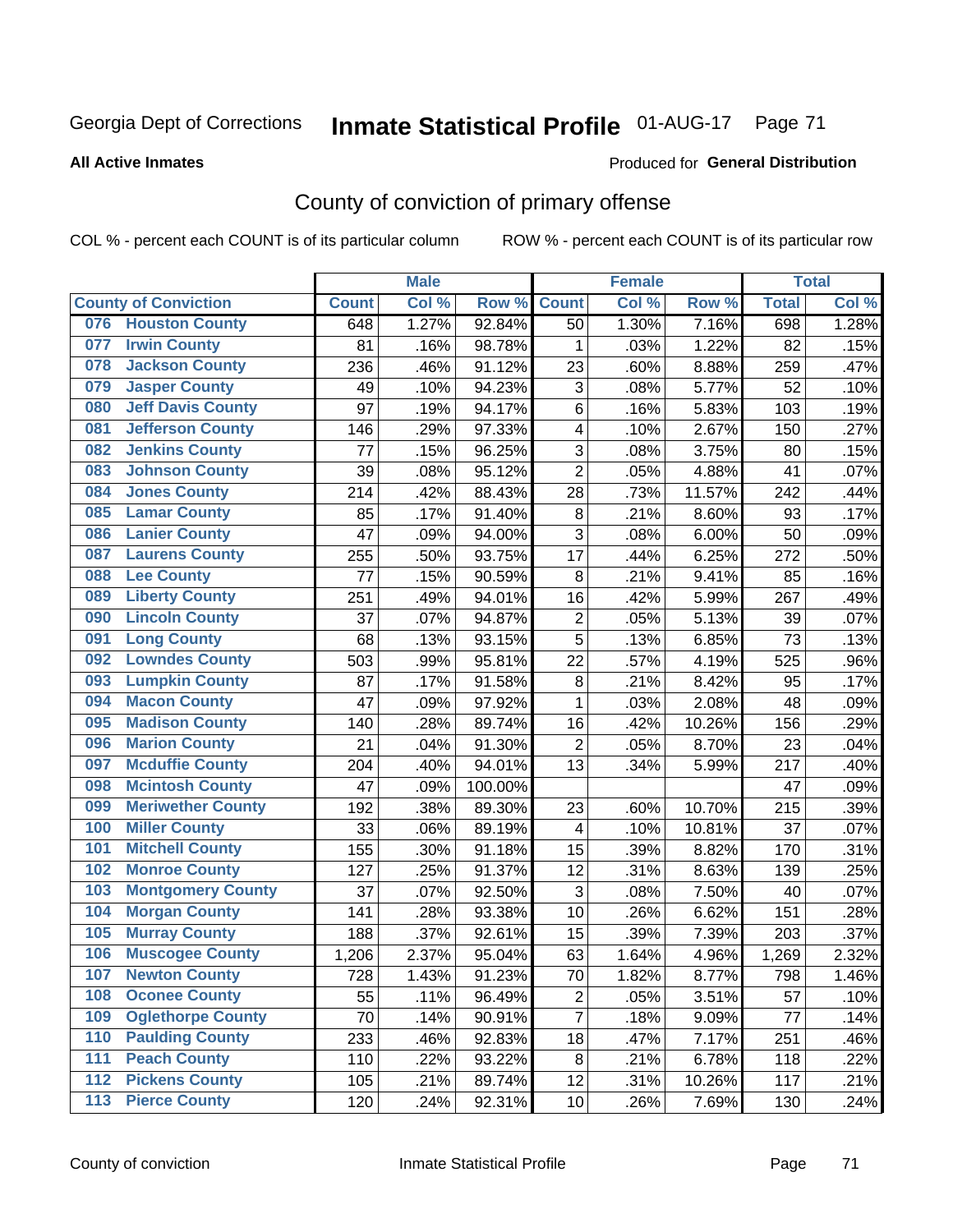Georgia Dept of Corrections

# Inmate Statistical Profile 01-AUG-17

**All Active Inmates**

Produced for **General Distribution**

## County of conviction of primary offense

COL % - percent each COUNT is of its particular column

ROW % - percent each COUNT is of its particular row

| County of Conviction | Male | | | Female | | | Total | |
|---|---|---|---|---|---|---|---|---|
| | Count | Col % | Row % | Count | Col % | Row % | Total | Col % |
| 076 Houston County | 648 | 1.27% | 92.84% | 50 | 1.30% | 7.16% | 698 | 1.28% |
| 077 Irwin County | 81 | .16% | 98.78% | 1 | .03% | 1.22% | 82 | .15% |
| 078 Jackson County | 236 | .46% | 91.12% | 23 | .60% | 8.88% | 259 | .47% |
| 079 Jasper County | 49 | .10% | 94.23% | 3 | .08% | 5.77% | 52 | .10% |
| 080 Jeff Davis County | 97 | .19% | 94.17% | 6 | .16% | 5.83% | 103 | .19% |
| 081 Jefferson County | 146 | .29% | 97.33% | 4 | .10% | 2.67% | 150 | .27% |
| 082 Jenkins County | 77 | .15% | 96.25% | 3 | .08% | 3.75% | 80 | .15% |
| 083 Johnson County | 39 | .08% | 95.12% | 2 | .05% | 4.88% | 41 | .07% |
| 084 Jones County | 214 | .42% | 88.43% | 28 | .73% | 11.57% | 242 | .44% |
| 085 Lamar County | 85 | .17% | 91.40% | 8 | .21% | 8.60% | 93 | .17% |
| 086 Lanier County | 47 | .09% | 94.00% | 3 | .08% | 6.00% | 50 | .09% |
| 087 Laurens County | 255 | .50% | 93.75% | 17 | .44% | 6.25% | 272 | .50% |
| 088 Lee County | 77 | .15% | 90.59% | 8 | .21% | 9.41% | 85 | .16% |
| 089 Liberty County | 251 | .49% | 94.01% | 16 | .42% | 5.99% | 267 | .49% |
| 090 Lincoln County | 37 | .07% | 94.87% | 2 | .05% | 5.13% | 39 | .07% |
| 091 Long County | 68 | .13% | 93.15% | 5 | .13% | 6.85% | 73 | .13% |
| 092 Lowndes County | 503 | .99% | 95.81% | 22 | .57% | 4.19% | 525 | .96% |
| 093 Lumpkin County | 87 | .17% | 91.58% | 8 | .21% | 8.42% | 95 | .17% |
| 094 Macon County | 47 | .09% | 97.92% | 1 | .03% | 2.08% | 48 | .09% |
| 095 Madison County | 140 | .28% | 89.74% | 16 | .42% | 10.26% | 156 | .29% |
| 096 Marion County | 21 | .04% | 91.30% | 2 | .05% | 8.70% | 23 | .04% |
| 097 Mcduffie County | 204 | .40% | 94.01% | 13 | .34% | 5.99% | 217 | .40% |
| 098 Mcintosh County | 47 | .09% | 100.00% | | | | 47 | .09% |
| 099 Meriwether County | 192 | .38% | 89.30% | 23 | .60% | 10.70% | 215 | .39% |
| 100 Miller County | 33 | .06% | 89.19% | 4 | .10% | 10.81% | 37 | .07% |
| 101 Mitchell County | 155 | .30% | 91.18% | 15 | .39% | 8.82% | 170 | .31% |
| 102 Monroe County | 127 | .25% | 91.37% | 12 | .31% | 8.63% | 139 | .25% |
| 103 Montgomery County | 37 | .07% | 92.50% | 3 | .08% | 7.50% | 40 | .07% |
| 104 Morgan County | 141 | .28% | 93.38% | 10 | .26% | 6.62% | 151 | .28% |
| 105 Murray County | 188 | .37% | 92.61% | 15 | .39% | 7.39% | 203 | .37% |
| 106 Muscogee County | 1,206 | 2.37% | 95.04% | 63 | 1.64% | 4.96% | 1,269 | 2.32% |
| 107 Newton County | 728 | 1.43% | 91.23% | 70 | 1.82% | 8.77% | 798 | 1.46% |
| 108 Oconee County | 55 | .11% | 96.49% | 2 | .05% | 3.51% | 57 | .10% |
| 109 Oglethorpe County | 70 | .14% | 90.91% | 7 | .18% | 9.09% | 77 | .14% |
| 110 Paulding County | 233 | .46% | 92.83% | 18 | .47% | 7.17% | 251 | .46% |
| 111 Peach County | 110 | .22% | 93.22% | 8 | .21% | 6.78% | 118 | .22% |
| 112 Pickens County | 105 | .21% | 89.74% | 12 | .31% | 10.26% | 117 | .21% |
| 113 Pierce County | 120 | .24% | 92.31% | 10 | .26% | 7.69% | 130 | .24% |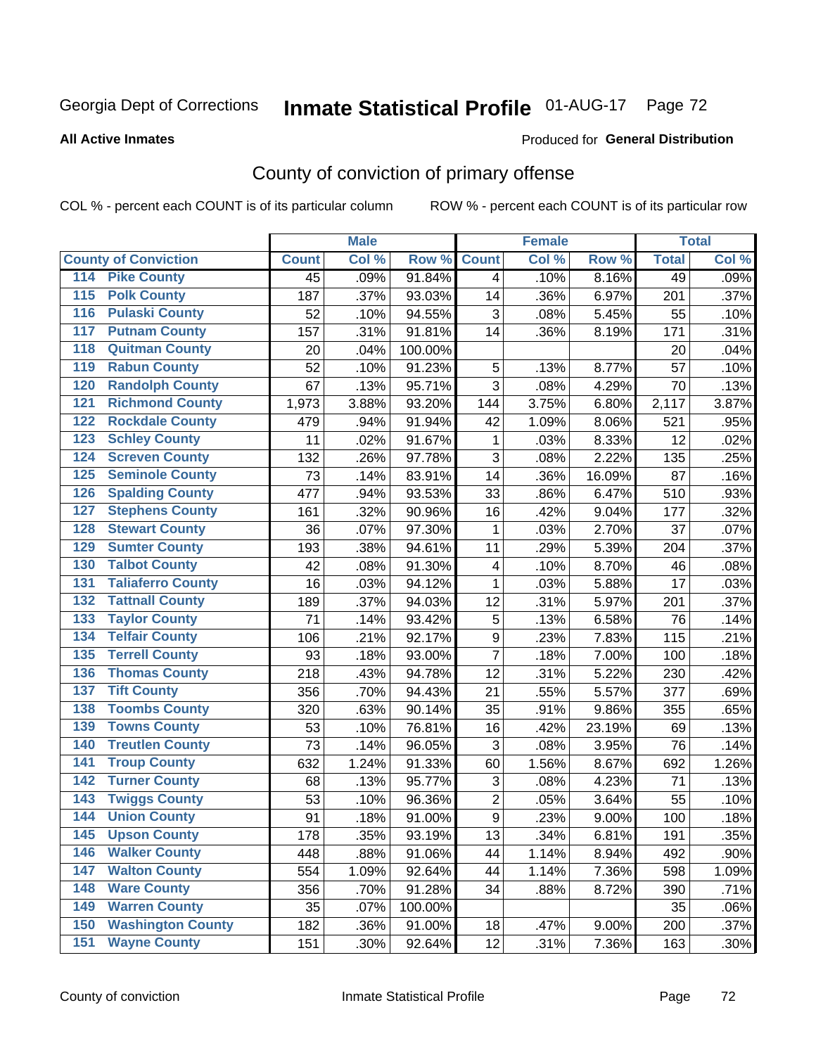Georgia Dept of Corrections **Inmate Statistical Profile** 01-AUG-17

**All Active Inmates**

Produced for **General Distribution**

## County of conviction of primary offense

COL % - percent each COUNT is of its particular column ROW % - percent each COUNT is of its particular row

| County of Conviction | Male | | | Female | | | Total | |
|---|---|---|---|---|---|---|---|---|
| | Count | Col % | Row % | Count | Col % | Row % | Total | Col % |
| 114 Pike County | 45 | .09% | 91.84% | 4 | .10% | 8.16% | 49 | .09% |
| 115 Polk County | 187 | .37% | 93.03% | 14 | .36% | 6.97% | 201 | .37% |
| 116 Pulaski County | 52 | .10% | 94.55% | 3 | .08% | 5.45% | 55 | .10% |
| 117 Putnam County | 157 | .31% | 91.81% | 14 | .36% | 8.19% | 171 | .31% |
| 118 Quitman County | 20 | .04% | 100.00% | | | | 20 | .04% |
| 119 Rabun County | 52 | .10% | 91.23% | 5 | .13% | 8.77% | 57 | .10% |
| 120 Randolph County | 67 | .13% | 95.71% | 3 | .08% | 4.29% | 70 | .13% |
| 121 Richmond County | 1,973 | 3.88% | 93.20% | 144 | 3.75% | 6.80% | 2,117 | 3.87% |
| 122 Rockdale County | 479 | .94% | 91.94% | 42 | 1.09% | 8.06% | 521 | .95% |
| 123 Schley County | 11 | .02% | 91.67% | 1 | .03% | 8.33% | 12 | .02% |
| 124 Screven County | 132 | .26% | 97.78% | 3 | .08% | 2.22% | 135 | .25% |
| 125 Seminole County | 73 | .14% | 83.91% | 14 | .36% | 16.09% | 87 | .16% |
| 126 Spalding County | 477 | .94% | 93.53% | 33 | .86% | 6.47% | 510 | .93% |
| 127 Stephens County | 161 | .32% | 90.96% | 16 | .42% | 9.04% | 177 | .32% |
| 128 Stewart County | 36 | .07% | 97.30% | 1 | .03% | 2.70% | 37 | .07% |
| 129 Sumter County | 193 | .38% | 94.61% | 11 | .29% | 5.39% | 204 | .37% |
| 130 Talbot County | 42 | .08% | 91.30% | 4 | .10% | 8.70% | 46 | .08% |
| 131 Taliaferro County | 16 | .03% | 94.12% | 1 | .03% | 5.88% | 17 | .03% |
| 132 Tattnall County | 189 | .37% | 94.03% | 12 | .31% | 5.97% | 201 | .37% |
| 133 Taylor County | 71 | .14% | 93.42% | 5 | .13% | 6.58% | 76 | .14% |
| 134 Telfair County | 106 | .21% | 92.17% | 9 | .23% | 7.83% | 115 | .21% |
| 135 Terrell County | 93 | .18% | 93.00% | 7 | .18% | 7.00% | 100 | .18% |
| 136 Thomas County | 218 | .43% | 94.78% | 12 | .31% | 5.22% | 230 | .42% |
| 137 Tift County | 356 | .70% | 94.43% | 21 | .55% | 5.57% | 377 | .69% |
| 138 Toombs County | 320 | .63% | 90.14% | 35 | .91% | 9.86% | 355 | .65% |
| 139 Towns County | 53 | .10% | 76.81% | 16 | .42% | 23.19% | 69 | .13% |
| 140 Treutlen County | 73 | .14% | 96.05% | 3 | .08% | 3.95% | 76 | .14% |
| 141 Troup County | 632 | 1.24% | 91.33% | 60 | 1.56% | 8.67% | 692 | 1.26% |
| 142 Turner County | 68 | .13% | 95.77% | 3 | .08% | 4.23% | 71 | .13% |
| 143 Twiggs County | 53 | .10% | 96.36% | 2 | .05% | 3.64% | 55 | .10% |
| 144 Union County | 91 | .18% | 91.00% | 9 | .23% | 9.00% | 100 | .18% |
| 145 Upson County | 178 | .35% | 93.19% | 13 | .34% | 6.81% | 191 | .35% |
| 146 Walker County | 448 | .88% | 91.06% | 44 | 1.14% | 8.94% | 492 | .90% |
| 147 Walton County | 554 | 1.09% | 92.64% | 44 | 1.14% | 7.36% | 598 | 1.09% |
| 148 Ware County | 356 | .70% | 91.28% | 34 | .88% | 8.72% | 390 | .71% |
| 149 Warren County | 35 | .07% | 100.00% | | | | 35 | .06% |
| 150 Washington County | 182 | .36% | 91.00% | 18 | .47% | 9.00% | 200 | .37% |
| 151 Wayne County | 151 | .30% | 92.64% | 12 | .31% | 7.36% | 163 | .30% |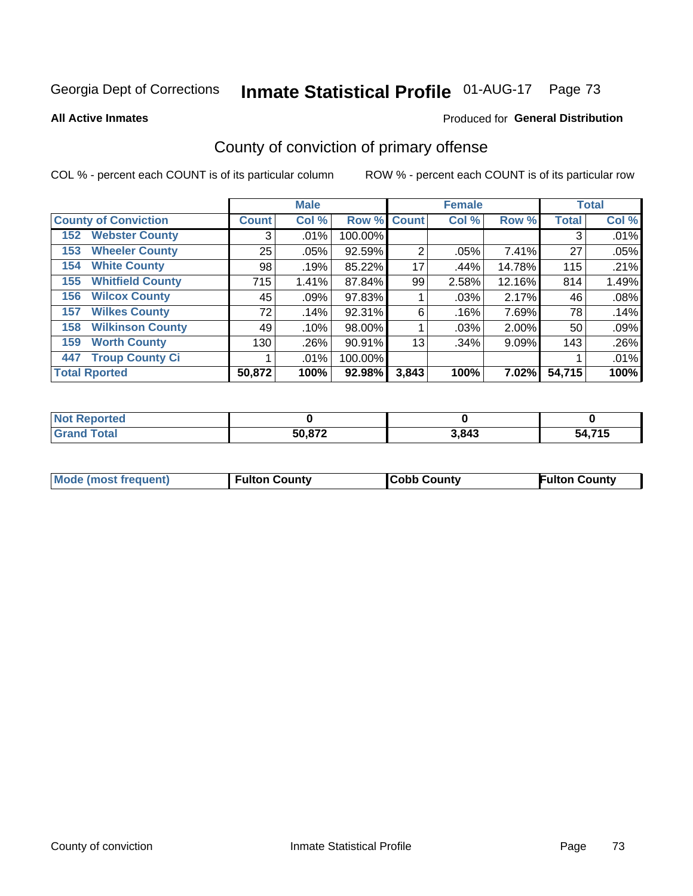Georgia Dept of Corrections **Inmate Statistical Profile** 01-AUG-17 Page 73

**All Active Inmates**

Produced for **General Distribution**

## County of conviction of primary offense

COL % - percent each COUNT is of its particular column

ROW % - percent each COUNT is of its particular row

| County of Conviction | Male | | | Female | | | Total | |
|---|---|---|---|---|---|---|---|---|
| | Count | Col % | Row % | Count | Col % | Row % | Total | Col % |
| 152 Webster County | 3 | .01% | 100.00% | | | | 3 | .01% |
| 153 Wheeler County | 25 | .05% | 92.59% | 2 | .05% | 7.41% | 27 | .05% |
| 154 White County | 98 | .19% | 85.22% | 17 | .44% | 14.78% | 115 | .21% |
| 155 Whitfield County | 715 | 1.41% | 87.84% | 99 | 2.58% | 12.16% | 814 | 1.49% |
| 156 Wilcox County | 45 | .09% | 97.83% | 1 | .03% | 2.17% | 46 | .08% |
| 157 Wilkes County | 72 | .14% | 92.31% | 6 | .16% | 7.69% | 78 | .14% |
| 158 Wilkinson County | 49 | .10% | 98.00% | 1 | .03% | 2.00% | 50 | .09% |
| 159 Worth County | 130 | .26% | 90.91% | 13 | .34% | 9.09% | 143 | .26% |
| 447 Troup County Ci | 1 | .01% | 100.00% | | | | 1 | .01% |
| **Total Rported** | **50,872** | **100%** | **92.98%** | **3,843** | **100%** | **7.02%** | **54,715** | **100%** |

| | Male | Female | Total |
|---|---|---|---|
| Not Reported | 0 | 0 | 0 |
| Grand Total | 50,872 | 3,843 | 54,715 |

| | Male | Female | Total |
|---|---|---|---|
| Mode (most frequent) | Fulton County | Cobb County | Fulton County |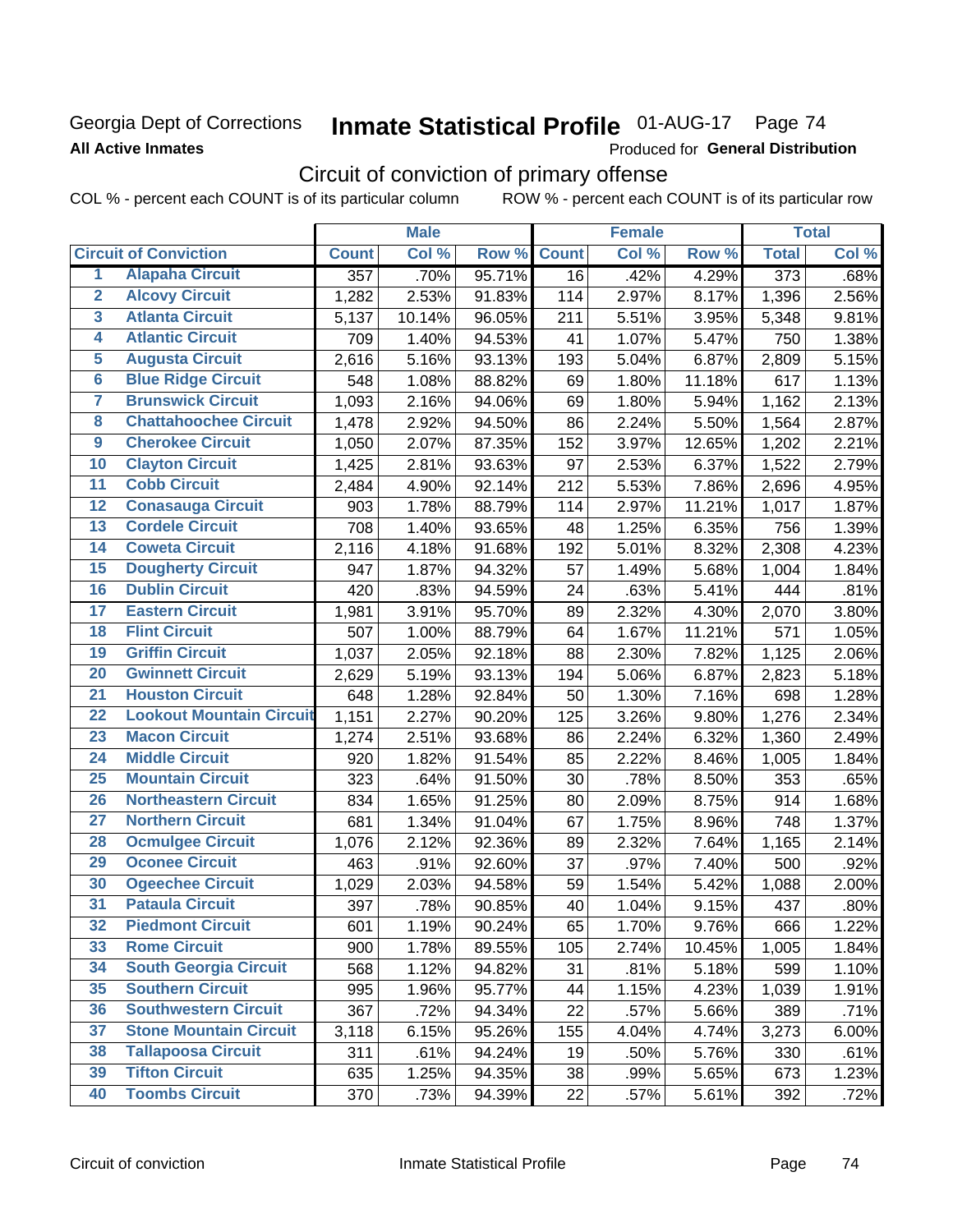Georgia Dept of Corrections **Inmate Statistical Profile** 01-AUG-17

**All Active Inmates** Produced for **General Distribution**

## Circuit of conviction of primary offense

COL % - percent each COUNT is of its particular column ROW % - percent each COUNT is of its particular row

| Circuit of Conviction | | Male | | | Female | | | Total | |
|---|---|---|---|---|---|---|---|---|---|
| | | Count | Col % | Row % | Count | Col % | Row % | Total | Col % |
| 1 | Alapaha Circuit | 357 | .70% | 95.71% | 16 | .42% | 4.29% | 373 | .68% |
| 2 | Alcovy Circuit | 1,282 | 2.53% | 91.83% | 114 | 2.97% | 8.17% | 1,396 | 2.56% |
| 3 | Atlanta Circuit | 5,137 | 10.14% | 96.05% | 211 | 5.51% | 3.95% | 5,348 | 9.81% |
| 4 | Atlantic Circuit | 709 | 1.40% | 94.53% | 41 | 1.07% | 5.47% | 750 | 1.38% |
| 5 | Augusta Circuit | 2,616 | 5.16% | 93.13% | 193 | 5.04% | 6.87% | 2,809 | 5.15% |
| 6 | Blue Ridge Circuit | 548 | 1.08% | 88.82% | 69 | 1.80% | 11.18% | 617 | 1.13% |
| 7 | Brunswick Circuit | 1,093 | 2.16% | 94.06% | 69 | 1.80% | 5.94% | 1,162 | 2.13% |
| 8 | Chattahoochee Circuit | 1,478 | 2.92% | 94.50% | 86 | 2.24% | 5.50% | 1,564 | 2.87% |
| 9 | Cherokee Circuit | 1,050 | 2.07% | 87.35% | 152 | 3.97% | 12.65% | 1,202 | 2.21% |
| 10 | Clayton Circuit | 1,425 | 2.81% | 93.63% | 97 | 2.53% | 6.37% | 1,522 | 2.79% |
| 11 | Cobb Circuit | 2,484 | 4.90% | 92.14% | 212 | 5.53% | 7.86% | 2,696 | 4.95% |
| 12 | Conasauga Circuit | 903 | 1.78% | 88.79% | 114 | 2.97% | 11.21% | 1,017 | 1.87% |
| 13 | Cordele Circuit | 708 | 1.40% | 93.65% | 48 | 1.25% | 6.35% | 756 | 1.39% |
| 14 | Coweta Circuit | 2,116 | 4.18% | 91.68% | 192 | 5.01% | 8.32% | 2,308 | 4.23% |
| 15 | Dougherty Circuit | 947 | 1.87% | 94.32% | 57 | 1.49% | 5.68% | 1,004 | 1.84% |
| 16 | Dublin Circuit | 420 | .83% | 94.59% | 24 | .63% | 5.41% | 444 | .81% |
| 17 | Eastern Circuit | 1,981 | 3.91% | 95.70% | 89 | 2.32% | 4.30% | 2,070 | 3.80% |
| 18 | Flint Circuit | 507 | 1.00% | 88.79% | 64 | 1.67% | 11.21% | 571 | 1.05% |
| 19 | Griffin Circuit | 1,037 | 2.05% | 92.18% | 88 | 2.30% | 7.82% | 1,125 | 2.06% |
| 20 | Gwinnett Circuit | 2,629 | 5.19% | 93.13% | 194 | 5.06% | 6.87% | 2,823 | 5.18% |
| 21 | Houston Circuit | 648 | 1.28% | 92.84% | 50 | 1.30% | 7.16% | 698 | 1.28% |
| 22 | Lookout Mountain Circuit | 1,151 | 2.27% | 90.20% | 125 | 3.26% | 9.80% | 1,276 | 2.34% |
| 23 | Macon Circuit | 1,274 | 2.51% | 93.68% | 86 | 2.24% | 6.32% | 1,360 | 2.49% |
| 24 | Middle Circuit | 920 | 1.82% | 91.54% | 85 | 2.22% | 8.46% | 1,005 | 1.84% |
| 25 | Mountain Circuit | 323 | .64% | 91.50% | 30 | .78% | 8.50% | 353 | .65% |
| 26 | Northeastern Circuit | 834 | 1.65% | 91.25% | 80 | 2.09% | 8.75% | 914 | 1.68% |
| 27 | Northern Circuit | 681 | 1.34% | 91.04% | 67 | 1.75% | 8.96% | 748 | 1.37% |
| 28 | Ocmulgee Circuit | 1,076 | 2.12% | 92.36% | 89 | 2.32% | 7.64% | 1,165 | 2.14% |
| 29 | Oconee Circuit | 463 | .91% | 92.60% | 37 | .97% | 7.40% | 500 | .92% |
| 30 | Ogeechee Circuit | 1,029 | 2.03% | 94.58% | 59 | 1.54% | 5.42% | 1,088 | 2.00% |
| 31 | Pataula Circuit | 397 | .78% | 90.85% | 40 | 1.04% | 9.15% | 437 | .80% |
| 32 | Piedmont Circuit | 601 | 1.19% | 90.24% | 65 | 1.70% | 9.76% | 666 | 1.22% |
| 33 | Rome Circuit | 900 | 1.78% | 89.55% | 105 | 2.74% | 10.45% | 1,005 | 1.84% |
| 34 | South Georgia Circuit | 568 | 1.12% | 94.82% | 31 | .81% | 5.18% | 599 | 1.10% |
| 35 | Southern Circuit | 995 | 1.96% | 95.77% | 44 | 1.15% | 4.23% | 1,039 | 1.91% |
| 36 | Southwestern Circuit | 367 | .72% | 94.34% | 22 | .57% | 5.66% | 389 | .71% |
| 37 | Stone Mountain Circuit | 3,118 | 6.15% | 95.26% | 155 | 4.04% | 4.74% | 3,273 | 6.00% |
| 38 | Tallapoosa Circuit | 311 | .61% | 94.24% | 19 | .50% | 5.76% | 330 | .61% |
| 39 | Tifton Circuit | 635 | 1.25% | 94.35% | 38 | .99% | 5.65% | 673 | 1.23% |
| 40 | Toombs Circuit | 370 | .73% | 94.39% | 22 | .57% | 5.61% | 392 | .72% |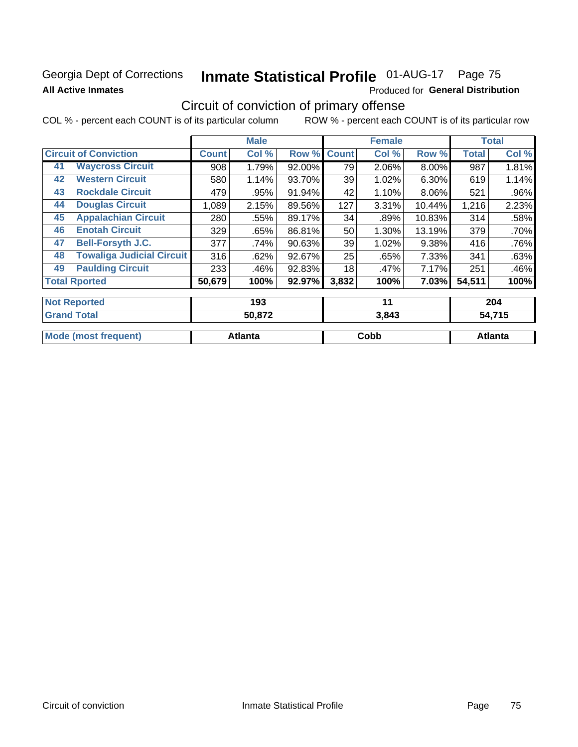Georgia Dept of Corrections **Inmate Statistical Profile** 01-AUG-17 Page 75

**All Active Inmates**

Produced for **General Distribution**

## Circuit of conviction of primary offense

COL % - percent each COUNT is of its particular column ROW % - percent each COUNT is of its particular row

| Circuit of Conviction | | Male | | | Female | | | Total | |
|---|---|---|---|---|---|---|---|---|---|
| | | Count | Col % | Row % | Count | Col % | Row % | Total | Col % |
| 41 | Waycross Circuit | 908 | 1.79% | 92.00% | 79 | 2.06% | 8.00% | 987 | 1.81% |
| 42 | Western Circuit | 580 | 1.14% | 93.70% | 39 | 1.02% | 6.30% | 619 | 1.14% |
| 43 | Rockdale Circuit | 479 | .95% | 91.94% | 42 | 1.10% | 8.06% | 521 | .96% |
| 44 | Douglas Circuit | 1,089 | 2.15% | 89.56% | 127 | 3.31% | 10.44% | 1,216 | 2.23% |
| 45 | Appalachian Circuit | 280 | .55% | 89.17% | 34 | .89% | 10.83% | 314 | .58% |
| 46 | Enotah Circuit | 329 | .65% | 86.81% | 50 | 1.30% | 13.19% | 379 | .70% |
| 47 | Bell-Forsyth J.C. | 377 | .74% | 90.63% | 39 | 1.02% | 9.38% | 416 | .76% |
| 48 | Towaliga Judicial Circuit | 316 | .62% | 92.67% | 25 | .65% | 7.33% | 341 | .63% |
| 49 | Paulding Circuit | 233 | .46% | 92.83% | 18 | .47% | 7.17% | 251 | .46% |
| Total Rported | | 50,679 | 100% | 92.97% | 3,832 | 100% | 7.03% | 54,511 | 100% |

| | Male | Female | Total |
|---|---|---|---|
| Not Reported | 193 | 11 | 204 |
| Grand Total | 50,872 | 3,843 | 54,715 |
| Mode (most frequent) | Atlanta | Cobb | Atlanta |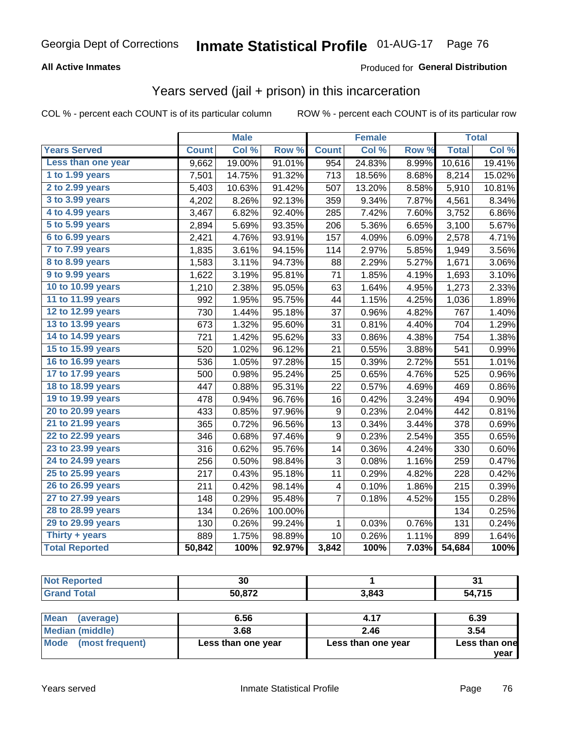Georgia Dept of Corrections **Inmate Statistical Profile** 01-AUG-17

**All Active Inmates**

Produced for **General Distribution**

## Years served (jail + prison) in this incarceration

COL % - percent each COUNT is of its particular column

ROW % - percent each COUNT is of its particular row

| | Male | | | Female | | | Total | |
|---|---|---|---|---|---|---|---|---|
| **Years Served** | **Count** | **Col %** | **Row %** | **Count** | **Col %** | **Row %** | **Total** | **Col %** |
| Less than one year | 9,662 | 19.00% | 91.01% | 954 | 24.83% | 8.99% | 10,616 | 19.41% |
| 1 to 1.99 years | 7,501 | 14.75% | 91.32% | 713 | 18.56% | 8.68% | 8,214 | 15.02% |
| 2 to 2.99 years | 5,403 | 10.63% | 91.42% | 507 | 13.20% | 8.58% | 5,910 | 10.81% |
| 3 to 3.99 years | 4,202 | 8.26% | 92.13% | 359 | 9.34% | 7.87% | 4,561 | 8.34% |
| 4 to 4.99 years | 3,467 | 6.82% | 92.40% | 285 | 7.42% | 7.60% | 3,752 | 6.86% |
| 5 to 5.99 years | 2,894 | 5.69% | 93.35% | 206 | 5.36% | 6.65% | 3,100 | 5.67% |
| 6 to 6.99 years | 2,421 | 4.76% | 93.91% | 157 | 4.09% | 6.09% | 2,578 | 4.71% |
| 7 to 7.99 years | 1,835 | 3.61% | 94.15% | 114 | 2.97% | 5.85% | 1,949 | 3.56% |
| 8 to 8.99 years | 1,583 | 3.11% | 94.73% | 88 | 2.29% | 5.27% | 1,671 | 3.06% |
| 9 to 9.99 years | 1,622 | 3.19% | 95.81% | 71 | 1.85% | 4.19% | 1,693 | 3.10% |
| 10 to 10.99 years | 1,210 | 2.38% | 95.05% | 63 | 1.64% | 4.95% | 1,273 | 2.33% |
| 11 to 11.99 years | 992 | 1.95% | 95.75% | 44 | 1.15% | 4.25% | 1,036 | 1.89% |
| 12 to 12.99 years | 730 | 1.44% | 95.18% | 37 | 0.96% | 4.82% | 767 | 1.40% |
| 13 to 13.99 years | 673 | 1.32% | 95.60% | 31 | 0.81% | 4.40% | 704 | 1.29% |
| 14 to 14.99 years | 721 | 1.42% | 95.62% | 33 | 0.86% | 4.38% | 754 | 1.38% |
| 15 to 15.99 years | 520 | 1.02% | 96.12% | 21 | 0.55% | 3.88% | 541 | 0.99% |
| 16 to 16.99 years | 536 | 1.05% | 97.28% | 15 | 0.39% | 2.72% | 551 | 1.01% |
| 17 to 17.99 years | 500 | 0.98% | 95.24% | 25 | 0.65% | 4.76% | 525 | 0.96% |
| 18 to 18.99 years | 447 | 0.88% | 95.31% | 22 | 0.57% | 4.69% | 469 | 0.86% |
| 19 to 19.99 years | 478 | 0.94% | 96.76% | 16 | 0.42% | 3.24% | 494 | 0.90% |
| 20 to 20.99 years | 433 | 0.85% | 97.96% | 9 | 0.23% | 2.04% | 442 | 0.81% |
| 21 to 21.99 years | 365 | 0.72% | 96.56% | 13 | 0.34% | 3.44% | 378 | 0.69% |
| 22 to 22.99 years | 346 | 0.68% | 97.46% | 9 | 0.23% | 2.54% | 355 | 0.65% |
| 23 to 23.99 years | 316 | 0.62% | 95.76% | 14 | 0.36% | 4.24% | 330 | 0.60% |
| 24 to 24.99 years | 256 | 0.50% | 98.84% | 3 | 0.08% | 1.16% | 259 | 0.47% |
| 25 to 25.99 years | 217 | 0.43% | 95.18% | 11 | 0.29% | 4.82% | 228 | 0.42% |
| 26 to 26.99 years | 211 | 0.42% | 98.14% | 4 | 0.10% | 1.86% | 215 | 0.39% |
| 27 to 27.99 years | 148 | 0.29% | 95.48% | 7 | 0.18% | 4.52% | 155 | 0.28% |
| 28 to 28.99 years | 134 | 0.26% | 100.00% | | | | 134 | 0.25% |
| 29 to 29.99 years | 130 | 0.26% | 99.24% | 1 | 0.03% | 0.76% | 131 | 0.24% |
| Thirty + years | 889 | 1.75% | 98.89% | 10 | 0.26% | 1.11% | 899 | 1.64% |
| **Total Reported** | **50,842** | **100%** | **92.97%** | **3,842** | **100%** | **7.03%** | **54,684** | **100%** |

| | Male | Female | Total |
|---|---|---|---|
| Not Reported | 30 | 1 | 31 |
| Grand Total | 50,872 | 3,843 | 54,715 |

| | Male | Female | Total |
|---|---|---|---|
| Mean (average) | 6.56 | 4.17 | 6.39 |
| Median (middle) | 3.68 | 2.46 | 3.54 |
| Mode (most frequent) | Less than one year | Less than one year | Less than one year |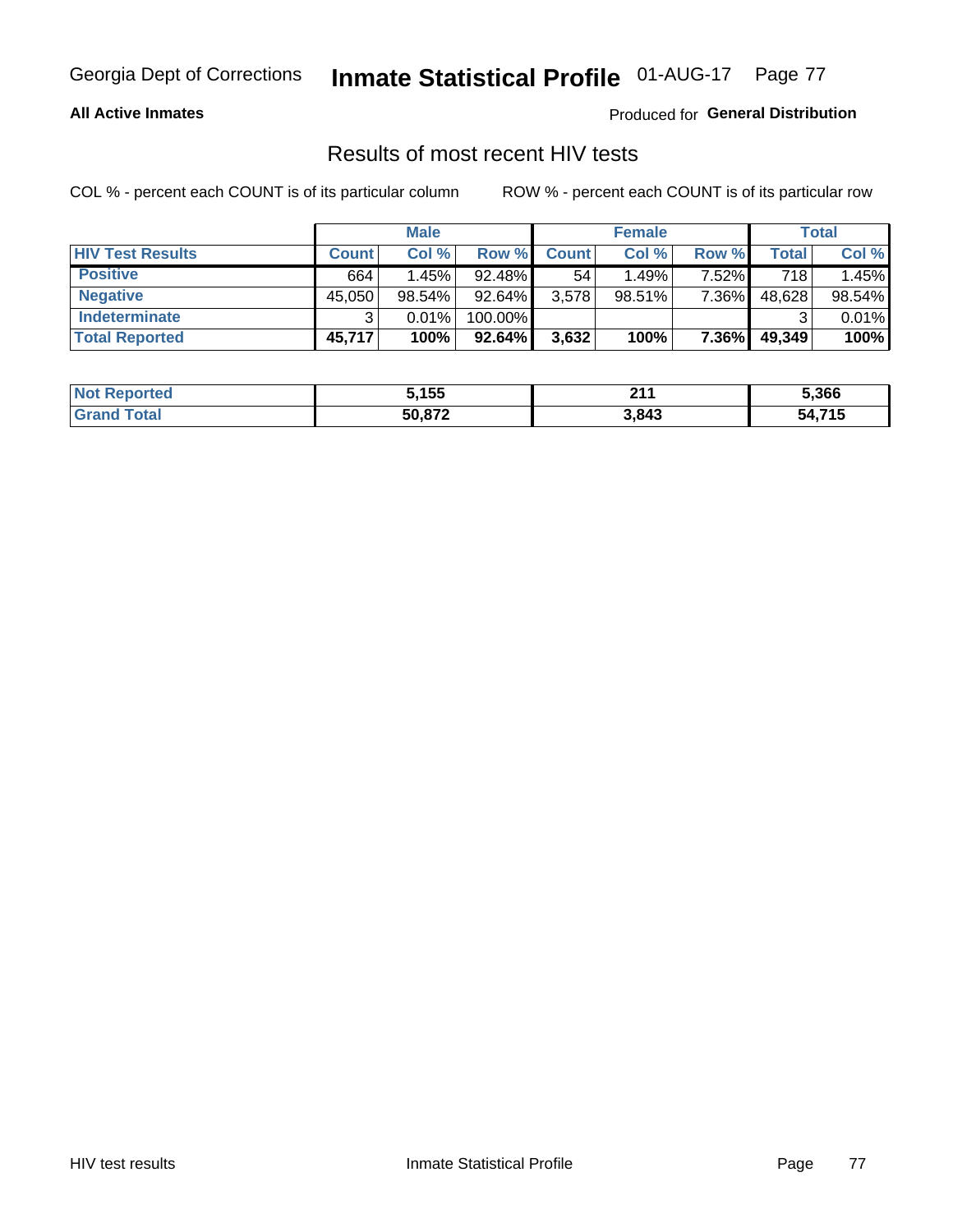# Georgia Dept of Corrections — Inmate Statistical Profile — 01-AUG-17

**All Active Inmates** — Produced for **General Distribution**

## Results of most recent HIV tests

COL % - percent each COUNT is of its particular column    ROW % - percent each COUNT is of its particular row

| | Male | | | Female | | | Total | |
|---|---|---|---|---|---|---|---|---|
| **HIV Test Results** | **Count** | **Col %** | **Row %** | **Count** | **Col %** | **Row %** | **Total** | **Col %** |
| **Positive** | 664 | 1.45% | 92.48% | 54 | 1.49% | 7.52% | 718 | 1.45% |
| **Negative** | 45,050 | 98.54% | 92.64% | 3,578 | 98.51% | 7.36% | 48,628 | 98.54% |
| **Indeterminate** | 3 | 0.01% | 100.00% | | | | 3 | 0.01% |
| **Total Reported** | **45,717** | **100%** | **92.64%** | **3,632** | **100%** | **7.36%** | **49,349** | **100%** |

| | Male | Female | Total |
|---|---|---|---|
| **Not Reported** | **5,155** | **211** | **5,366** |
| **Grand Total** | **50,872** | **3,843** | **54,715** |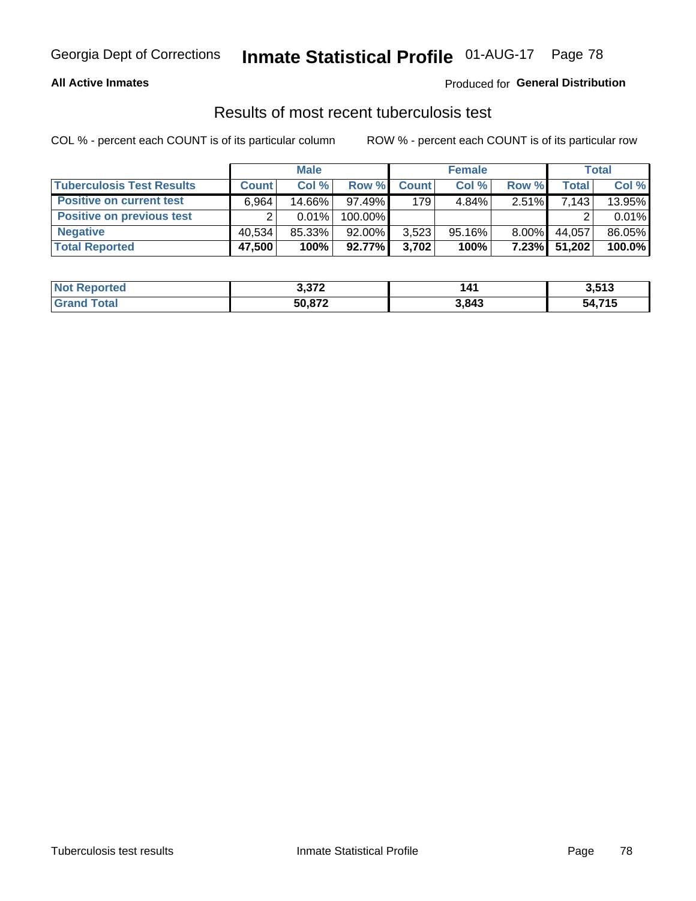# Results of most recent tuberculosis test

COL % - percent each COUNT is of its particular column

ROW % - percent each COUNT is of its particular row

| | Male | | | Female | | | Total | |
|---|---|---|---|---|---|---|---|---|
| **Tuberculosis Test Results** | **Count** | **Col %** | **Row %** | **Count** | **Col %** | **Row %** | **Total** | **Col %** |
| **Positive on current test** | 6,964 | 14.66% | 97.49% | 179 | 4.84% | 2.51% | 7,143 | 13.95% |
| **Positive on previous test** | 2 | 0.01% | 100.00% | | | | 2 | 0.01% |
| **Negative** | 40,534 | 85.33% | 92.00% | 3,523 | 95.16% | 8.00% | 44,057 | 86.05% |
| **Total Reported** | **47,500** | **100%** | **92.77%** | **3,702** | **100%** | **7.23%** | **51,202** | **100.0%** |

| | Male | Female | Total |
|---|---|---|---|
| **Not Reported** | **3,372** | **141** | **3,513** |
| **Grand Total** | **50,872** | **3,843** | **54,715** |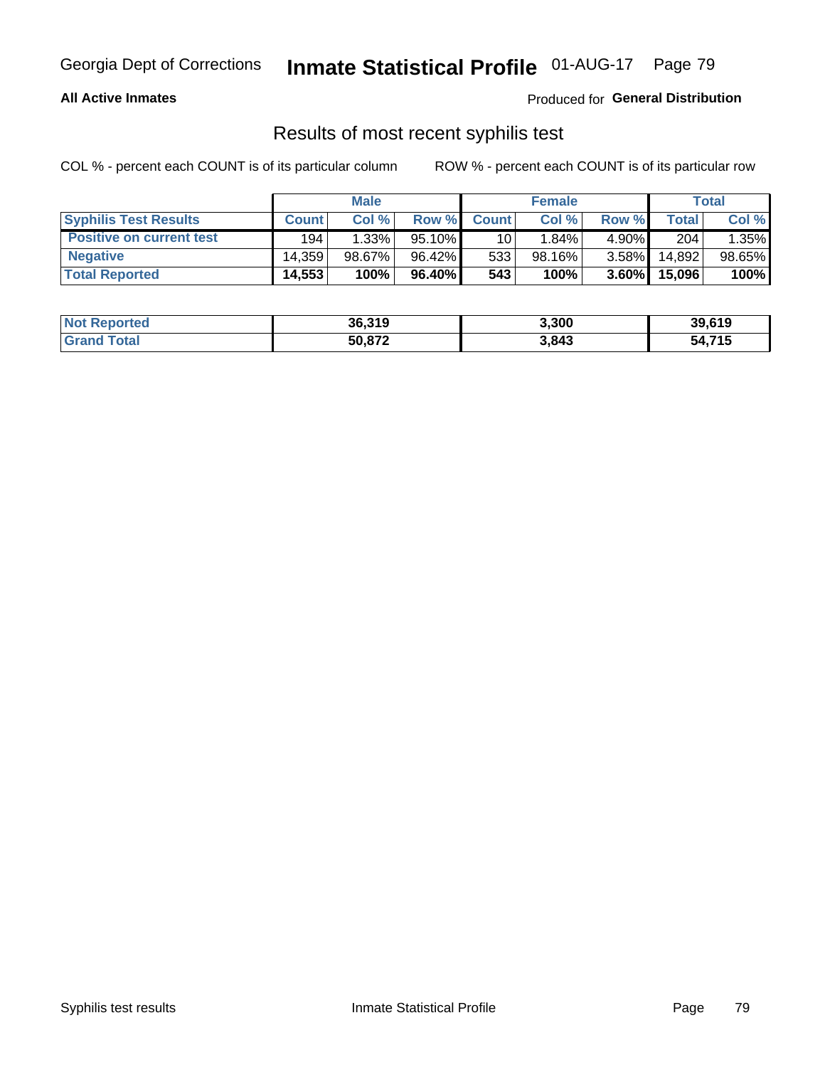Georgia Dept of Corrections **Inmate Statistical Profile** 01-AUG-17

**All Active Inmates**

Produced for **General Distribution**

## Results of most recent syphilis test

COL % - percent each COUNT is of its particular column ROW % - percent each COUNT is of its particular row

| | Male | | | Female | | | Total | |
|---|---|---|---|---|---|---|---|---|
| **Syphilis Test Results** | **Count** | **Col %** | **Row %** | **Count** | **Col %** | **Row %** | **Total** | **Col %** |
| **Positive on current test** | 194 | 1.33% | 95.10% | 10 | 1.84% | 4.90% | 204 | 1.35% |
| **Negative** | 14,359 | 98.67% | 96.42% | 533 | 98.16% | 3.58% | 14,892 | 98.65% |
| **Total Reported** | **14,553** | **100%** | **96.40%** | **543** | **100%** | **3.60%** | **15,096** | **100%** |

| | Male | Female | Total |
|---|---|---|---|
| **Not Reported** | **36,319** | **3,300** | **39,619** |
| **Grand Total** | **50,872** | **3,843** | **54,715** |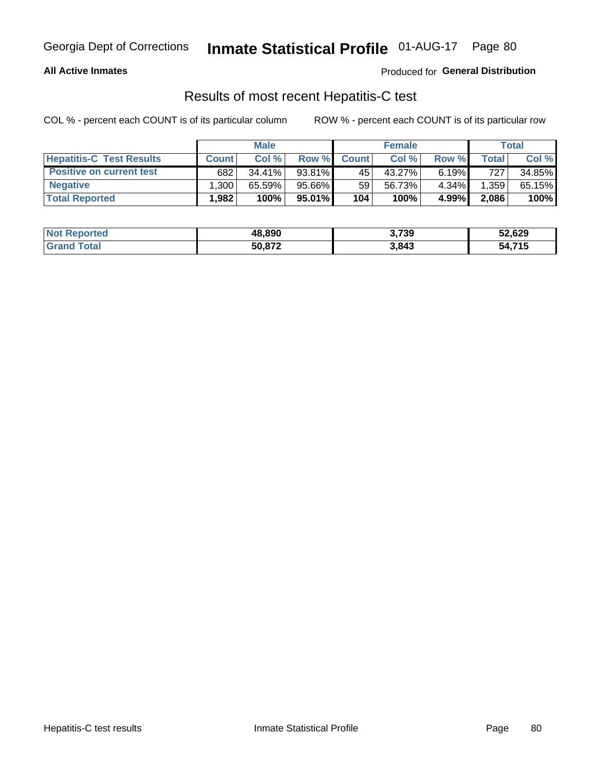Georgia Dept of Corrections **Inmate Statistical Profile** 01-AUG-17

**All Active Inmates**

Produced for **General Distribution**

## Results of most recent Hepatitis-C test

COL % - percent each COUNT is of its particular column

ROW % - percent each COUNT is of its particular row

| | Male | | | Female | | | Total | |
|---|---|---|---|---|---|---|---|---|
| **Hepatitis-C Test Results** | **Count** | **Col %** | **Row %** | **Count** | **Col %** | **Row %** | **Total** | **Col %** |
| **Positive on current test** | 682 | 34.41% | 93.81% | 45 | 43.27% | 6.19% | 727 | 34.85% |
| **Negative** | 1,300 | 65.59% | 95.66% | 59 | 56.73% | 4.34% | 1,359 | 65.15% |
| **Total Reported** | **1,982** | **100%** | **95.01%** | **104** | **100%** | **4.99%** | **2,086** | **100%** |

| | Male | Female | Total |
|---|---|---|---|
| **Not Reported** | **48,890** | **3,739** | **52,629** |
| **Grand Total** | **50,872** | **3,843** | **54,715** |

Hepatitis-C test results